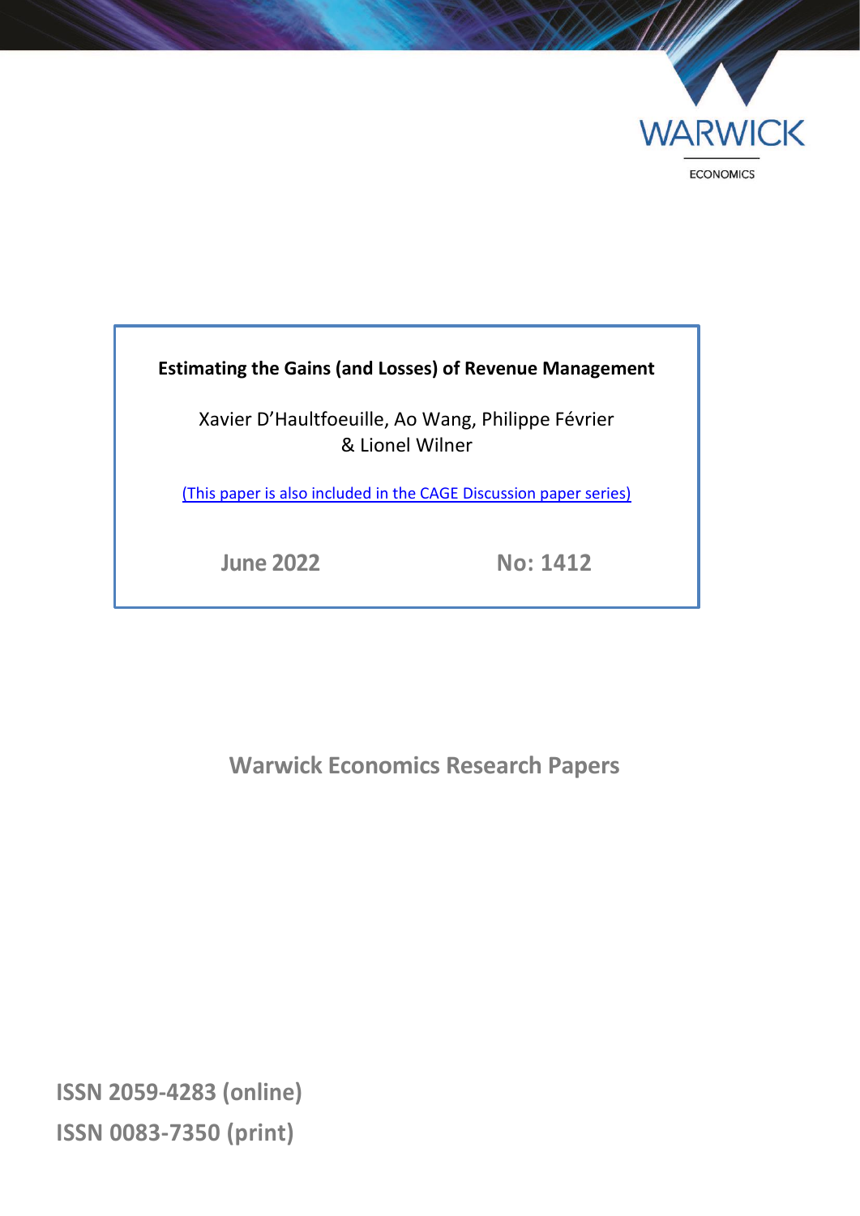WARWICK

ECONOMICS

**Estimating the Gains (and Losses) of Revenue Management**

Xavier D'Haultfoeuille, Ao Wang, Philippe Février & Lionel Wilner

(This paper is also included in the CAGE Discussion paper series)

June 2022 No: 1412

Warwick Economics Research Papers

ISSN 2059-4283 (online)

ISSN 0083-7350 (print)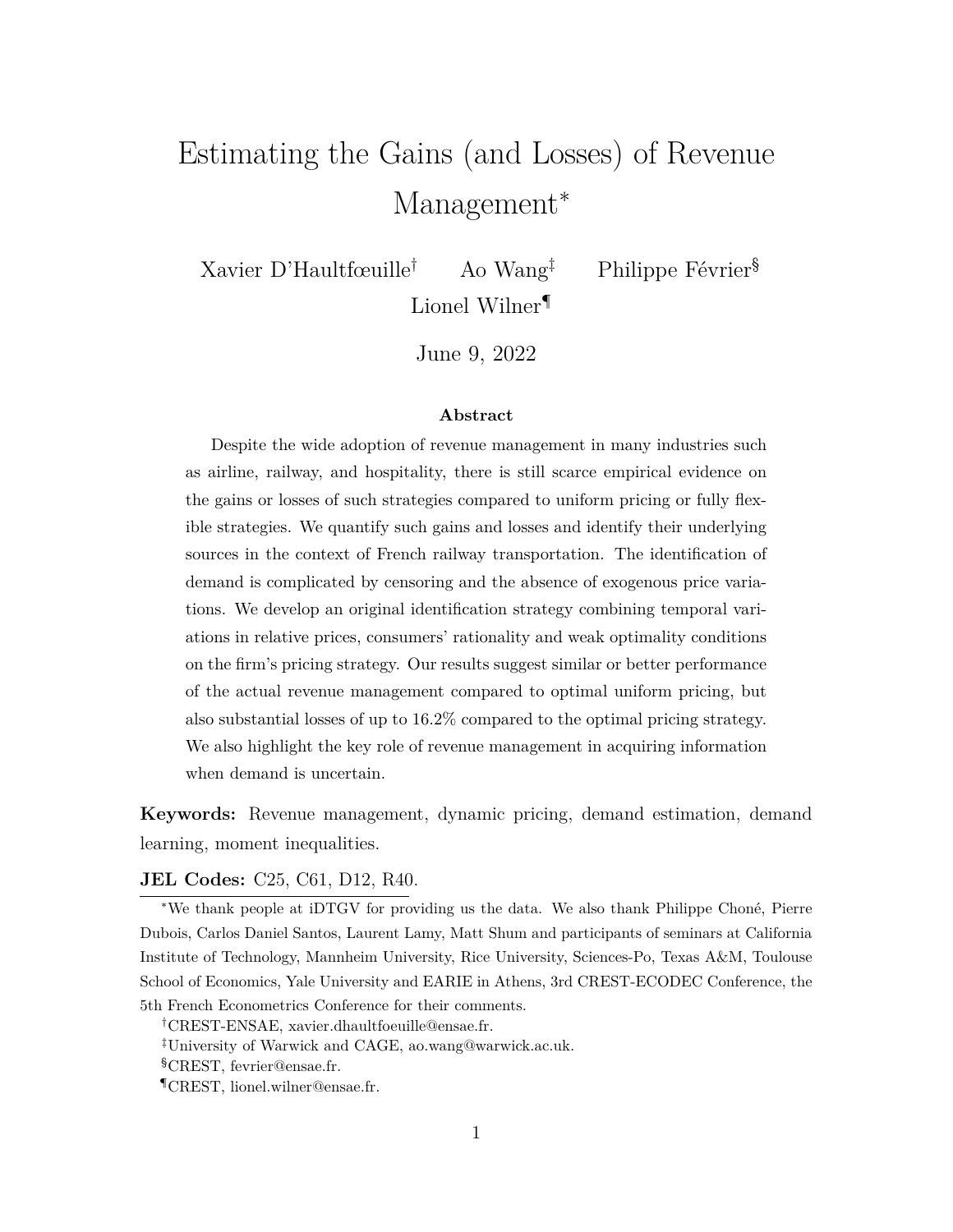# Estimating the Gains (and Losses) of Revenue Management*

Xavier D'Haultfœuille[†] Ao Wang[‡] Philippe Février[§]
Lionel Wilner[¶]

June 9, 2022

**Abstract**

Despite the wide adoption of revenue management in many industries such as airline, railway, and hospitality, there is still scarce empirical evidence on the gains or losses of such strategies compared to uniform pricing or fully flexible strategies. We quantify such gains and losses and identify their underlying sources in the context of French railway transportation. The identification of demand is complicated by censoring and the absence of exogenous price variations. We develop an original identification strategy combining temporal variations in relative prices, consumers' rationality and weak optimality conditions on the firm's pricing strategy. Our results suggest similar or better performance of the actual revenue management compared to optimal uniform pricing, but also substantial losses of up to 16.2% compared to the optimal pricing strategy. We also highlight the key role of revenue management in acquiring information when demand is uncertain.

**Keywords:** Revenue management, dynamic pricing, demand estimation, demand learning, moment inequalities.

**JEL Codes:** C25, C61, D12, R40.

*We thank people at iDTGV for providing us the data. We also thank Philippe Choné, Pierre Dubois, Carlos Daniel Santos, Laurent Lamy, Matt Shum and participants of seminars at California Institute of Technology, Mannheim University, Rice University, Sciences-Po, Texas A&M, Toulouse School of Economics, Yale University and EARIE in Athens, 3rd CREST-ECODEC Conference, the 5th French Econometrics Conference for their comments.

[†]CREST-ENSAE, xavier.dhaultfoeuille@ensae.fr.

[‡]University of Warwick and CAGE, ao.wang@warwick.ac.uk.

[§]CREST, fevrier@ensae.fr.

[¶]CREST, lionel.wilner@ensae.fr.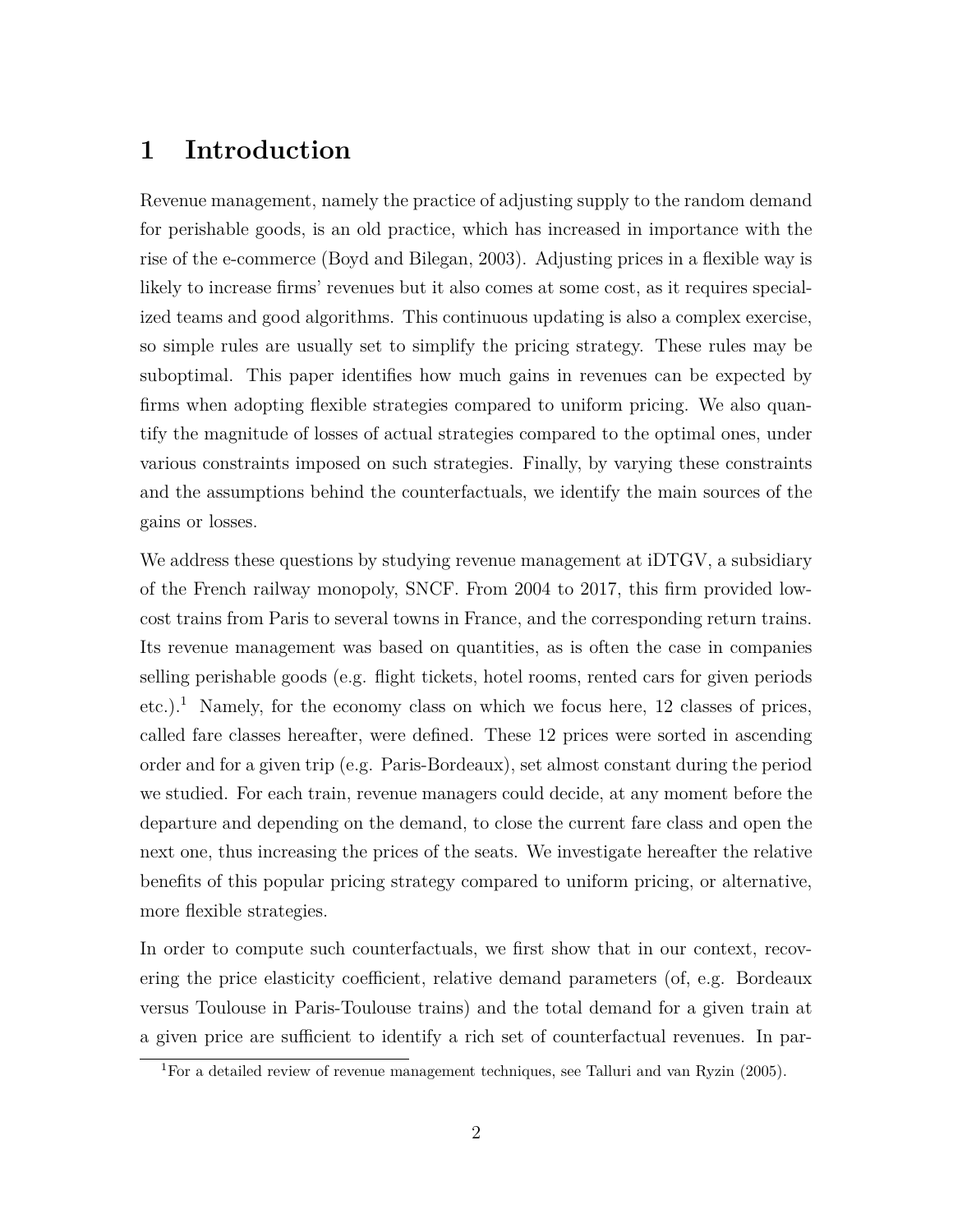# 1 Introduction

Revenue management, namely the practice of adjusting supply to the random demand for perishable goods, is an old practice, which has increased in importance with the rise of the e-commerce (Boyd and Bilegan, 2003). Adjusting prices in a flexible way is likely to increase firms' revenues but it also comes at some cost, as it requires specialized teams and good algorithms. This continuous updating is also a complex exercise, so simple rules are usually set to simplify the pricing strategy. These rules may be suboptimal. This paper identifies how much gains in revenues can be expected by firms when adopting flexible strategies compared to uniform pricing. We also quantify the magnitude of losses of actual strategies compared to the optimal ones, under various constraints imposed on such strategies. Finally, by varying these constraints and the assumptions behind the counterfactuals, we identify the main sources of the gains or losses.

We address these questions by studying revenue management at iDTGV, a subsidiary of the French railway monopoly, SNCF. From 2004 to 2017, this firm provided low-cost trains from Paris to several towns in France, and the corresponding return trains. Its revenue management was based on quantities, as is often the case in companies selling perishable goods (e.g. flight tickets, hotel rooms, rented cars for given periods etc.).[1] Namely, for the economy class on which we focus here, 12 classes of prices, called fare classes hereafter, were defined. These 12 prices were sorted in ascending order and for a given trip (e.g. Paris-Bordeaux), set almost constant during the period we studied. For each train, revenue managers could decide, at any moment before the departure and depending on the demand, to close the current fare class and open the next one, thus increasing the prices of the seats. We investigate hereafter the relative benefits of this popular pricing strategy compared to uniform pricing, or alternative, more flexible strategies.

In order to compute such counterfactuals, we first show that in our context, recovering the price elasticity coefficient, relative demand parameters (of, e.g. Bordeaux versus Toulouse in Paris-Toulouse trains) and the total demand for a given train at a given price are sufficient to identify a rich set of counterfactual revenues. In par-

[1] For a detailed review of revenue management techniques, see Talluri and van Ryzin (2005).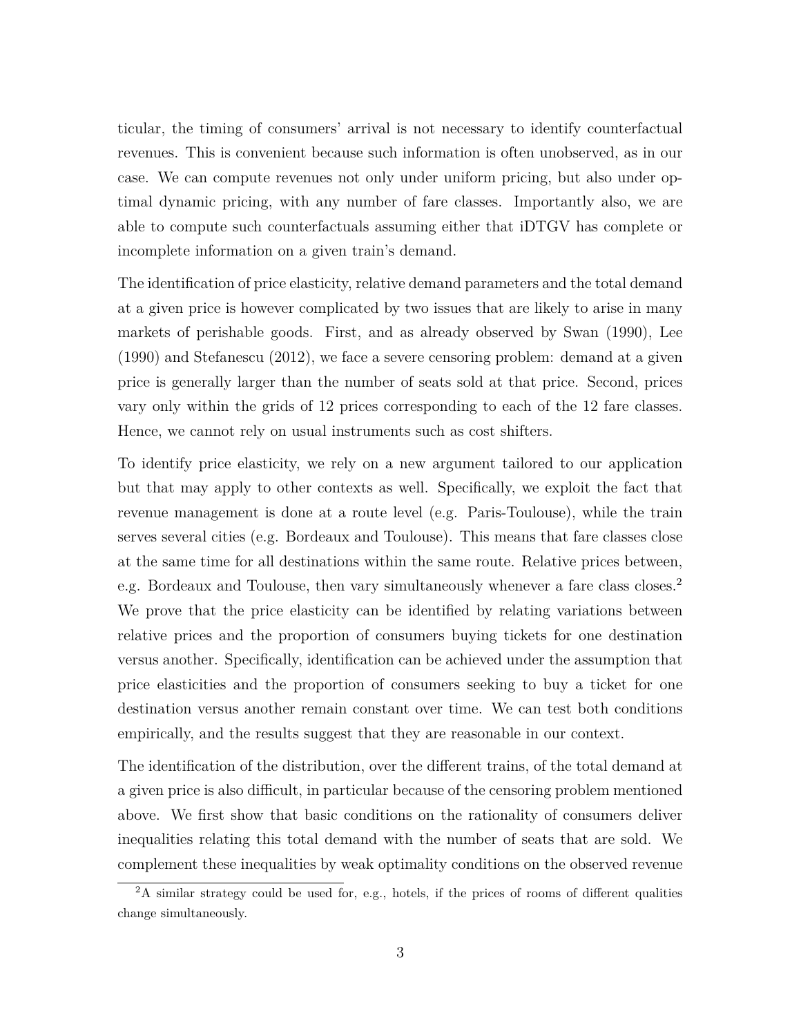ticular, the timing of consumers' arrival is not necessary to identify counterfactual revenues. This is convenient because such information is often unobserved, as in our case. We can compute revenues not only under uniform pricing, but also under optimal dynamic pricing, with any number of fare classes. Importantly also, we are able to compute such counterfactuals assuming either that iDTGV has complete or incomplete information on a given train's demand.

The identification of price elasticity, relative demand parameters and the total demand at a given price is however complicated by two issues that are likely to arise in many markets of perishable goods. First, and as already observed by Swan (1990), Lee (1990) and Stefanescu (2012), we face a severe censoring problem: demand at a given price is generally larger than the number of seats sold at that price. Second, prices vary only within the grids of 12 prices corresponding to each of the 12 fare classes. Hence, we cannot rely on usual instruments such as cost shifters.

To identify price elasticity, we rely on a new argument tailored to our application but that may apply to other contexts as well. Specifically, we exploit the fact that revenue management is done at a route level (e.g. Paris-Toulouse), while the train serves several cities (e.g. Bordeaux and Toulouse). This means that fare classes close at the same time for all destinations within the same route. Relative prices between, e.g. Bordeaux and Toulouse, then vary simultaneously whenever a fare class closes.[2] We prove that the price elasticity can be identified by relating variations between relative prices and the proportion of consumers buying tickets for one destination versus another. Specifically, identification can be achieved under the assumption that price elasticities and the proportion of consumers seeking to buy a ticket for one destination versus another remain constant over time. We can test both conditions empirically, and the results suggest that they are reasonable in our context.

The identification of the distribution, over the different trains, of the total demand at a given price is also difficult, in particular because of the censoring problem mentioned above. We first show that basic conditions on the rationality of consumers deliver inequalities relating this total demand with the number of seats that are sold. We complement these inequalities by weak optimality conditions on the observed revenue

[2] A similar strategy could be used for, e.g., hotels, if the prices of rooms of different qualities change simultaneously.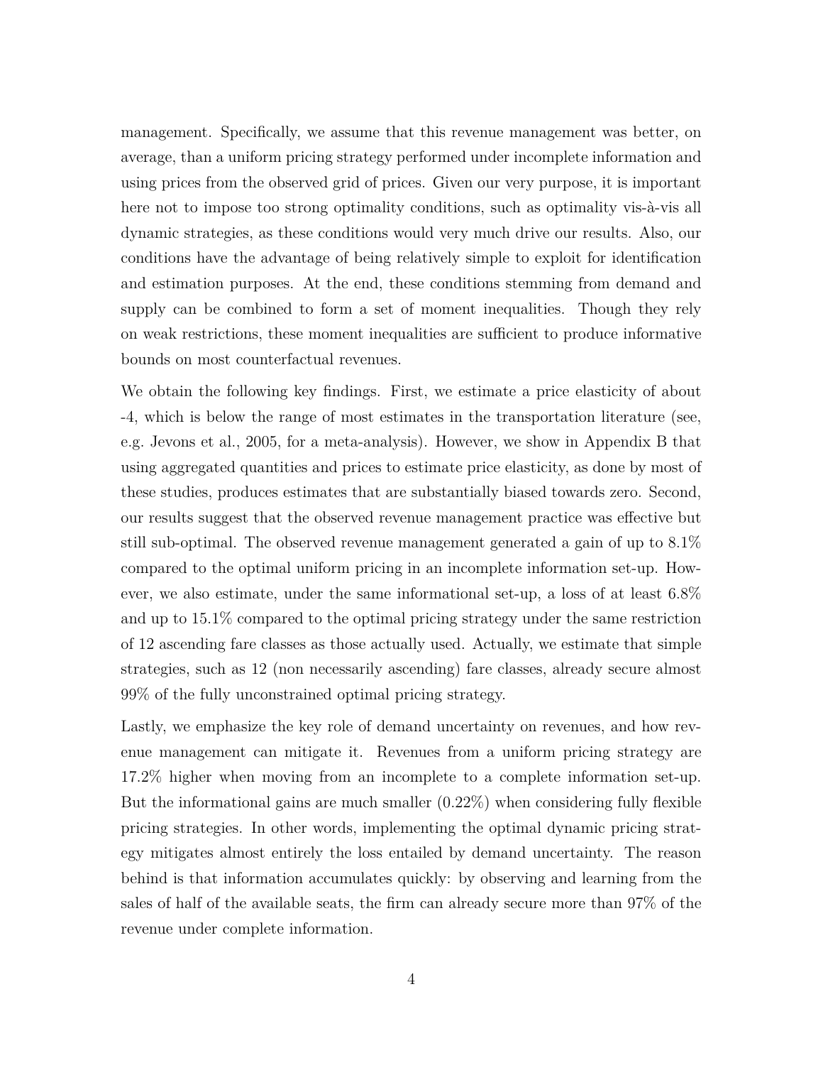management. Specifically, we assume that this revenue management was better, on average, than a uniform pricing strategy performed under incomplete information and using prices from the observed grid of prices. Given our very purpose, it is important here not to impose too strong optimality conditions, such as optimality vis-à-vis all dynamic strategies, as these conditions would very much drive our results. Also, our conditions have the advantage of being relatively simple to exploit for identification and estimation purposes. At the end, these conditions stemming from demand and supply can be combined to form a set of moment inequalities. Though they rely on weak restrictions, these moment inequalities are sufficient to produce informative bounds on most counterfactual revenues.

We obtain the following key findings. First, we estimate a price elasticity of about -4, which is below the range of most estimates in the transportation literature (see, e.g. Jevons et al., 2005, for a meta-analysis). However, we show in Appendix B that using aggregated quantities and prices to estimate price elasticity, as done by most of these studies, produces estimates that are substantially biased towards zero. Second, our results suggest that the observed revenue management practice was effective but still sub-optimal. The observed revenue management generated a gain of up to 8.1% compared to the optimal uniform pricing in an incomplete information set-up. However, we also estimate, under the same informational set-up, a loss of at least 6.8% and up to 15.1% compared to the optimal pricing strategy under the same restriction of 12 ascending fare classes as those actually used. Actually, we estimate that simple strategies, such as 12 (non necessarily ascending) fare classes, already secure almost 99% of the fully unconstrained optimal pricing strategy.

Lastly, we emphasize the key role of demand uncertainty on revenues, and how revenue management can mitigate it. Revenues from a uniform pricing strategy are 17.2% higher when moving from an incomplete to a complete information set-up. But the informational gains are much smaller (0.22%) when considering fully flexible pricing strategies. In other words, implementing the optimal dynamic pricing strategy mitigates almost entirely the loss entailed by demand uncertainty. The reason behind is that information accumulates quickly: by observing and learning from the sales of half of the available seats, the firm can already secure more than 97% of the revenue under complete information.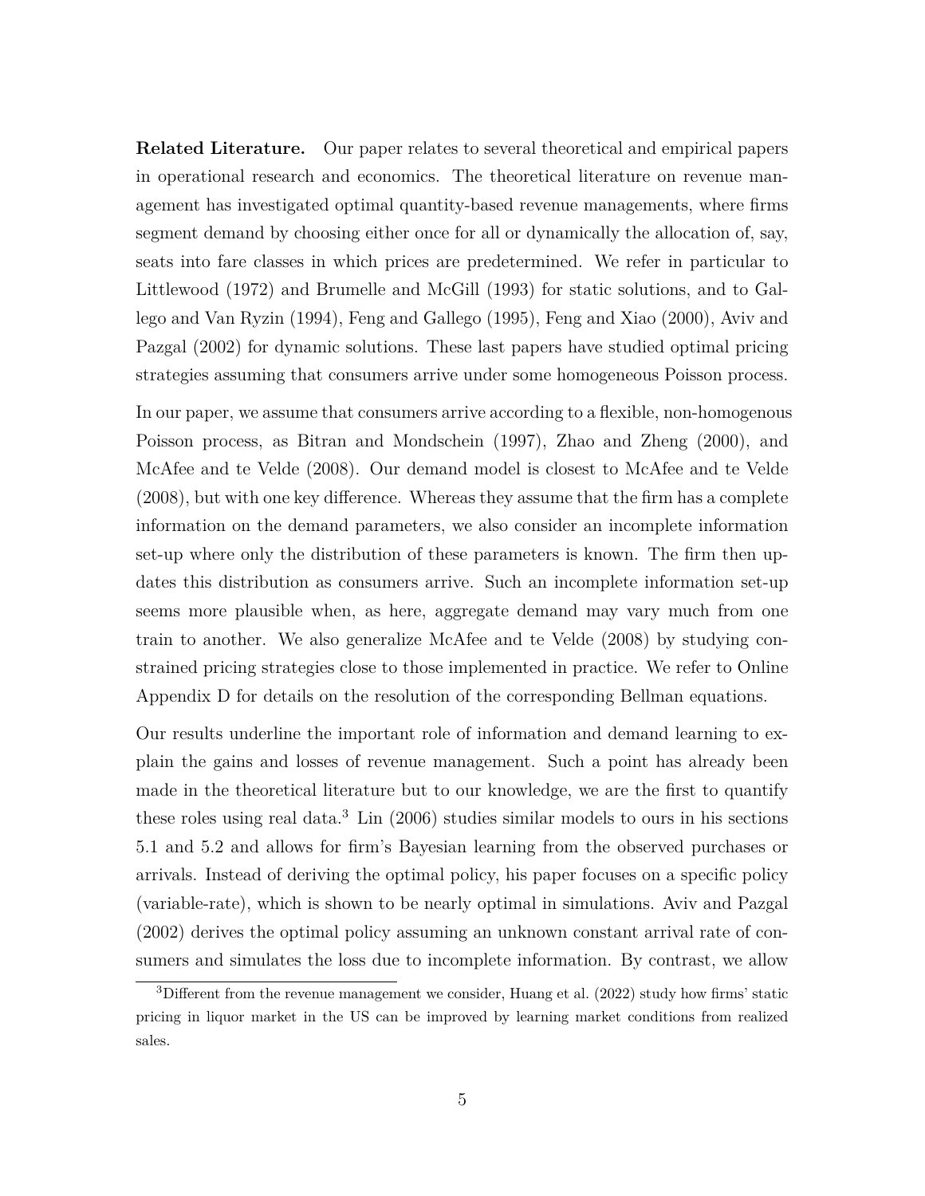**Related Literature.** Our paper relates to several theoretical and empirical papers in operational research and economics. The theoretical literature on revenue management has investigated optimal quantity-based revenue managements, where firms segment demand by choosing either once for all or dynamically the allocation of, say, seats into fare classes in which prices are predetermined. We refer in particular to Littlewood (1972) and Brumelle and McGill (1993) for static solutions, and to Gallego and Van Ryzin (1994), Feng and Gallego (1995), Feng and Xiao (2000), Aviv and Pazgal (2002) for dynamic solutions. These last papers have studied optimal pricing strategies assuming that consumers arrive under some homogeneous Poisson process.

In our paper, we assume that consumers arrive according to a flexible, non-homogenous Poisson process, as Bitran and Mondschein (1997), Zhao and Zheng (2000), and McAfee and te Velde (2008). Our demand model is closest to McAfee and te Velde (2008), but with one key difference. Whereas they assume that the firm has a complete information on the demand parameters, we also consider an incomplete information set-up where only the distribution of these parameters is known. The firm then updates this distribution as consumers arrive. Such an incomplete information set-up seems more plausible when, as here, aggregate demand may vary much from one train to another. We also generalize McAfee and te Velde (2008) by studying constrained pricing strategies close to those implemented in practice. We refer to Online Appendix D for details on the resolution of the corresponding Bellman equations.

Our results underline the important role of information and demand learning to explain the gains and losses of revenue management. Such a point has already been made in the theoretical literature but to our knowledge, we are the first to quantify these roles using real data.[3] Lin (2006) studies similar models to ours in his sections 5.1 and 5.2 and allows for firm's Bayesian learning from the observed purchases or arrivals. Instead of deriving the optimal policy, his paper focuses on a specific policy (variable-rate), which is shown to be nearly optimal in simulations. Aviv and Pazgal (2002) derives the optimal policy assuming an unknown constant arrival rate of consumers and simulates the loss due to incomplete information. By contrast, we allow

[3] Different from the revenue management we consider, Huang et al. (2022) study how firms' static pricing in liquor market in the US can be improved by learning market conditions from realized sales.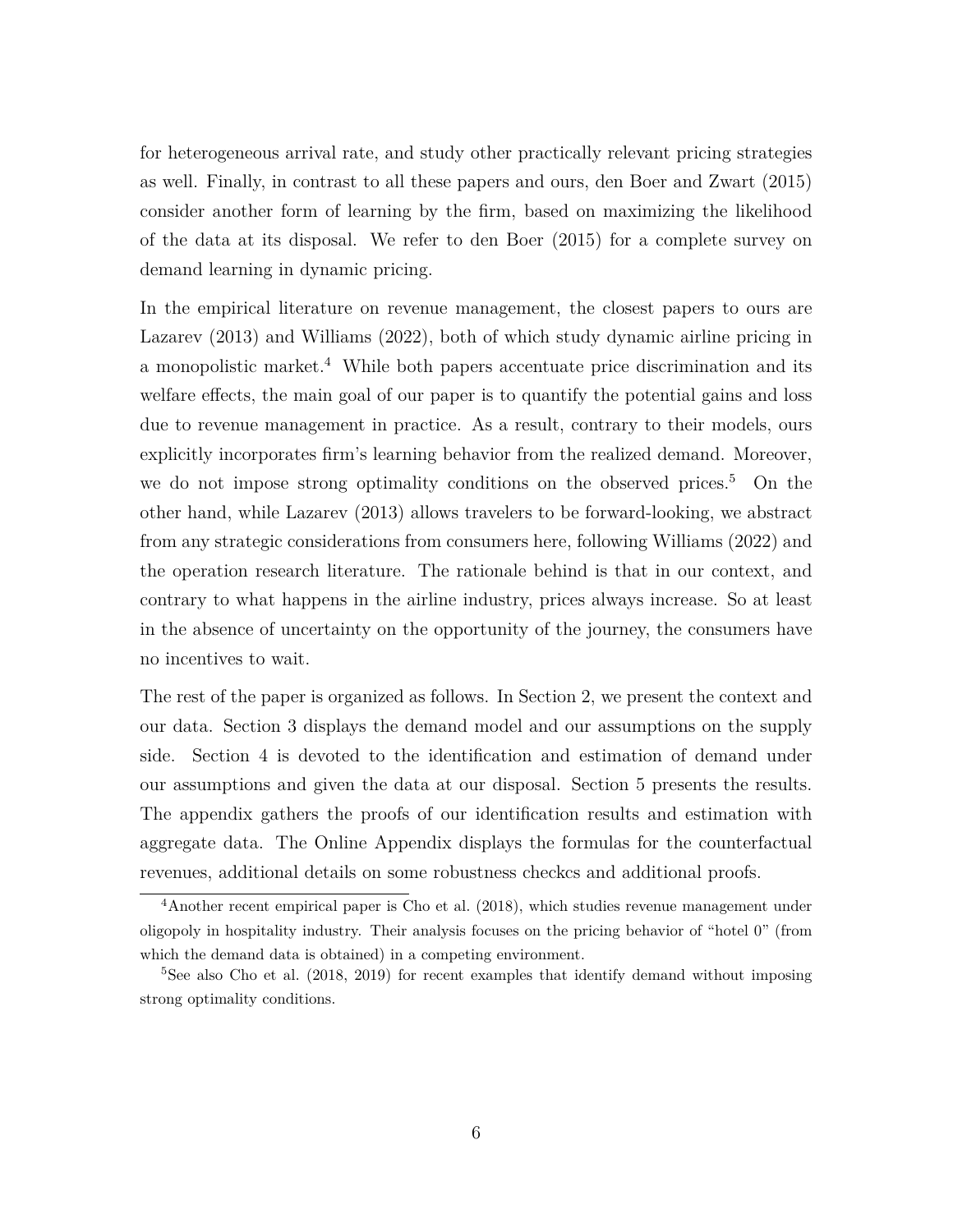for heterogeneous arrival rate, and study other practically relevant pricing strategies as well. Finally, in contrast to all these papers and ours, den Boer and Zwart (2015) consider another form of learning by the firm, based on maximizing the likelihood of the data at its disposal. We refer to den Boer (2015) for a complete survey on demand learning in dynamic pricing.

In the empirical literature on revenue management, the closest papers to ours are Lazarev (2013) and Williams (2022), both of which study dynamic airline pricing in a monopolistic market.[4] While both papers accentuate price discrimination and its welfare effects, the main goal of our paper is to quantify the potential gains and loss due to revenue management in practice. As a result, contrary to their models, ours explicitly incorporates firm's learning behavior from the realized demand. Moreover, we do not impose strong optimality conditions on the observed prices.[5] On the other hand, while Lazarev (2013) allows travelers to be forward-looking, we abstract from any strategic considerations from consumers here, following Williams (2022) and the operation research literature. The rationale behind is that in our context, and contrary to what happens in the airline industry, prices always increase. So at least in the absence of uncertainty on the opportunity of the journey, the consumers have no incentives to wait.

The rest of the paper is organized as follows. In Section 2, we present the context and our data. Section 3 displays the demand model and our assumptions on the supply side. Section 4 is devoted to the identification and estimation of demand under our assumptions and given the data at our disposal. Section 5 presents the results. The appendix gathers the proofs of our identification results and estimation with aggregate data. The Online Appendix displays the formulas for the counterfactual revenues, additional details on some robustness checkcs and additional proofs.

[4] Another recent empirical paper is Cho et al. (2018), which studies revenue management under oligopoly in hospitality industry. Their analysis focuses on the pricing behavior of "hotel 0" (from which the demand data is obtained) in a competing environment.

[5] See also Cho et al. (2018, 2019) for recent examples that identify demand without imposing strong optimality conditions.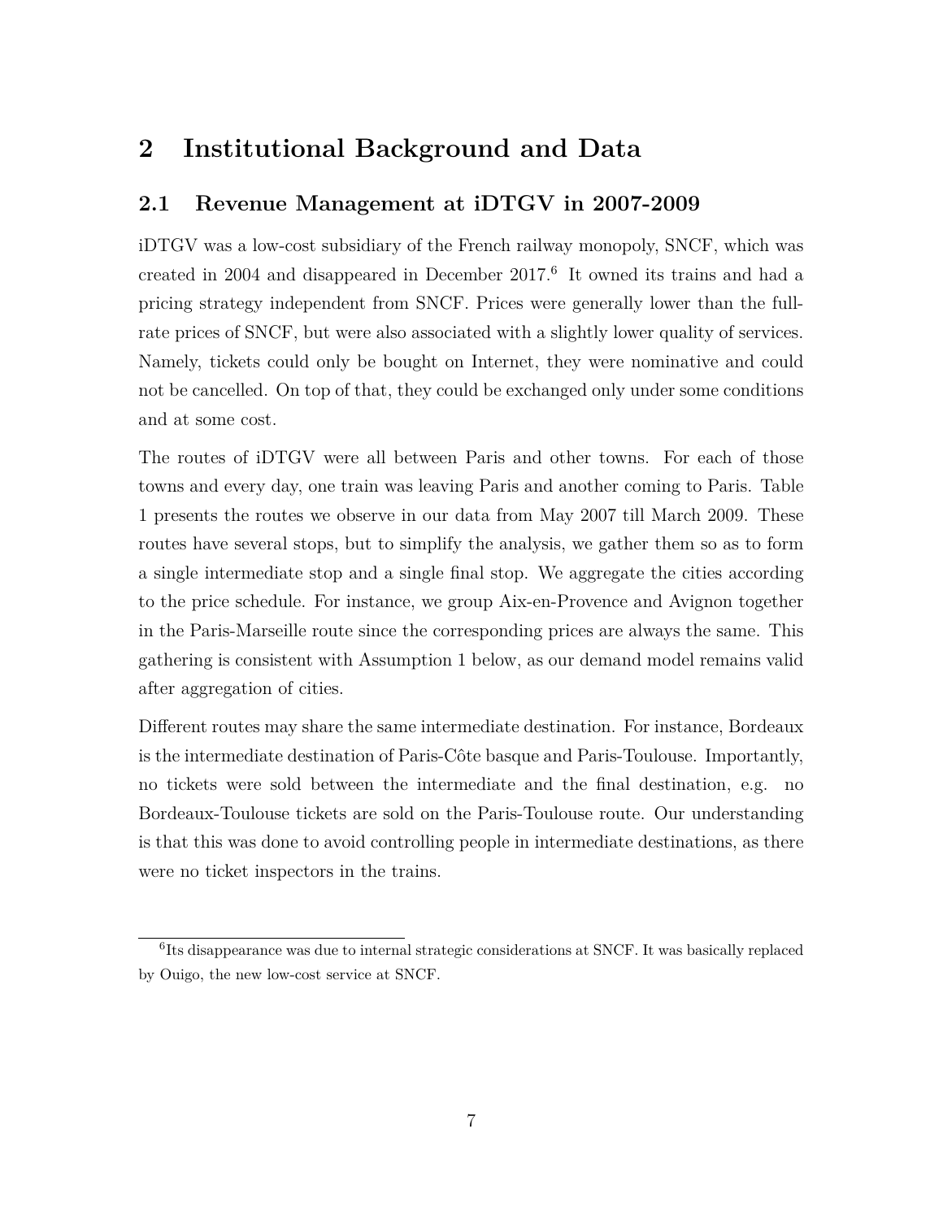# 2 Institutional Background and Data

## 2.1 Revenue Management at iDTGV in 2007-2009

iDTGV was a low-cost subsidiary of the French railway monopoly, SNCF, which was created in 2004 and disappeared in December 2017.[6] It owned its trains and had a pricing strategy independent from SNCF. Prices were generally lower than the full-rate prices of SNCF, but were also associated with a slightly lower quality of services. Namely, tickets could only be bought on Internet, they were nominative and could not be cancelled. On top of that, they could be exchanged only under some conditions and at some cost.

The routes of iDTGV were all between Paris and other towns. For each of those towns and every day, one train was leaving Paris and another coming to Paris. Table 1 presents the routes we observe in our data from May 2007 till March 2009. These routes have several stops, but to simplify the analysis, we gather them so as to form a single intermediate stop and a single final stop. We aggregate the cities according to the price schedule. For instance, we group Aix-en-Provence and Avignon together in the Paris-Marseille route since the corresponding prices are always the same. This gathering is consistent with Assumption 1 below, as our demand model remains valid after aggregation of cities.

Different routes may share the same intermediate destination. For instance, Bordeaux is the intermediate destination of Paris-Côte basque and Paris-Toulouse. Importantly, no tickets were sold between the intermediate and the final destination, e.g. no Bordeaux-Toulouse tickets are sold on the Paris-Toulouse route. Our understanding is that this was done to avoid controlling people in intermediate destinations, as there were no ticket inspectors in the trains.

[6] Its disappearance was due to internal strategic considerations at SNCF. It was basically replaced by Ouigo, the new low-cost service at SNCF.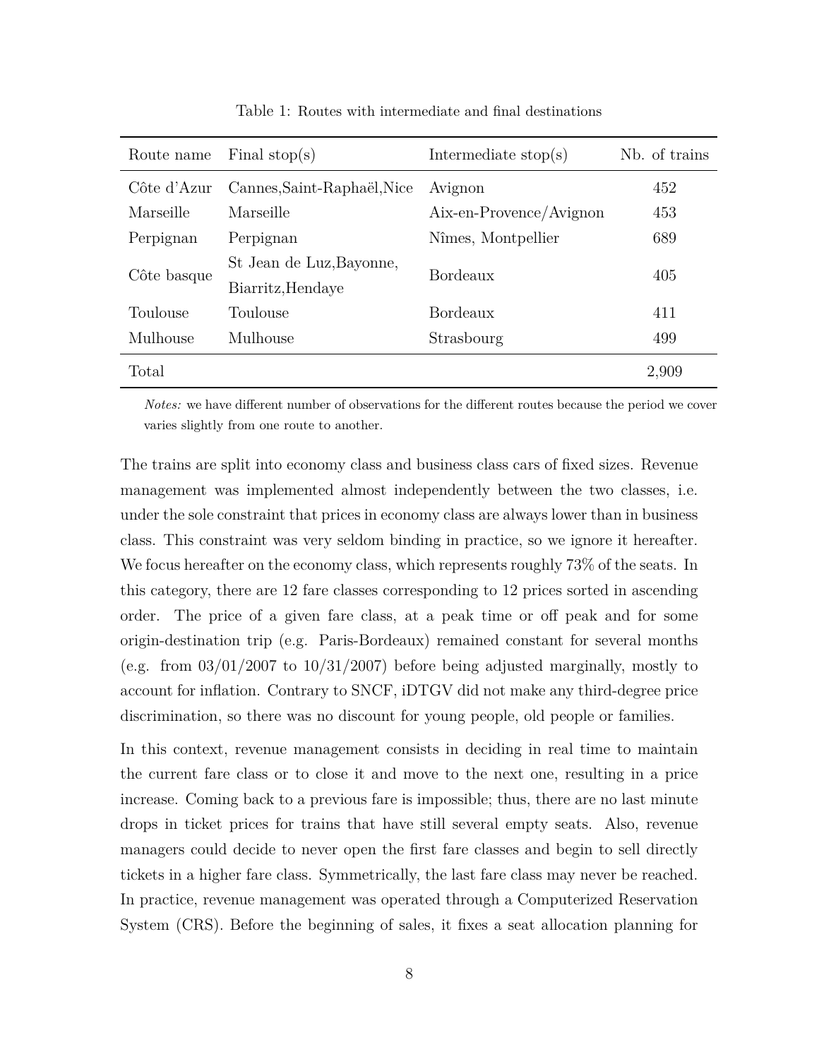Table 1: Routes with intermediate and final destinations

| Route name | Final stop(s) | Intermediate stop(s) | Nb. of trains |
|---|---|---|---|
| Côte d'Azur | Cannes,Saint-Raphaël,Nice | Avignon | 452 |
| Marseille | Marseille | Aix-en-Provence/Avignon | 453 |
| Perpignan | Perpignan | Nîmes, Montpellier | 689 |
| Côte basque | St Jean de Luz,Bayonne, Biarritz,Hendaye | Bordeaux | 405 |
| Toulouse | Toulouse | Bordeaux | 411 |
| Mulhouse | Mulhouse | Strasbourg | 499 |
| Total | | | 2,909 |

*Notes:* we have different number of observations for the different routes because the period we cover varies slightly from one route to another.

The trains are split into economy class and business class cars of fixed sizes. Revenue management was implemented almost independently between the two classes, i.e. under the sole constraint that prices in economy class are always lower than in business class. This constraint was very seldom binding in practice, so we ignore it hereafter. We focus hereafter on the economy class, which represents roughly 73% of the seats. In this category, there are 12 fare classes corresponding to 12 prices sorted in ascending order. The price of a given fare class, at a peak time or off peak and for some origin-destination trip (e.g. Paris-Bordeaux) remained constant for several months (e.g. from 03/01/2007 to 10/31/2007) before being adjusted marginally, mostly to account for inflation. Contrary to SNCF, iDTGV did not make any third-degree price discrimination, so there was no discount for young people, old people or families.

In this context, revenue management consists in deciding in real time to maintain the current fare class or to close it and move to the next one, resulting in a price increase. Coming back to a previous fare is impossible; thus, there are no last minute drops in ticket prices for trains that have still several empty seats. Also, revenue managers could decide to never open the first fare classes and begin to sell directly tickets in a higher fare class. Symmetrically, the last fare class may never be reached. In practice, revenue management was operated through a Computerized Reservation System (CRS). Before the beginning of sales, it fixes a seat allocation planning for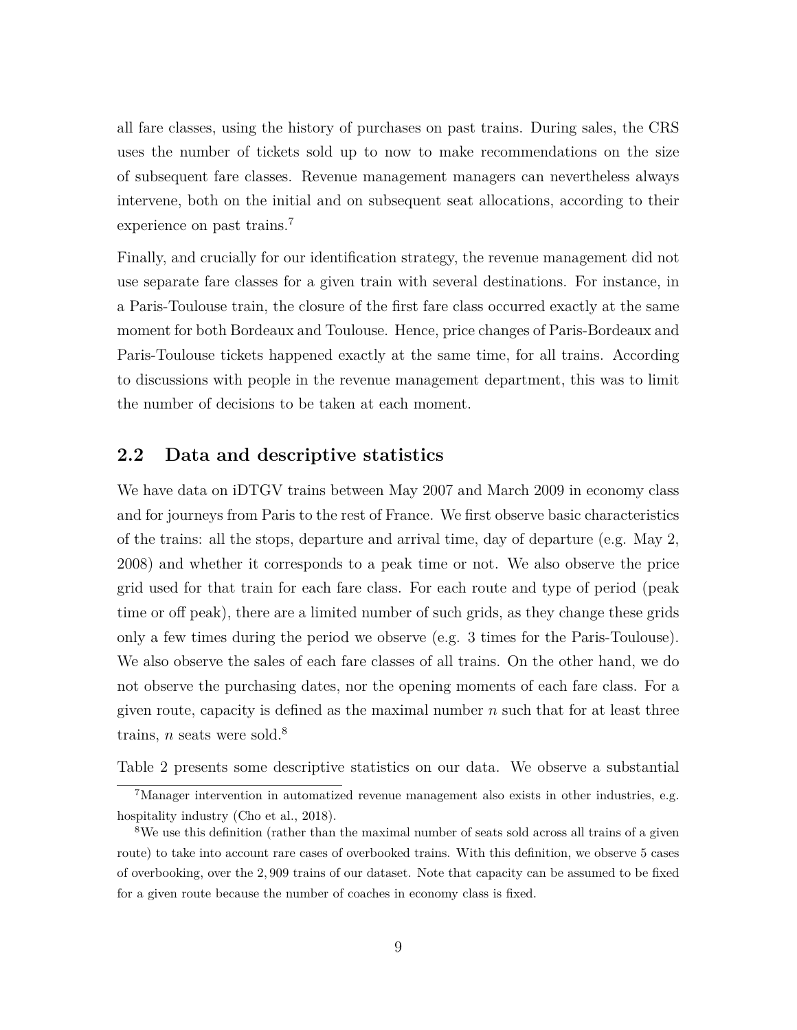all fare classes, using the history of purchases on past trains. During sales, the CRS uses the number of tickets sold up to now to make recommendations on the size of subsequent fare classes. Revenue management managers can nevertheless always intervene, both on the initial and on subsequent seat allocations, according to their experience on past trains.[7]

Finally, and crucially for our identification strategy, the revenue management did not use separate fare classes for a given train with several destinations. For instance, in a Paris-Toulouse train, the closure of the first fare class occurred exactly at the same moment for both Bordeaux and Toulouse. Hence, price changes of Paris-Bordeaux and Paris-Toulouse tickets happened exactly at the same time, for all trains. According to discussions with people in the revenue management department, this was to limit the number of decisions to be taken at each moment.

## 2.2 Data and descriptive statistics

We have data on iDTGV trains between May 2007 and March 2009 in economy class and for journeys from Paris to the rest of France. We first observe basic characteristics of the trains: all the stops, departure and arrival time, day of departure (e.g. May 2, 2008) and whether it corresponds to a peak time or not. We also observe the price grid used for that train for each fare class. For each route and type of period (peak time or off peak), there are a limited number of such grids, as they change these grids only a few times during the period we observe (e.g. 3 times for the Paris-Toulouse). We also observe the sales of each fare classes of all trains. On the other hand, we do not observe the purchasing dates, nor the opening moments of each fare class. For a given route, capacity is defined as the maximal number $n$ such that for at least three trains, $n$ seats were sold.[8]

Table 2 presents some descriptive statistics on our data. We observe a substantial

[7] Manager intervention in automatized revenue management also exists in other industries, e.g. hospitality industry (Cho et al., 2018).

[8] We use this definition (rather than the maximal number of seats sold across all trains of a given route) to take into account rare cases of overbooked trains. With this definition, we observe 5 cases of overbooking, over the 2,909 trains of our dataset. Note that capacity can be assumed to be fixed for a given route because the number of coaches in economy class is fixed.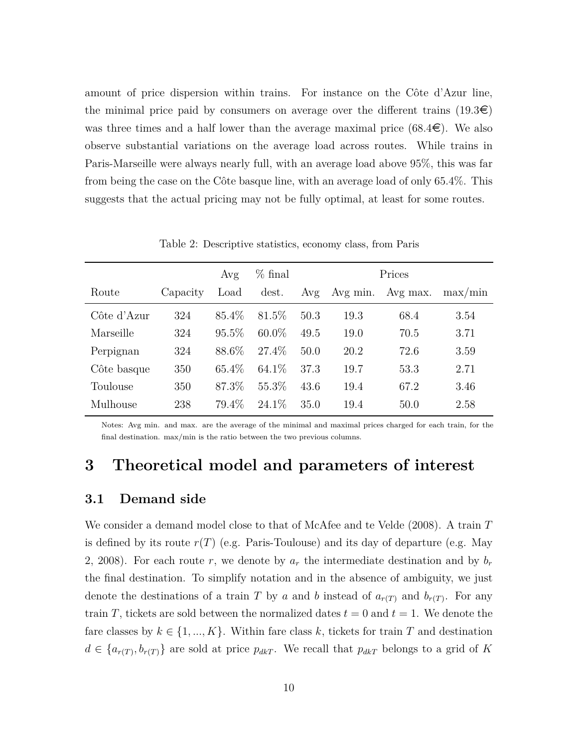amount of price dispersion within trains. For instance on the Côte d'Azur line, the minimal price paid by consumers on average over the different trains (19.3€) was three times and a half lower than the average maximal price (68.4€). We also observe substantial variations on the average load across routes. While trains in Paris-Marseille were always nearly full, with an average load above 95%, this was far from being the case on the Côte basque line, with an average load of only 65.4%. This suggests that the actual pricing may not be fully optimal, at least for some routes.

Table 2: Descriptive statistics, economy class, from Paris

| | | Avg | % final | Prices | | | |
|---|---|---|---|---|---|---|---|
| Route | Capacity | Load | dest. | Avg | Avg min. | Avg max. | max/min |
| Côte d'Azur | 324 | 85.4% | 81.5% | 50.3 | 19.3 | 68.4 | 3.54 |
| Marseille | 324 | 95.5% | 60.0% | 49.5 | 19.0 | 70.5 | 3.71 |
| Perpignan | 324 | 88.6% | 27.4% | 50.0 | 20.2 | 72.6 | 3.59 |
| Côte basque | 350 | 65.4% | 64.1% | 37.3 | 19.7 | 53.3 | 2.71 |
| Toulouse | 350 | 87.3% | 55.3% | 43.6 | 19.4 | 67.2 | 3.46 |
| Mulhouse | 238 | 79.4% | 24.1% | 35.0 | 19.4 | 50.0 | 2.58 |

Notes: Avg min. and max. are the average of the minimal and maximal prices charged for each train, for the final destination. max/min is the ratio between the two previous columns.

# 3 Theoretical model and parameters of interest

## 3.1 Demand side

We consider a demand model close to that of McAfee and te Velde (2008). A train $T$ is defined by its route $r(T)$ (e.g. Paris-Toulouse) and its day of departure (e.g. May 2, 2008). For each route $r$, we denote by $a_r$ the intermediate destination and by $b_r$ the final destination. To simplify notation and in the absence of ambiguity, we just denote the destinations of a train $T$ by $a$ and $b$ instead of $a_{r(T)}$ and $b_{r(T)}$. For any train $T$, tickets are sold between the normalized dates $t = 0$ and $t = 1$. We denote the fare classes by $k \in \{1, ..., K\}$. Within fare class $k$, tickets for train $T$ and destination $d \in \{a_{r(T)}, b_{r(T)}\}$ are sold at price $p_{dkT}$. We recall that $p_{dkT}$ belongs to a grid of $K$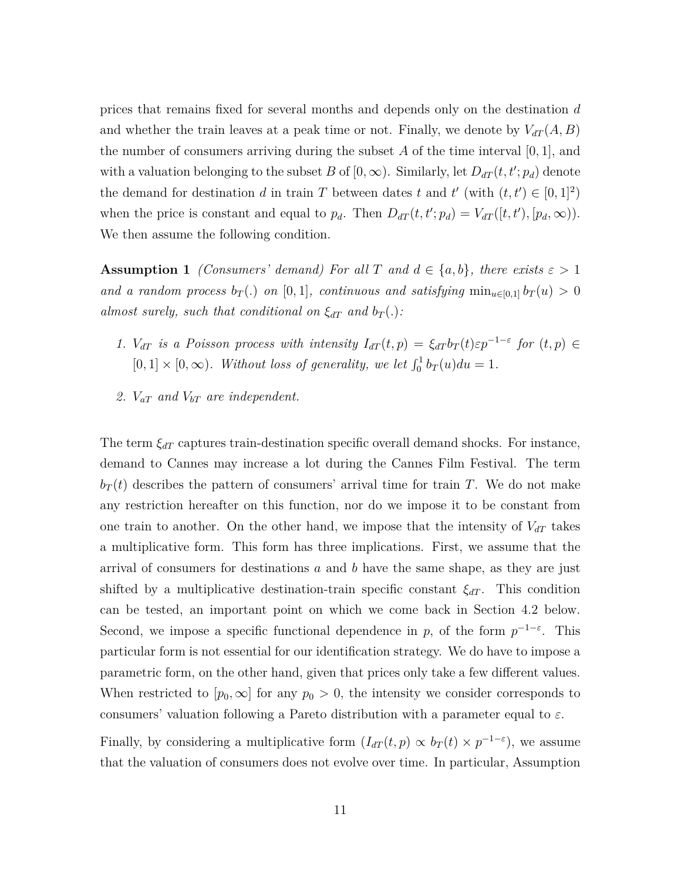prices that remains fixed for several months and depends only on the destination $d$ and whether the train leaves at a peak time or not. Finally, we denote by $V_{dT}(A, B)$ the number of consumers arriving during the subset $A$ of the time interval $[0, 1]$, and with a valuation belonging to the subset $B$ of $[0, \infty)$. Similarly, let $D_{dT}(t, t'; p_d)$ denote the demand for destination $d$ in train $T$ between dates $t$ and $t'$ (with $(t, t') \in [0, 1]^2$) when the price is constant and equal to $p_d$. Then $D_{dT}(t, t'; p_d) = V_{dT}([t, t'), [p_d, \infty))$. We then assume the following condition.

**Assumption 1** *(Consumers' demand) For all $T$ and $d \in \{a, b\}$, there exists $\varepsilon > 1$ and a random process $b_T(.)$ on $[0, 1]$, continuous and satisfying $\min_{u \in [0,1]} b_T(u) > 0$ almost surely, such that conditional on $\xi_{dT}$ and $b_T(.)$:*

1. *$V_{dT}$ is a Poisson process with intensity $I_{dT}(t, p) = \xi_{dT} b_T(t) \varepsilon p^{-1-\varepsilon}$ for $(t, p) \in [0, 1] \times [0, \infty)$. Without loss of generality, we let $\int_0^1 b_T(u)du = 1$.*
2. *$V_{aT}$ and $V_{bT}$ are independent.*

The term $\xi_{dT}$ captures train-destination specific overall demand shocks. For instance, demand to Cannes may increase a lot during the Cannes Film Festival. The term $b_T(t)$ describes the pattern of consumers' arrival time for train $T$. We do not make any restriction hereafter on this function, nor do we impose it to be constant from one train to another. On the other hand, we impose that the intensity of $V_{dT}$ takes a multiplicative form. This form has three implications. First, we assume that the arrival of consumers for destinations $a$ and $b$ have the same shape, as they are just shifted by a multiplicative destination-train specific constant $\xi_{dT}$. This condition can be tested, an important point on which we come back in Section 4.2 below. Second, we impose a specific functional dependence in $p$, of the form $p^{-1-\varepsilon}$. This particular form is not essential for our identification strategy. We do have to impose a parametric form, on the other hand, given that prices only take a few different values. When restricted to $[p_0, \infty]$ for any $p_0 > 0$, the intensity we consider corresponds to consumers' valuation following a Pareto distribution with a parameter equal to $\varepsilon$.

Finally, by considering a multiplicative form ($I_{dT}(t, p) \propto b_T(t) \times p^{-1-\varepsilon}$), we assume that the valuation of consumers does not evolve over time. In particular, Assumption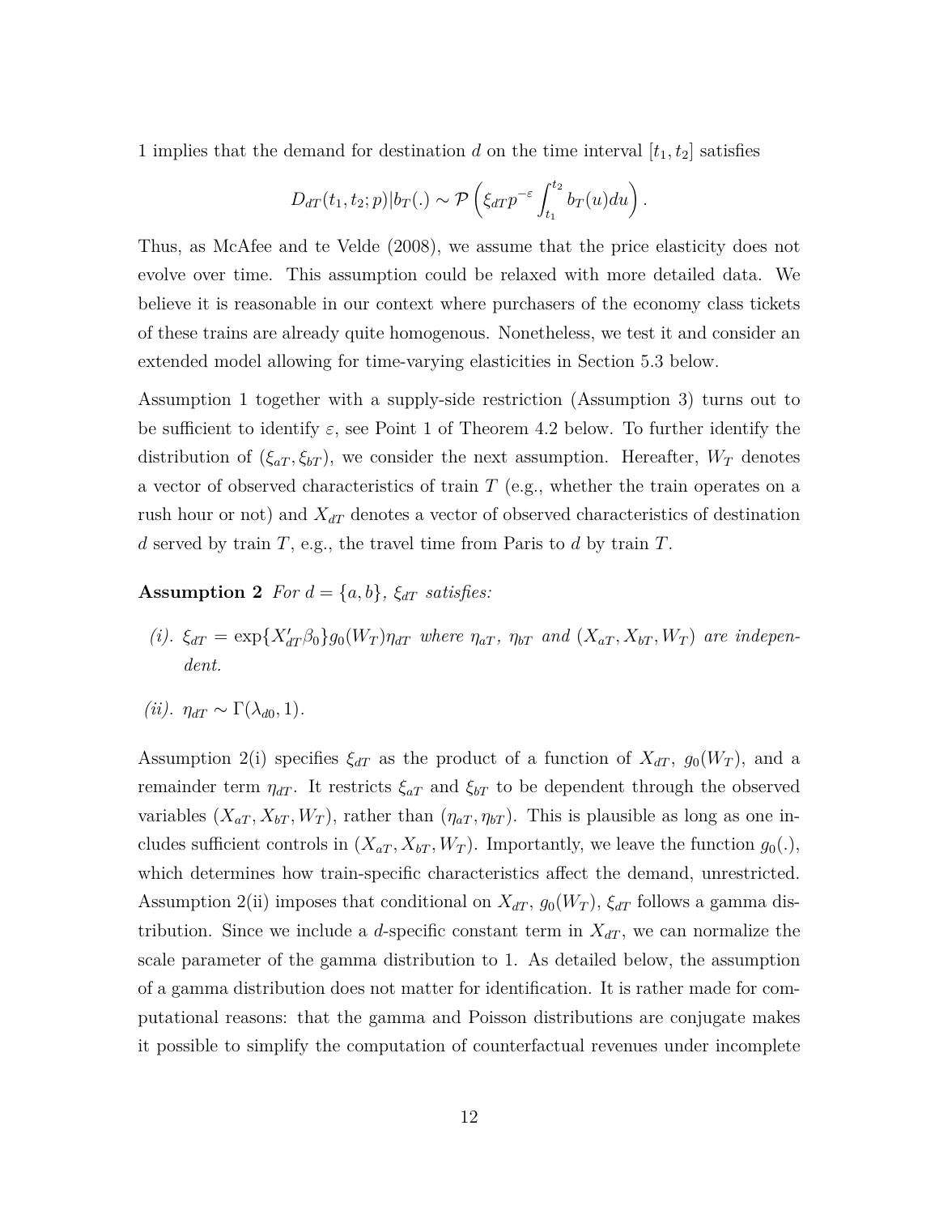1 implies that the demand for destination $d$ on the time interval $[t_1, t_2]$ satisfies

$$D_{dT}(t_1, t_2; p)|b_T(.) \sim \mathcal{P}\left(\xi_{dT} p^{-\varepsilon} \int_{t_1}^{t_2} b_T(u) du\right).$$

Thus, as McAfee and te Velde (2008), we assume that the price elasticity does not evolve over time. This assumption could be relaxed with more detailed data. We believe it is reasonable in our context where purchasers of the economy class tickets of these trains are already quite homogenous. Nonetheless, we test it and consider an extended model allowing for time-varying elasticities in Section 5.3 below.

Assumption 1 together with a supply-side restriction (Assumption 3) turns out to be sufficient to identify $\varepsilon$, see Point 1 of Theorem 4.2 below. To further identify the distribution of $(\xi_{aT}, \xi_{bT})$, we consider the next assumption. Hereafter, $W_T$ denotes a vector of observed characteristics of train $T$ (e.g., whether the train operates on a rush hour or not) and $X_{dT}$ denotes a vector of observed characteristics of destination $d$ served by train $T$, e.g., the travel time from Paris to $d$ by train $T$.

**Assumption 2** *For $d = \{a, b\}$, $\xi_{dT}$ satisfies:*

*(i). $\xi_{dT} = \exp\{X'_{dT}\beta_0\} g_0(W_T) \eta_{dT}$ where $\eta_{aT}$, $\eta_{bT}$ and $(X_{aT}, X_{bT}, W_T)$ are independent.*

*(ii). $\eta_{dT} \sim \Gamma(\lambda_{d0}, 1)$.*

Assumption 2(i) specifies $\xi_{dT}$ as the product of a function of $X_{dT}$, $g_0(W_T)$, and a remainder term $\eta_{dT}$. It restricts $\xi_{aT}$ and $\xi_{bT}$ to be dependent through the observed variables $(X_{aT}, X_{bT}, W_T)$, rather than $(\eta_{aT}, \eta_{bT})$. This is plausible as long as one includes sufficient controls in $(X_{aT}, X_{bT}, W_T)$. Importantly, we leave the function $g_0(.)$, which determines how train-specific characteristics affect the demand, unrestricted. Assumption 2(ii) imposes that conditional on $X_{dT}$, $g_0(W_T)$, $\xi_{dT}$ follows a gamma distribution. Since we include a $d$-specific constant term in $X_{dT}$, we can normalize the scale parameter of the gamma distribution to 1. As detailed below, the assumption of a gamma distribution does not matter for identification. It is rather made for computational reasons: that the gamma and Poisson distributions are conjugate makes it possible to simplify the computation of counterfactual revenues under incomplete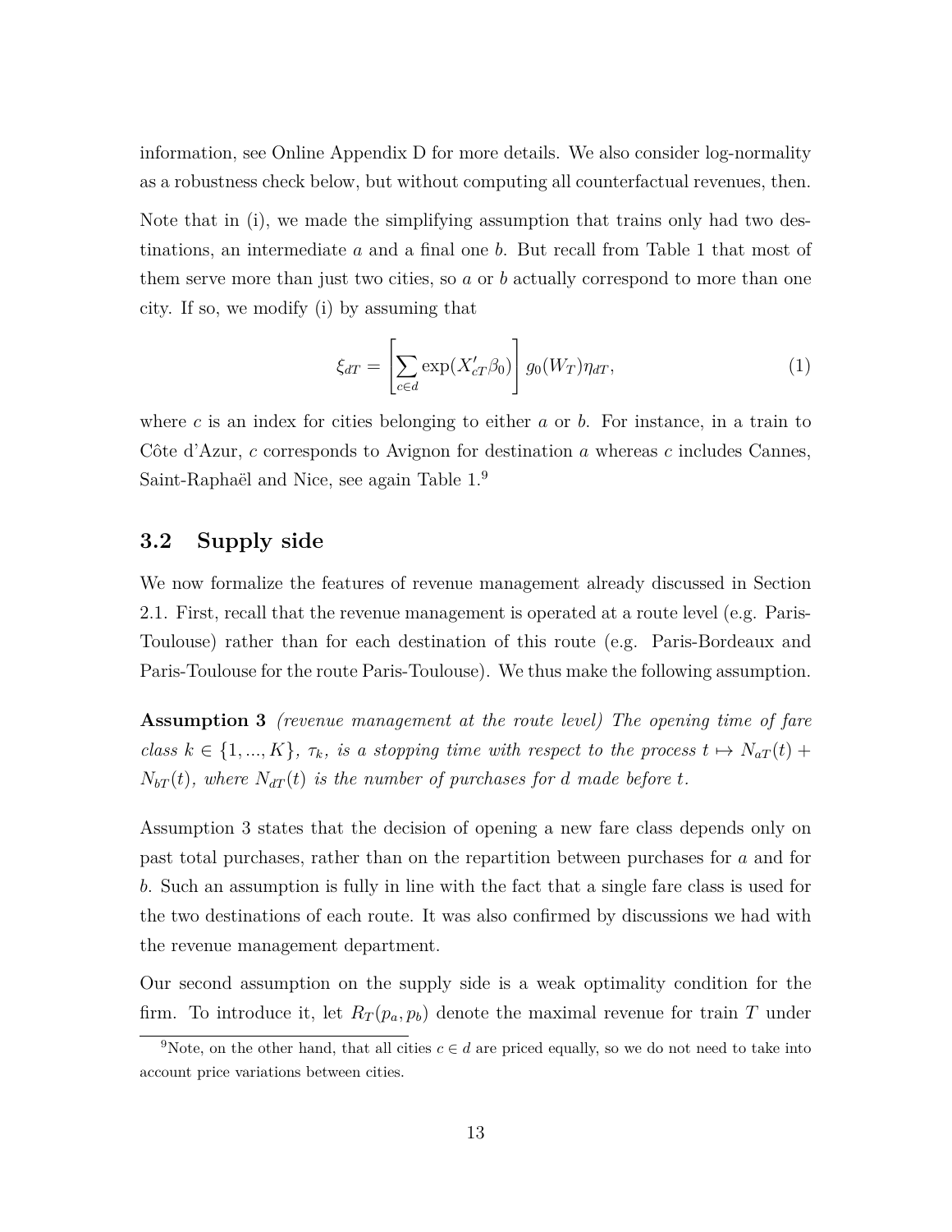information, see Online Appendix D for more details. We also consider log-normality as a robustness check below, but without computing all counterfactual revenues, then.

Note that in (i), we made the simplifying assumption that trains only had two destinations, an intermediate $a$ and a final one $b$. But recall from Table 1 that most of them serve more than just two cities, so $a$ or $b$ actually correspond to more than one city. If so, we modify (i) by assuming that

$$\xi_{dT} = \left[\sum_{c \in d} \exp(X_{cT}'\beta_0)\right] g_0(W_T)\eta_{dT}, \tag{1}$$

where $c$ is an index for cities belonging to either $a$ or $b$. For instance, in a train to Côte d'Azur, $c$ corresponds to Avignon for destination $a$ whereas $c$ includes Cannes, Saint-Raphaël and Nice, see again Table 1.[9]

## 3.2 Supply side

We now formalize the features of revenue management already discussed in Section 2.1. First, recall that the revenue management is operated at a route level (e.g. Paris-Toulouse) rather than for each destination of this route (e.g. Paris-Bordeaux and Paris-Toulouse for the route Paris-Toulouse). We thus make the following assumption.

**Assumption 3** *(revenue management at the route level) The opening time of fare class $k \in \{1, ..., K\}$, $\tau_k$, is a stopping time with respect to the process $t \mapsto N_{aT}(t) + N_{bT}(t)$, where $N_{dT}(t)$ is the number of purchases for $d$ made before $t$.*

Assumption 3 states that the decision of opening a new fare class depends only on past total purchases, rather than on the repartition between purchases for $a$ and for $b$. Such an assumption is fully in line with the fact that a single fare class is used for the two destinations of each route. It was also confirmed by discussions we had with the revenue management department.

Our second assumption on the supply side is a weak optimality condition for the firm. To introduce it, let $R_T(p_a, p_b)$ denote the maximal revenue for train $T$ under

[9] Note, on the other hand, that all cities $c \in d$ are priced equally, so we do not need to take into account price variations between cities.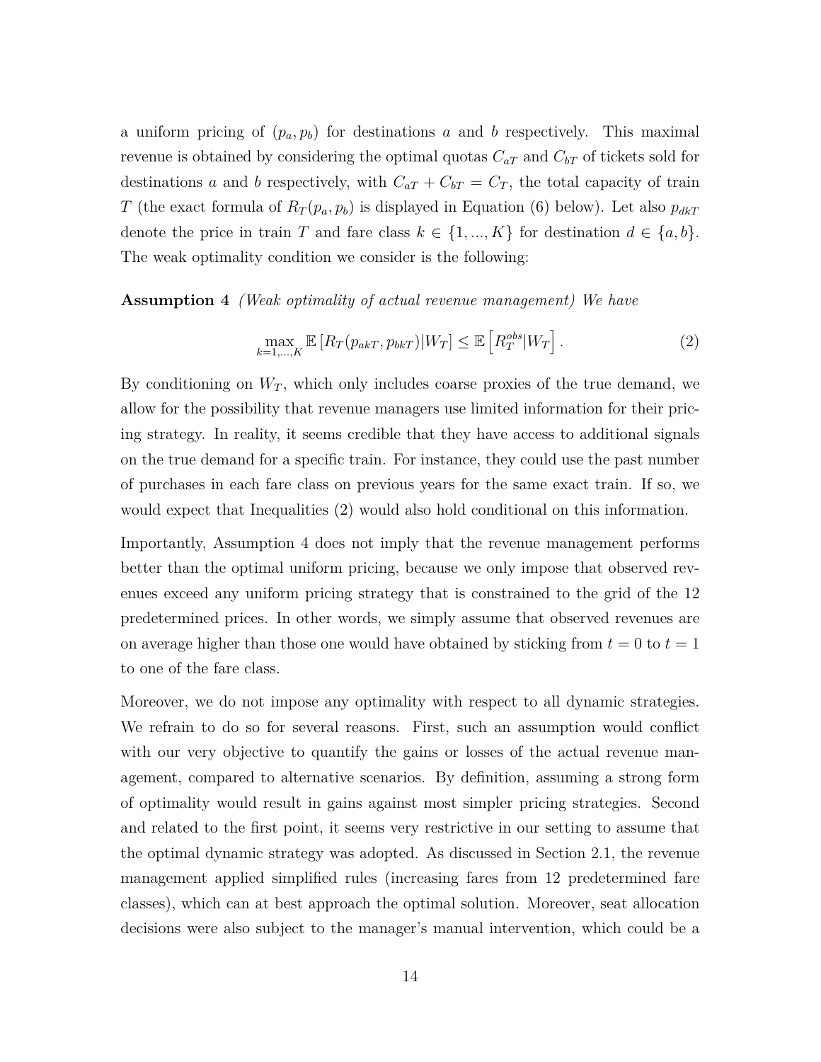a uniform pricing of $(p_a, p_b)$ for destinations $a$ and $b$ respectively. This maximal revenue is obtained by considering the optimal quotas $C_{aT}$ and $C_{bT}$ of tickets sold for destinations $a$ and $b$ respectively, with $C_{aT} + C_{bT} = C_T$, the total capacity of train $T$ (the exact formula of $R_T(p_a, p_b)$ is displayed in Equation (6) below). Let also $p_{dkT}$ denote the price in train $T$ and fare class $k \in \{1, ..., K\}$ for destination $d \in \{a, b\}$. The weak optimality condition we consider is the following:

**Assumption 4** *(Weak optimality of actual revenue management) We have*

$$\max_{k=1,...,K} \mathbb{E}\left[R_T(p_{akT}, p_{bkT})|W_T\right] \leq \mathbb{E}\left[R_T^{obs}|W_T\right]. \tag{2}$$

By conditioning on $W_T$, which only includes coarse proxies of the true demand, we allow for the possibility that revenue managers use limited information for their pricing strategy. In reality, it seems credible that they have access to additional signals on the true demand for a specific train. For instance, they could use the past number of purchases in each fare class on previous years for the same exact train. If so, we would expect that Inequalities (2) would also hold conditional on this information.

Importantly, Assumption 4 does not imply that the revenue management performs better than the optimal uniform pricing, because we only impose that observed revenues exceed any uniform pricing strategy that is constrained to the grid of the 12 predetermined prices. In other words, we simply assume that observed revenues are on average higher than those one would have obtained by sticking from $t = 0$ to $t = 1$ to one of the fare class.

Moreover, we do not impose any optimality with respect to all dynamic strategies. We refrain to do so for several reasons. First, such an assumption would conflict with our very objective to quantify the gains or losses of the actual revenue management, compared to alternative scenarios. By definition, assuming a strong form of optimality would result in gains against most simpler pricing strategies. Second and related to the first point, it seems very restrictive in our setting to assume that the optimal dynamic strategy was adopted. As discussed in Section 2.1, the revenue management applied simplified rules (increasing fares from 12 predetermined fare classes), which can at best approach the optimal solution. Moreover, seat allocation decisions were also subject to the manager's manual intervention, which could be a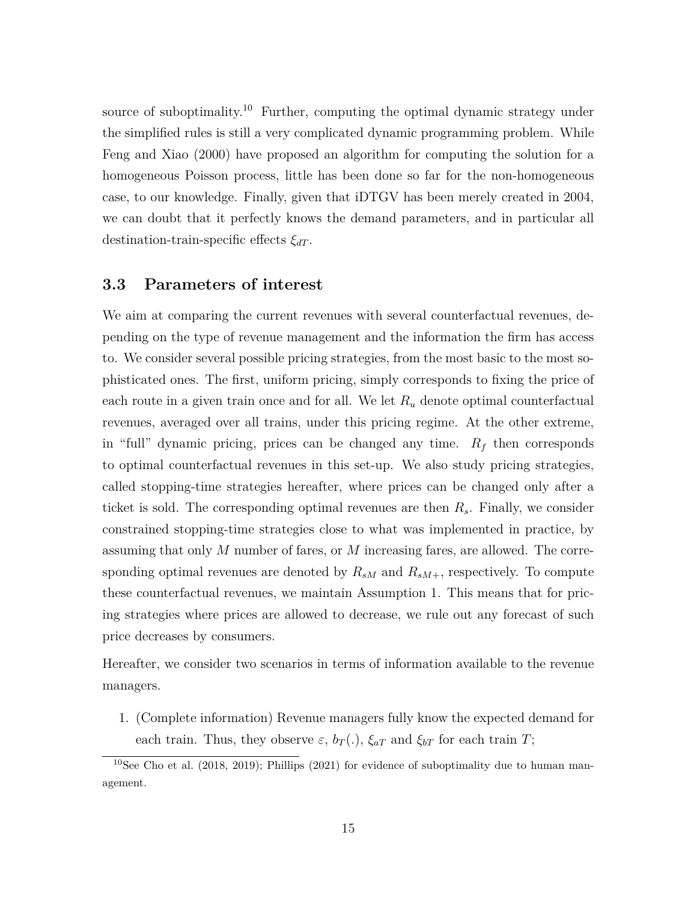source of suboptimality.[10] Further, computing the optimal dynamic strategy under the simplified rules is still a very complicated dynamic programming problem. While Feng and Xiao (2000) have proposed an algorithm for computing the solution for a homogeneous Poisson process, little has been done so far for the non-homogeneous case, to our knowledge. Finally, given that iDTGV has been merely created in 2004, we can doubt that it perfectly knows the demand parameters, and in particular all destination-train-specific effects $\xi_{dT}$.

## 3.3 Parameters of interest

We aim at comparing the current revenues with several counterfactual revenues, depending on the type of revenue management and the information the firm has access to. We consider several possible pricing strategies, from the most basic to the most sophisticated ones. The first, uniform pricing, simply corresponds to fixing the price of each route in a given train once and for all. We let $R_u$ denote optimal counterfactual revenues, averaged over all trains, under this pricing regime. At the other extreme, in "full" dynamic pricing, prices can be changed any time. $R_f$ then corresponds to optimal counterfactual revenues in this set-up. We also study pricing strategies, called stopping-time strategies hereafter, where prices can be changed only after a ticket is sold. The corresponding optimal revenues are then $R_s$. Finally, we consider constrained stopping-time strategies close to what was implemented in practice, by assuming that only $M$ number of fares, or $M$ increasing fares, are allowed. The corresponding optimal revenues are denoted by $R_{sM}$ and $R_{sM+}$, respectively. To compute these counterfactual revenues, we maintain Assumption 1. This means that for pricing strategies where prices are allowed to decrease, we rule out any forecast of such price decreases by consumers.

Hereafter, we consider two scenarios in terms of information available to the revenue managers.

1. (Complete information) Revenue managers fully know the expected demand for each train. Thus, they observe $\varepsilon$, $b_T(.)$, $\xi_{aT}$ and $\xi_{bT}$ for each train $T$;

[10] See Cho et al. (2018, 2019); Phillips (2021) for evidence of suboptimality due to human management.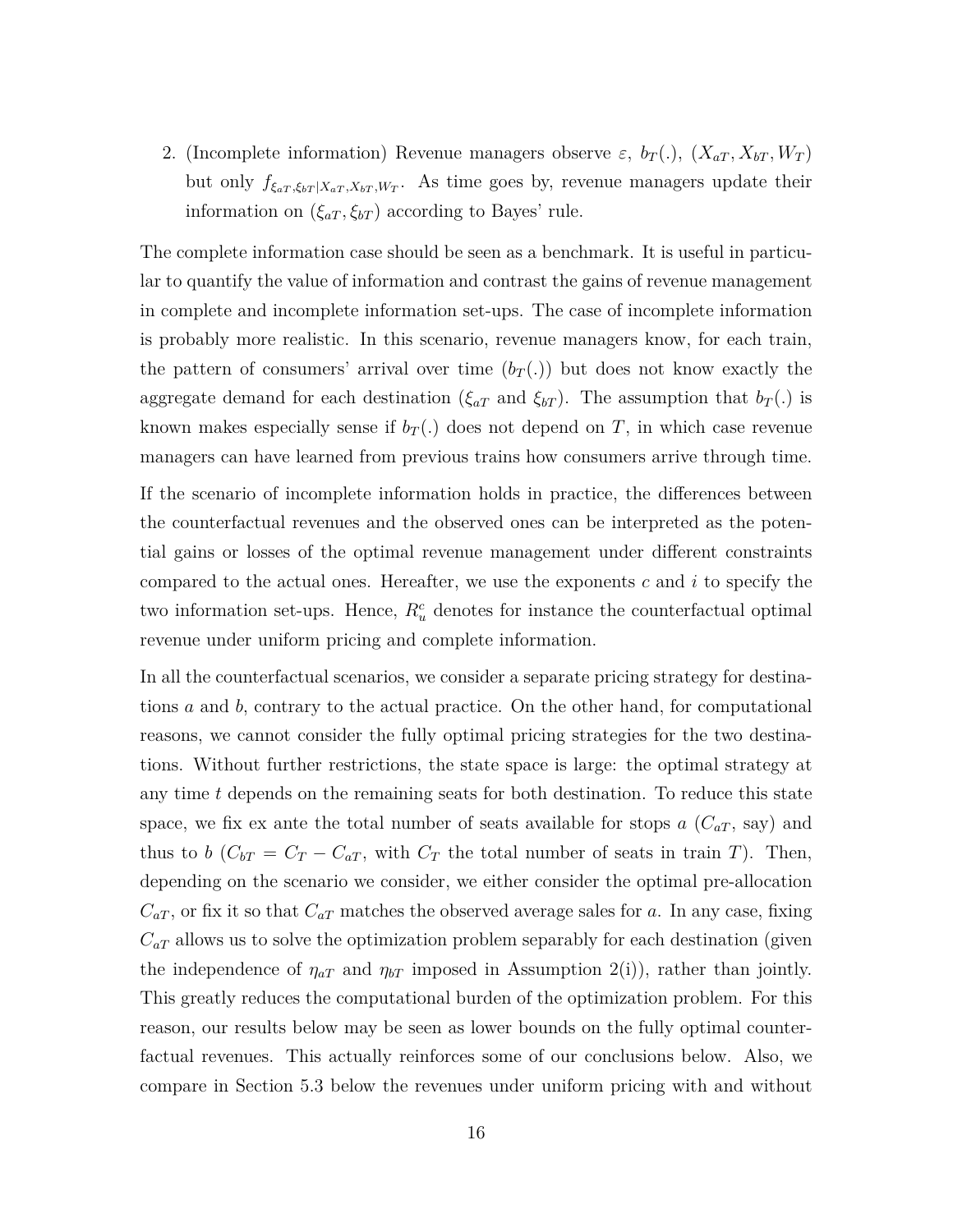2. (Incomplete information) Revenue managers observe $\varepsilon$, $b_T(.)$, $(X_{aT}, X_{bT}, W_T)$ but only $f_{\xi_{aT},\xi_{bT}|X_{aT},X_{bT},W_T}$. As time goes by, revenue managers update their information on $(\xi_{aT}, \xi_{bT})$ according to Bayes' rule.

The complete information case should be seen as a benchmark. It is useful in particular to quantify the value of information and contrast the gains of revenue management in complete and incomplete information set-ups. The case of incomplete information is probably more realistic. In this scenario, revenue managers know, for each train, the pattern of consumers' arrival over time ($b_T(.)$) but does not know exactly the aggregate demand for each destination ($\xi_{aT}$ and $\xi_{bT}$). The assumption that $b_T(.)$ is known makes especially sense if $b_T(.)$ does not depend on $T$, in which case revenue managers can have learned from previous trains how consumers arrive through time.

If the scenario of incomplete information holds in practice, the differences between the counterfactual revenues and the observed ones can be interpreted as the potential gains or losses of the optimal revenue management under different constraints compared to the actual ones. Hereafter, we use the exponents $c$ and $i$ to specify the two information set-ups. Hence, $R_u^c$ denotes for instance the counterfactual optimal revenue under uniform pricing and complete information.

In all the counterfactual scenarios, we consider a separate pricing strategy for destinations $a$ and $b$, contrary to the actual practice. On the other hand, for computational reasons, we cannot consider the fully optimal pricing strategies for the two destinations. Without further restrictions, the state space is large: the optimal strategy at any time $t$ depends on the remaining seats for both destination. To reduce this state space, we fix ex ante the total number of seats available for stops $a$ ($C_{aT}$, say) and thus to $b$ ($C_{bT} = C_T - C_{aT}$, with $C_T$ the total number of seats in train $T$). Then, depending on the scenario we consider, we either consider the optimal pre-allocation $C_{aT}$, or fix it so that $C_{aT}$ matches the observed average sales for $a$. In any case, fixing $C_{aT}$ allows us to solve the optimization problem separably for each destination (given the independence of $\eta_{aT}$ and $\eta_{bT}$ imposed in Assumption 2(i)), rather than jointly. This greatly reduces the computational burden of the optimization problem. For this reason, our results below may be seen as lower bounds on the fully optimal counterfactual revenues. This actually reinforces some of our conclusions below. Also, we compare in Section 5.3 below the revenues under uniform pricing with and without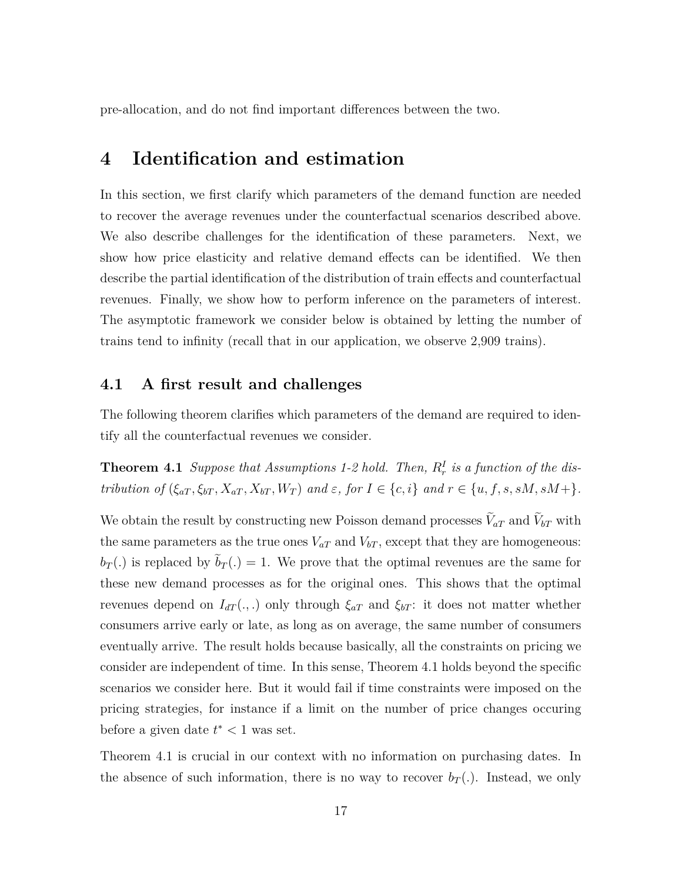pre-allocation, and do not find important differences between the two.

# 4 Identification and estimation

In this section, we first clarify which parameters of the demand function are needed to recover the average revenues under the counterfactual scenarios described above. We also describe challenges for the identification of these parameters. Next, we show how price elasticity and relative demand effects can be identified. We then describe the partial identification of the distribution of train effects and counterfactual revenues. Finally, we show how to perform inference on the parameters of interest. The asymptotic framework we consider below is obtained by letting the number of trains tend to infinity (recall that in our application, we observe 2,909 trains).

## 4.1 A first result and challenges

The following theorem clarifies which parameters of the demand are required to identify all the counterfactual revenues we consider.

**Theorem 4.1** *Suppose that Assumptions 1-2 hold. Then, $R_r^I$ is a function of the distribution of $(\xi_{aT}, \xi_{bT}, X_{aT}, X_{bT}, W_T)$ and $\varepsilon$, for $I \in \{c, i\}$ and $r \in \{u, f, s, sM, sM+\}$.*

We obtain the result by constructing new Poisson demand processes $\widetilde{V}_{aT}$ and $\widetilde{V}_{bT}$ with the same parameters as the true ones $V_{aT}$ and $V_{bT}$, except that they are homogeneous: $b_T(.)$ is replaced by $\widetilde{b}_T(.) = 1$. We prove that the optimal revenues are the same for these new demand processes as for the original ones. This shows that the optimal revenues depend on $I_{dT}(.,.)$ only through $\xi_{aT}$ and $\xi_{bT}$: it does not matter whether consumers arrive early or late, as long as on average, the same number of consumers eventually arrive. The result holds because basically, all the constraints on pricing we consider are independent of time. In this sense, Theorem 4.1 holds beyond the specific scenarios we consider here. But it would fail if time constraints were imposed on the pricing strategies, for instance if a limit on the number of price changes occuring before a given date $t^* < 1$ was set.

Theorem 4.1 is crucial in our context with no information on purchasing dates. In the absence of such information, there is no way to recover $b_T(.)$. Instead, we only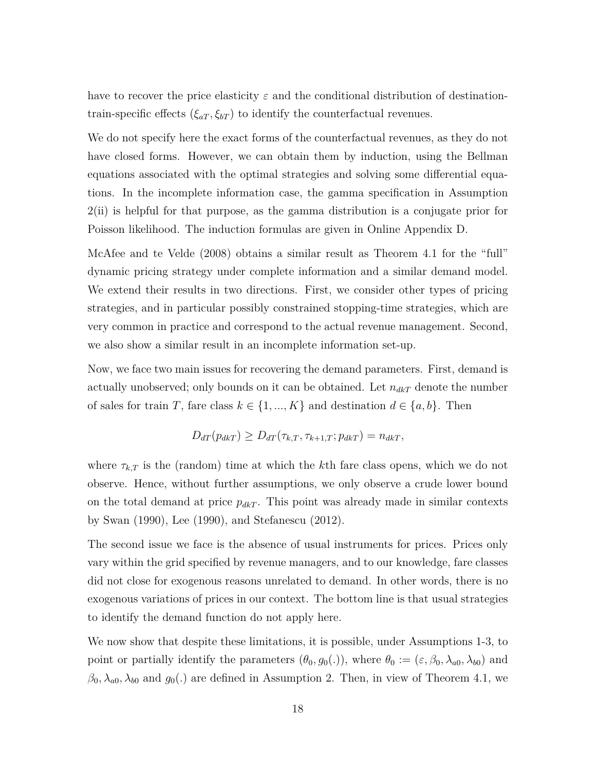have to recover the price elasticity $\varepsilon$ and the conditional distribution of destination-train-specific effects $(\xi_{aT}, \xi_{bT})$ to identify the counterfactual revenues.

We do not specify here the exact forms of the counterfactual revenues, as they do not have closed forms. However, we can obtain them by induction, using the Bellman equations associated with the optimal strategies and solving some differential equations. In the incomplete information case, the gamma specification in Assumption 2(ii) is helpful for that purpose, as the gamma distribution is a conjugate prior for Poisson likelihood. The induction formulas are given in Online Appendix D.

McAfee and te Velde (2008) obtains a similar result as Theorem 4.1 for the "full" dynamic pricing strategy under complete information and a similar demand model. We extend their results in two directions. First, we consider other types of pricing strategies, and in particular possibly constrained stopping-time strategies, which are very common in practice and correspond to the actual revenue management. Second, we also show a similar result in an incomplete information set-up.

Now, we face two main issues for recovering the demand parameters. First, demand is actually unobserved; only bounds on it can be obtained. Let $n_{dkT}$ denote the number of sales for train $T$, fare class $k \in \{1, ..., K\}$ and destination $d \in \{a, b\}$. Then

$$D_{dT}(p_{dkT}) \geq D_{dT}(\tau_{k,T}, \tau_{k+1,T}; p_{dkT}) = n_{dkT},$$

where $\tau_{k,T}$ is the (random) time at which the $k$th fare class opens, which we do not observe. Hence, without further assumptions, we only observe a crude lower bound on the total demand at price $p_{dkT}$. This point was already made in similar contexts by Swan (1990), Lee (1990), and Stefanescu (2012).

The second issue we face is the absence of usual instruments for prices. Prices only vary within the grid specified by revenue managers, and to our knowledge, fare classes did not close for exogenous reasons unrelated to demand. In other words, there is no exogenous variations of prices in our context. The bottom line is that usual strategies to identify the demand function do not apply here.

We now show that despite these limitations, it is possible, under Assumptions 1-3, to point or partially identify the parameters $(\theta_0, g_0(.))$, where $\theta_0 := (\varepsilon, \beta_0, \lambda_{a0}, \lambda_{b0})$ and $\beta_0, \lambda_{a0}, \lambda_{b0}$ and $g_0(.)$ are defined in Assumption 2. Then, in view of Theorem 4.1, we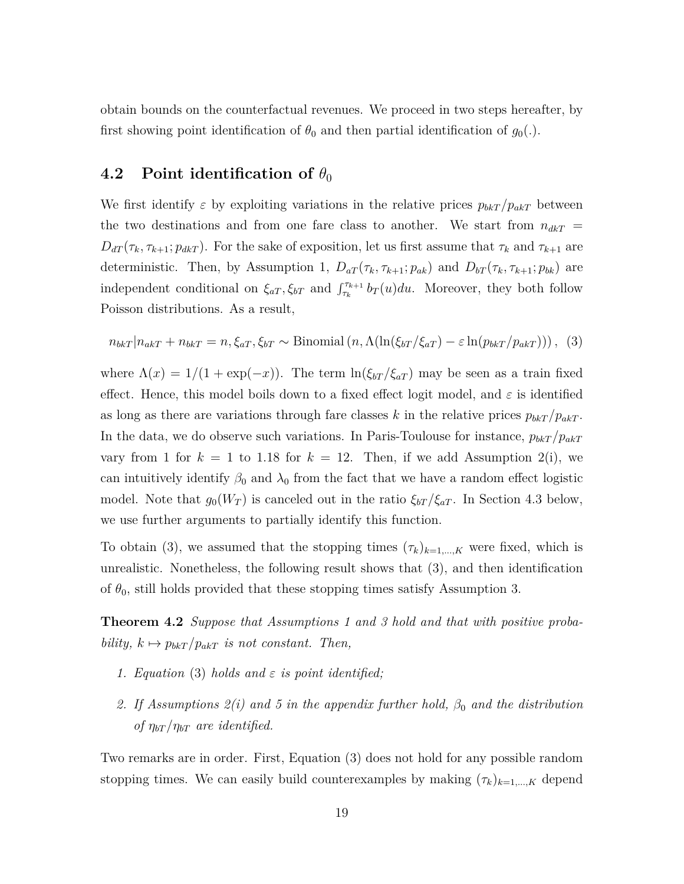obtain bounds on the counterfactual revenues. We proceed in two steps hereafter, by first showing point identification of $\theta_0$ and then partial identification of $g_0(.)$.

## 4.2 Point identification of $\theta_0$

We first identify $\varepsilon$ by exploiting variations in the relative prices $p_{bkT}/p_{akT}$ between the two destinations and from one fare class to another. We start from $n_{dkT} = D_{dT}(\tau_k, \tau_{k+1}; p_{dkT})$. For the sake of exposition, let us first assume that $\tau_k$ and $\tau_{k+1}$ are deterministic. Then, by Assumption 1, $D_{aT}(\tau_k, \tau_{k+1}; p_{ak})$ and $D_{bT}(\tau_k, \tau_{k+1}; p_{bk})$ are independent conditional on $\xi_{aT}, \xi_{bT}$ and $\int_{\tau_k}^{\tau_{k+1}} b_T(u)du$. Moreover, they both follow Poisson distributions. As a result,

$$n_{bkT}|n_{akT} + n_{bkT} = n, \xi_{aT}, \xi_{bT} \sim \text{Binomial}\left(n, \Lambda(\ln(\xi_{bT}/\xi_{aT}) - \varepsilon \ln(p_{bkT}/p_{akT}))\right), \quad (3)$$

where $\Lambda(x) = 1/(1 + \exp(-x))$. The term $\ln(\xi_{bT}/\xi_{aT})$ may be seen as a train fixed effect. Hence, this model boils down to a fixed effect logit model, and $\varepsilon$ is identified as long as there are variations through fare classes $k$ in the relative prices $p_{bkT}/p_{akT}$. In the data, we do observe such variations. In Paris-Toulouse for instance, $p_{bkT}/p_{akT}$ vary from 1 for $k = 1$ to 1.18 for $k = 12$. Then, if we add Assumption 2(i), we can intuitively identify $\beta_0$ and $\lambda_0$ from the fact that we have a random effect logistic model. Note that $g_0(W_T)$ is canceled out in the ratio $\xi_{bT}/\xi_{aT}$. In Section 4.3 below, we use further arguments to partially identify this function.

To obtain (3), we assumed that the stopping times $(\tau_k)_{k=1,...,K}$ were fixed, which is unrealistic. Nonetheless, the following result shows that (3), and then identification of $\theta_0$, still holds provided that these stopping times satisfy Assumption 3.

**Theorem 4.2** *Suppose that Assumptions 1 and 3 hold and that with positive probability, $k \mapsto p_{bkT}/p_{akT}$ is not constant. Then,*

1. *Equation* (3) *holds and $\varepsilon$ is point identified;*
2. *If Assumptions 2(i) and 5 in the appendix further hold, $\beta_0$ and the distribution of $\eta_{bT}/\eta_{bT}$ are identified.*

Two remarks are in order. First, Equation (3) does not hold for any possible random stopping times. We can easily build counterexamples by making $(\tau_k)_{k=1,...,K}$ depend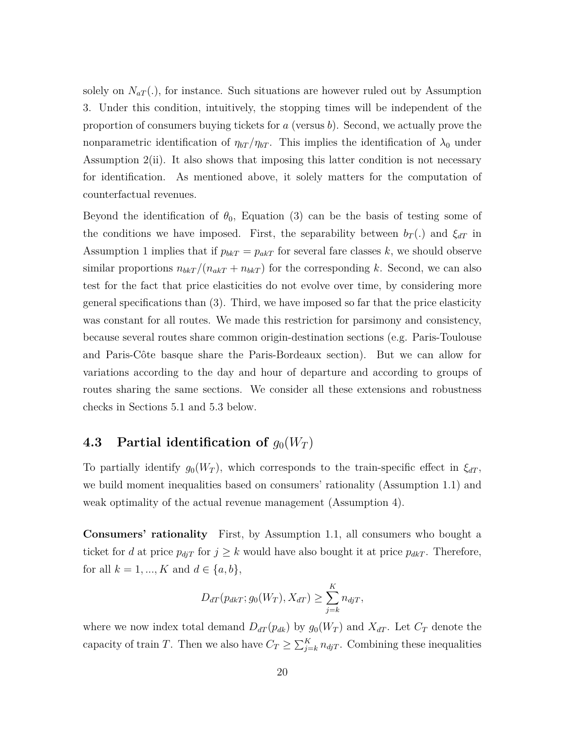solely on $N_{aT}(.)$, for instance. Such situations are however ruled out by Assumption 3. Under this condition, intuitively, the stopping times will be independent of the proportion of consumers buying tickets for $a$ (versus $b$). Second, we actually prove the nonparametric identification of $\eta_{bT}/\eta_{bT}$. This implies the identification of $\lambda_0$ under Assumption 2(ii). It also shows that imposing this latter condition is not necessary for identification. As mentioned above, it solely matters for the computation of counterfactual revenues.

Beyond the identification of $\theta_0$, Equation (3) can be the basis of testing some of the conditions we have imposed. First, the separability between $b_T(.)$ and $\xi_{dT}$ in Assumption 1 implies that if $p_{bkT} = p_{akT}$ for several fare classes $k$, we should observe similar proportions $n_{bkT}/(n_{akT} + n_{bkT})$ for the corresponding $k$. Second, we can also test for the fact that price elasticities do not evolve over time, by considering more general specifications than (3). Third, we have imposed so far that the price elasticity was constant for all routes. We made this restriction for parsimony and consistency, because several routes share common origin-destination sections (e.g. Paris-Toulouse and Paris-Côte basque share the Paris-Bordeaux section). But we can allow for variations according to the day and hour of departure and according to groups of routes sharing the same sections. We consider all these extensions and robustness checks in Sections 5.1 and 5.3 below.

## 4.3 Partial identification of $g_0(W_T)$

To partially identify $g_0(W_T)$, which corresponds to the train-specific effect in $\xi_{dT}$, we build moment inequalities based on consumers' rationality (Assumption 1.1) and weak optimality of the actual revenue management (Assumption 4).

**Consumers' rationality** First, by Assumption 1.1, all consumers who bought a ticket for $d$ at price $p_{djT}$ for $j \geq k$ would have also bought it at price $p_{dkT}$. Therefore, for all $k = 1, ..., K$ and $d \in \{a, b\}$,

$$D_{dT}(p_{dkT}; g_0(W_T), X_{dT}) \geq \sum_{j=k}^{K} n_{djT},$$

where we now index total demand $D_{dT}(p_{dk})$ by $g_0(W_T)$ and $X_{dT}$. Let $C_T$ denote the capacity of train $T$. Then we also have $C_T \geq \sum_{j=k}^{K} n_{djT}$. Combining these inequalities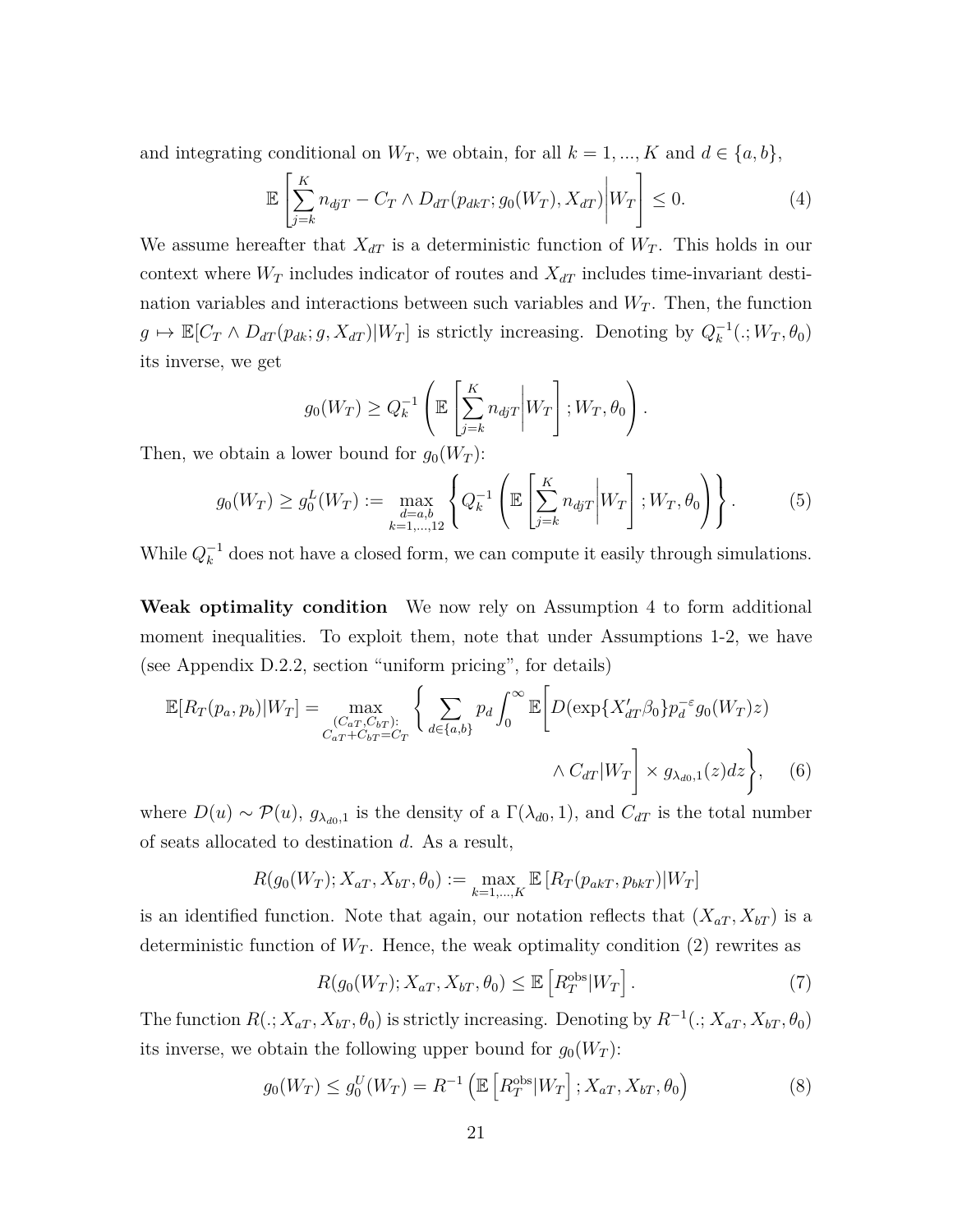and integrating conditional on $W_T$, we obtain, for all $k = 1, ..., K$ and $d \in \{a, b\}$,

$$\mathbb{E}\left[\sum_{j=k}^{K} n_{djT} - C_T \wedge D_{dT}(p_{dkT}; g_0(W_T), X_{dT}) \middle| W_T\right] \leq 0. \tag{4}$$

We assume hereafter that $X_{dT}$ is a deterministic function of $W_T$. This holds in our context where $W_T$ includes indicator of routes and $X_{dT}$ includes time-invariant destination variables and interactions between such variables and $W_T$. Then, the function $g \mapsto \mathbb{E}[C_T \wedge D_{dT}(p_{dk}; g, X_{dT})|W_T]$ is strictly increasing. Denoting by $Q_k^{-1}(.; W_T, \theta_0)$ its inverse, we get

$$g_0(W_T) \geq Q_k^{-1}\left(\mathbb{E}\left[\sum_{j=k}^{K} n_{djT}\middle| W_T\right]; W_T, \theta_0\right).$$

Then, we obtain a lower bound for $g_0(W_T)$:

$$g_0(W_T) \geq g_0^L(W_T) := \max_{\substack{d=a,b \\ k=1,...,12}} \left\{Q_k^{-1}\left(\mathbb{E}\left[\sum_{j=k}^{K} n_{djT}\middle| W_T\right]; W_T, \theta_0\right)\right\}. \tag{5}$$

While $Q_k^{-1}$ does not have a closed form, we can compute it easily through simulations.

**Weak optimality condition** We now rely on Assumption 4 to form additional moment inequalities. To exploit them, note that under Assumptions 1-2, we have (see Appendix D.2.2, section "uniform pricing", for details)

$$\mathbb{E}[R_T(p_a, p_b)|W_T] = \max_{\substack{(C_{aT}, C_{bT}): \\ C_{aT}+C_{bT}=C_T}} \left\{\sum_{d\in\{a,b\}} p_d \int_0^\infty \mathbb{E}\left[D(\exp\{X_{dT}'\beta_0\}p_d^{-\varepsilon} g_0(W_T)z) \wedge C_{dT}|W_T\right] \times g_{\lambda_{d0},1}(z)dz\right\}, \tag{6}$$

where $D(u) \sim \mathcal{P}(u)$, $g_{\lambda_{d0},1}$ is the density of a $\Gamma(\lambda_{d0}, 1)$, and $C_{dT}$ is the total number of seats allocated to destination $d$. As a result,

$$R(g_0(W_T); X_{aT}, X_{bT}, \theta_0) := \max_{k=1,...,K} \mathbb{E}\left[R_T(p_{akT}, p_{bkT})|W_T\right]$$

is an identified function. Note that again, our notation reflects that $(X_{aT}, X_{bT})$ is a deterministic function of $W_T$. Hence, the weak optimality condition (2) rewrites as

$$R(g_0(W_T); X_{aT}, X_{bT}, \theta_0) \leq \mathbb{E}\left[R_T^{\text{obs}}|W_T\right]. \tag{7}$$

The function $R(.; X_{aT}, X_{bT}, \theta_0)$ is strictly increasing. Denoting by $R^{-1}(.; X_{aT}, X_{bT}, \theta_0)$ its inverse, we obtain the following upper bound for $g_0(W_T)$:

$$g_0(W_T) \leq g_0^U(W_T) = R^{-1}\left(\mathbb{E}\left[R_T^{\text{obs}}|W_T\right]; X_{aT}, X_{bT}, \theta_0\right) \tag{8}$$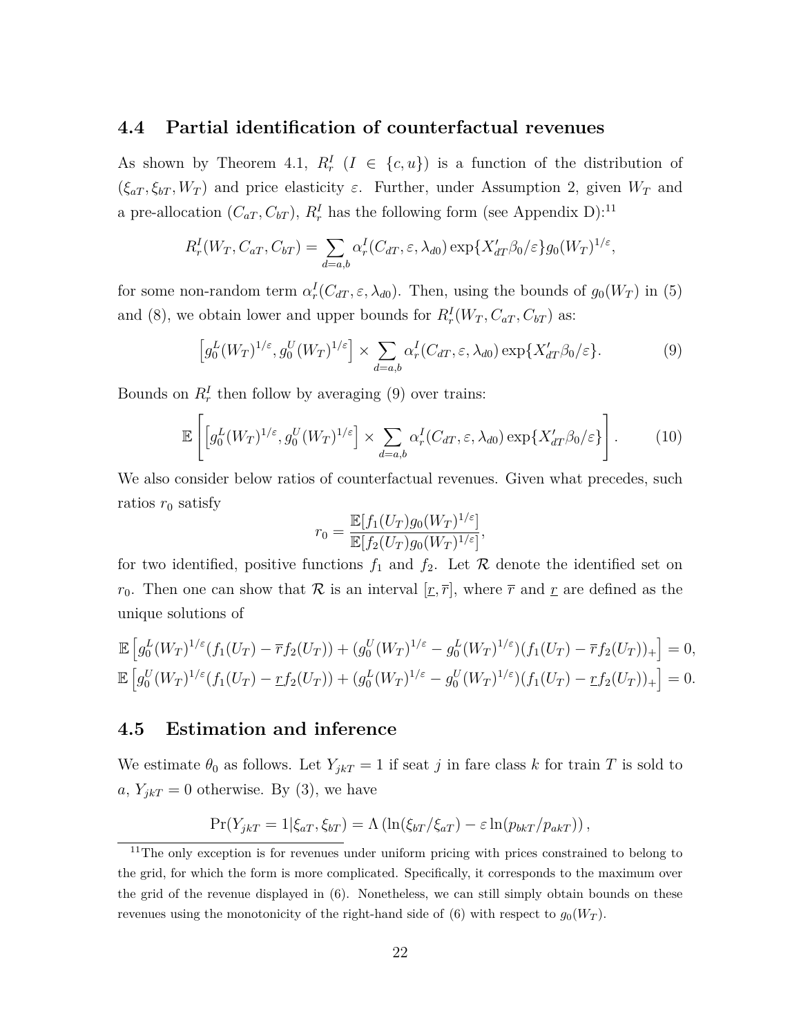## 4.4 Partial identification of counterfactual revenues

As shown by Theorem 4.1, $R_r^I$ ($I \in \{c, u\}$) is a function of the distribution of $(\xi_{aT}, \xi_{bT}, W_T)$ and price elasticity $\varepsilon$. Further, under Assumption 2, given $W_T$ and a pre-allocation $(C_{aT}, C_{bT})$, $R_r^I$ has the following form (see Appendix D):[11]

$$R_r^I(W_T, C_{aT}, C_{bT}) = \sum_{d=a,b} \alpha_r^I(C_{dT}, \varepsilon, \lambda_{d0}) \exp\{X_{dT}'\beta_0/\varepsilon\} g_0(W_T)^{1/\varepsilon},$$

for some non-random term $\alpha_r^I(C_{dT}, \varepsilon, \lambda_{d0})$. Then, using the bounds of $g_0(W_T)$ in (5) and (8), we obtain lower and upper bounds for $R_r^I(W_T, C_{aT}, C_{bT})$ as:

$$\left[g_0^L(W_T)^{1/\varepsilon}, g_0^U(W_T)^{1/\varepsilon}\right] \times \sum_{d=a,b} \alpha_r^I(C_{dT}, \varepsilon, \lambda_{d0}) \exp\{X_{dT}'\beta_0/\varepsilon\}. \tag{9}$$

Bounds on $R_r^I$ then follow by averaging (9) over trains:

$$\mathbb{E}\left[\left[g_0^L(W_T)^{1/\varepsilon}, g_0^U(W_T)^{1/\varepsilon}\right] \times \sum_{d=a,b} \alpha_r^I(C_{dT}, \varepsilon, \lambda_{d0}) \exp\{X_{dT}'\beta_0/\varepsilon\}\right]. \tag{10}$$

We also consider below ratios of counterfactual revenues. Given what precedes, such ratios $r_0$ satisfy

$$r_0 = \frac{\mathbb{E}[f_1(U_T) g_0(W_T)^{1/\varepsilon}]}{\mathbb{E}[f_2(U_T) g_0(W_T)^{1/\varepsilon}]},$$

for two identified, positive functions $f_1$ and $f_2$. Let $\mathcal{R}$ denote the identified set on $r_0$. Then one can show that $\mathcal{R}$ is an interval $[\underline{r}, \overline{r}]$, where $\overline{r}$ and $\underline{r}$ are defined as the unique solutions of

$$\mathbb{E}\left[g_0^L(W_T)^{1/\varepsilon}(f_1(U_T) - \overline{r} f_2(U_T)) + (g_0^U(W_T)^{1/\varepsilon} - g_0^L(W_T)^{1/\varepsilon})(f_1(U_T) - \overline{r} f_2(U_T))_+\right] = 0,$$
$$\mathbb{E}\left[g_0^U(W_T)^{1/\varepsilon}(f_1(U_T) - \underline{r} f_2(U_T)) + (g_0^L(W_T)^{1/\varepsilon} - g_0^U(W_T)^{1/\varepsilon})(f_1(U_T) - \underline{r} f_2(U_T))_+\right] = 0.$$

## 4.5 Estimation and inference

We estimate $\theta_0$ as follows. Let $Y_{jkT} = 1$ if seat $j$ in fare class $k$ for train $T$ is sold to $a$, $Y_{jkT} = 0$ otherwise. By (3), we have

$$\Pr(Y_{jkT} = 1 | \xi_{aT}, \xi_{bT}) = \Lambda\left(\ln(\xi_{bT}/\xi_{aT}) - \varepsilon \ln(p_{bkT}/p_{akT})\right),$$

[11] The only exception is for revenues under uniform pricing with prices constrained to belong to the grid, for which the form is more complicated. Specifically, it corresponds to the maximum over the grid of the revenue displayed in (6). Nonetheless, we can still simply obtain bounds on these revenues using the monotonicity of the right-hand side of (6) with respect to $g_0(W_T)$.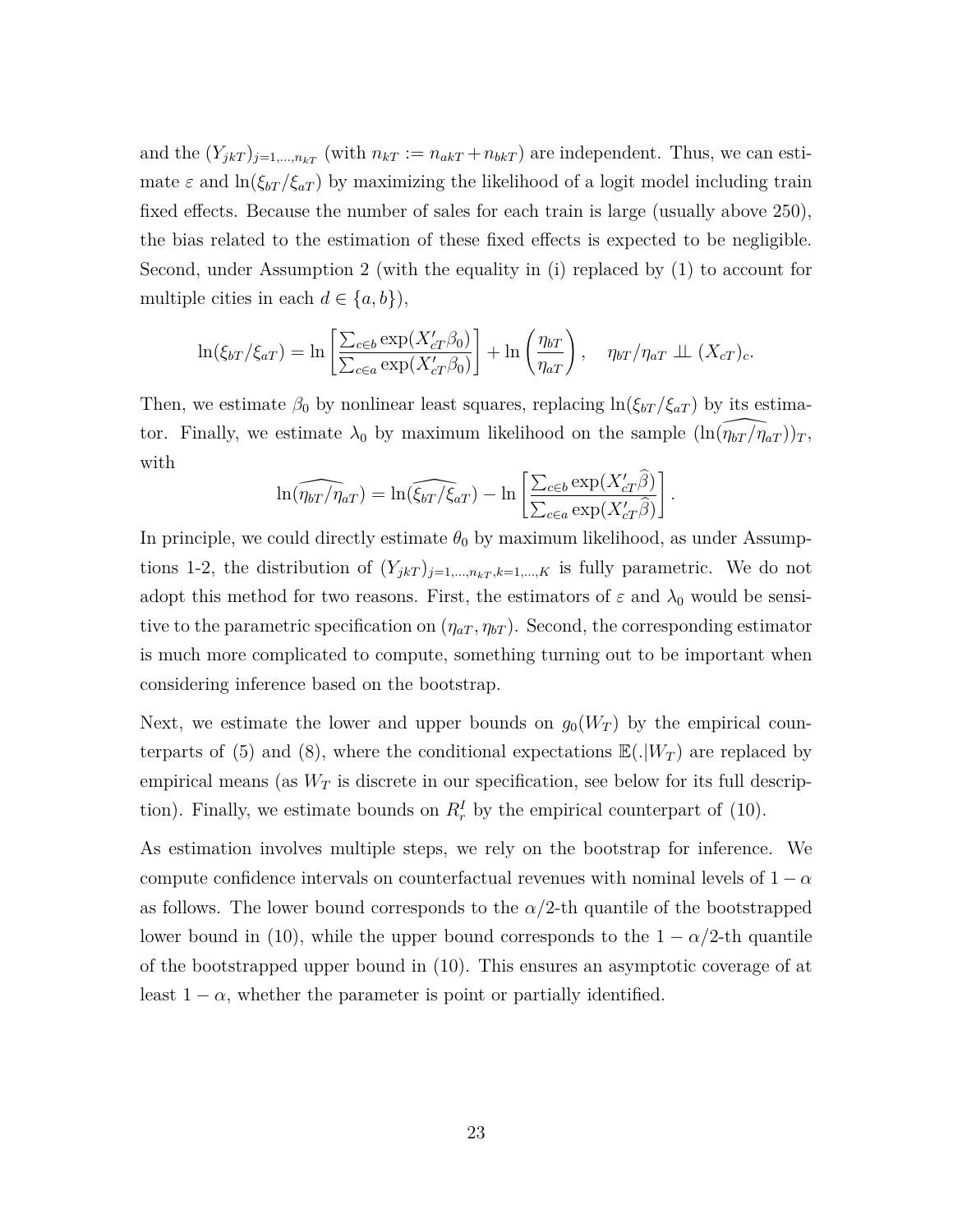and the $(Y_{jkT})_{j=1,\dots,n_{kT}}$ (with $n_{kT} := n_{akT} + n_{bkT}$) are independent. Thus, we can estimate $\varepsilon$ and $\ln(\xi_{bT}/\xi_{aT})$ by maximizing the likelihood of a logit model including train fixed effects. Because the number of sales for each train is large (usually above 250), the bias related to the estimation of these fixed effects is expected to be negligible. Second, under Assumption 2 (with the equality in (i) replaced by (1) to account for multiple cities in each $d \in \{a, b\}$),

$$\ln(\xi_{bT}/\xi_{aT}) = \ln\left[\frac{\sum_{c \in b} \exp(X'_{cT}\beta_0)}{\sum_{c \in a} \exp(X'_{cT}\beta_0)}\right] + \ln\left(\frac{\eta_{bT}}{\eta_{aT}}\right), \quad \eta_{bT}/\eta_{aT} \perp\!\!\!\perp (X_{cT})_c.$$

Then, we estimate $\beta_0$ by nonlinear least squares, replacing $\ln(\xi_{bT}/\xi_{aT})$ by its estimator. Finally, we estimate $\lambda_0$ by maximum likelihood on the sample $(\ln(\widehat{\eta_{bT}/\eta_{aT}}))_T$, with

$$\ln(\widehat{\eta_{bT}/\eta_{aT}}) = \ln(\widehat{\xi_{bT}/\xi_{aT}}) - \ln\left[\frac{\sum_{c \in b} \exp(X'_{cT}\widehat{\beta})}{\sum_{c \in a} \exp(X'_{cT}\widehat{\beta})}\right].$$

In principle, we could directly estimate $\theta_0$ by maximum likelihood, as under Assumptions 1-2, the distribution of $(Y_{jkT})_{j=1,\dots,n_{kT},k=1,\dots,K}$ is fully parametric. We do not adopt this method for two reasons. First, the estimators of $\varepsilon$ and $\lambda_0$ would be sensitive to the parametric specification on $(\eta_{aT}, \eta_{bT})$. Second, the corresponding estimator is much more complicated to compute, something turning out to be important when considering inference based on the bootstrap.

Next, we estimate the lower and upper bounds on $g_0(W_T)$ by the empirical counterparts of (5) and (8), where the conditional expectations $\mathbb{E}(.|W_T)$ are replaced by empirical means (as $W_T$ is discrete in our specification, see below for its full description). Finally, we estimate bounds on $R_r^I$ by the empirical counterpart of (10).

As estimation involves multiple steps, we rely on the bootstrap for inference. We compute confidence intervals on counterfactual revenues with nominal levels of $1 - \alpha$ as follows. The lower bound corresponds to the $\alpha/2$-th quantile of the bootstrapped lower bound in (10), while the upper bound corresponds to the $1 - \alpha/2$-th quantile of the bootstrapped upper bound in (10). This ensures an asymptotic coverage of at least $1 - \alpha$, whether the parameter is point or partially identified.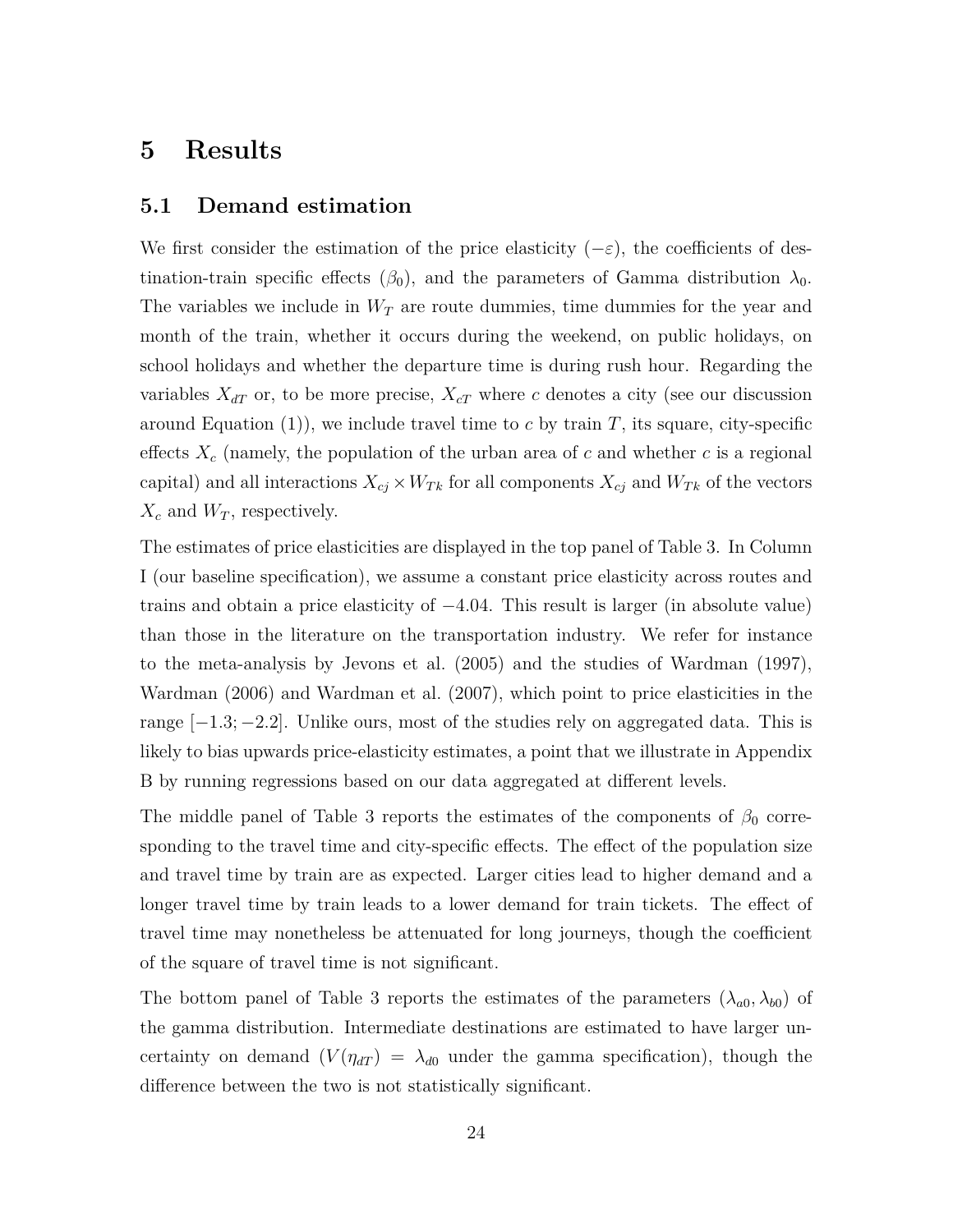# 5 Results

## 5.1 Demand estimation

We first consider the estimation of the price elasticity ($-\varepsilon$), the coefficients of destination-train specific effects ($\beta_0$), and the parameters of Gamma distribution $\lambda_0$. The variables we include in $W_T$ are route dummies, time dummies for the year and month of the train, whether it occurs during the weekend, on public holidays, on school holidays and whether the departure time is during rush hour. Regarding the variables $X_{dT}$ or, to be more precise, $X_{cT}$ where $c$ denotes a city (see our discussion around Equation (1)), we include travel time to $c$ by train $T$, its square, city-specific effects $X_c$ (namely, the population of the urban area of $c$ and whether $c$ is a regional capital) and all interactions $X_{cj} \times W_{Tk}$ for all components $X_{cj}$ and $W_{Tk}$ of the vectors $X_c$ and $W_T$, respectively.

The estimates of price elasticities are displayed in the top panel of Table 3. In Column I (our baseline specification), we assume a constant price elasticity across routes and trains and obtain a price elasticity of $-4.04$. This result is larger (in absolute value) than those in the literature on the transportation industry. We refer for instance to the meta-analysis by Jevons et al. (2005) and the studies of Wardman (1997), Wardman (2006) and Wardman et al. (2007), which point to price elasticities in the range $[-1.3; -2.2]$. Unlike ours, most of the studies rely on aggregated data. This is likely to bias upwards price-elasticity estimates, a point that we illustrate in Appendix B by running regressions based on our data aggregated at different levels.

The middle panel of Table 3 reports the estimates of the components of $\beta_0$ corresponding to the travel time and city-specific effects. The effect of the population size and travel time by train are as expected. Larger cities lead to higher demand and a longer travel time by train leads to a lower demand for train tickets. The effect of travel time may nonetheless be attenuated for long journeys, though the coefficient of the square of travel time is not significant.

The bottom panel of Table 3 reports the estimates of the parameters $(\lambda_{a0}, \lambda_{b0})$ of the gamma distribution. Intermediate destinations are estimated to have larger uncertainty on demand ($V(\eta_{dT}) = \lambda_{d0}$ under the gamma specification), though the difference between the two is not statistically significant.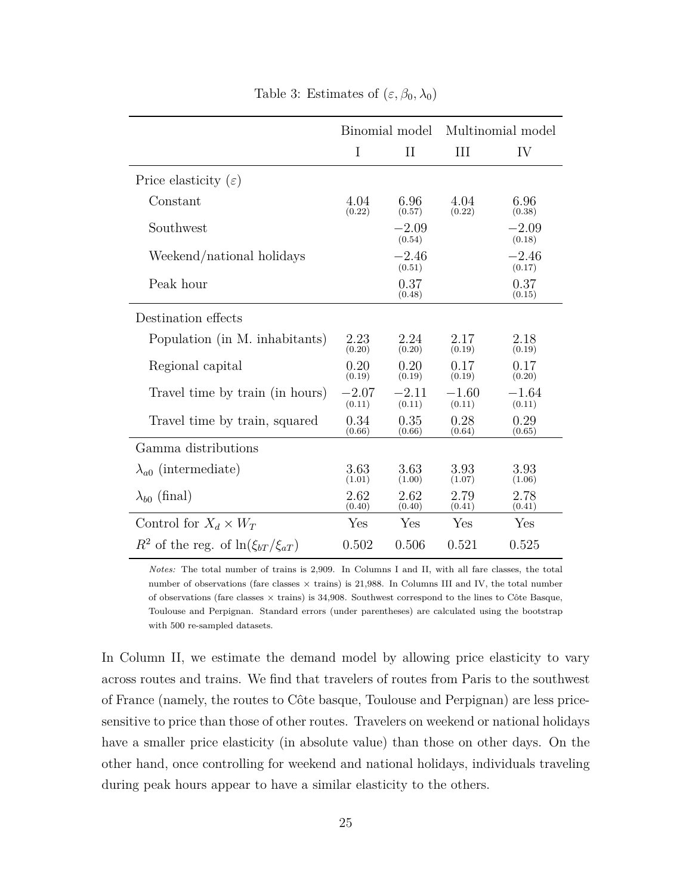Table 3: Estimates of $(\varepsilon, \beta_0, \lambda_0)$

| | Binomial model | | Multinomial model | |
|---|---|---|---|---|
| | I | II | III | IV |
| Price elasticity $(\varepsilon)$ | | | | |
| Constant | 4.04 (0.22) | 6.96 (0.57) | 4.04 (0.22) | 6.96 (0.38) |
| Southwest | | $-2.09$ (0.54) | | $-2.09$ (0.18) |
| Weekend/national holidays | | $-2.46$ (0.51) | | $-2.46$ (0.17) |
| Peak hour | | 0.37 (0.48) | | 0.37 (0.15) |
| Destination effects | | | | |
| Population (in M. inhabitants) | 2.23 (0.20) | 2.24 (0.20) | 2.17 (0.19) | 2.18 (0.19) |
| Regional capital | 0.20 (0.19) | 0.20 (0.19) | 0.17 (0.19) | 0.17 (0.20) |
| Travel time by train (in hours) | $-2.07$ (0.11) | $-2.11$ (0.11) | $-1.60$ (0.11) | $-1.64$ (0.11) |
| Travel time by train, squared | 0.34 (0.66) | 0.35 (0.66) | 0.28 (0.64) | 0.29 (0.65) |
| Gamma distributions | | | | |
| $\lambda_{a0}$ (intermediate) | 3.63 (1.01) | 3.63 (1.00) | 3.93 (1.07) | 3.93 (1.06) |
| $\lambda_{b0}$ (final) | 2.62 (0.40) | 2.62 (0.40) | 2.79 (0.41) | 2.78 (0.41) |
| Control for $X_d \times W_T$ | Yes | Yes | Yes | Yes |
| $R^2$ of the reg. of $\ln(\xi_{bT}/\xi_{aT})$ | 0.502 | 0.506 | 0.521 | 0.525 |

*Notes:* The total number of trains is 2,909. In Columns I and II, with all fare classes, the total number of observations (fare classes × trains) is 21,988. In Columns III and IV, the total number of observations (fare classes × trains) is 34,908. Southwest correspond to the lines to Côte Basque, Toulouse and Perpignan. Standard errors (under parentheses) are calculated using the bootstrap with 500 re-sampled datasets.

In Column II, we estimate the demand model by allowing price elasticity to vary across routes and trains. We find that travelers of routes from Paris to the southwest of France (namely, the routes to Côte basque, Toulouse and Perpignan) are less price-sensitive to price than those of other routes. Travelers on weekend or national holidays have a smaller price elasticity (in absolute value) than those on other days. On the other hand, once controlling for weekend and national holidays, individuals traveling during peak hours appear to have a similar elasticity to the others.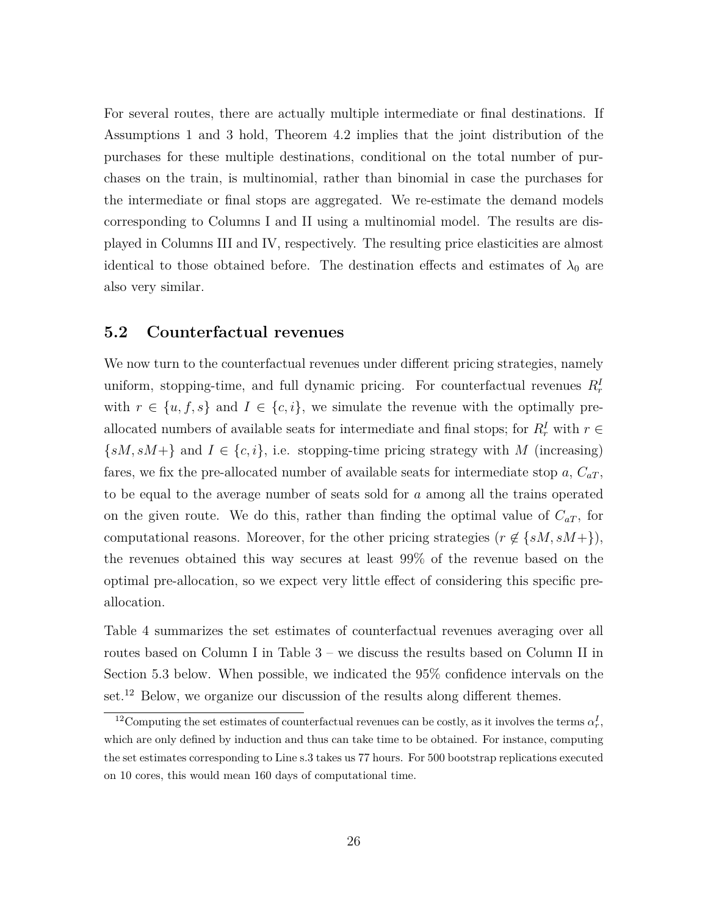For several routes, there are actually multiple intermediate or final destinations. If Assumptions 1 and 3 hold, Theorem 4.2 implies that the joint distribution of the purchases for these multiple destinations, conditional on the total number of purchases on the train, is multinomial, rather than binomial in case the purchases for the intermediate or final stops are aggregated. We re-estimate the demand models corresponding to Columns I and II using a multinomial model. The results are displayed in Columns III and IV, respectively. The resulting price elasticities are almost identical to those obtained before. The destination effects and estimates of $\lambda_0$ are also very similar.

## 5.2 Counterfactual revenues

We now turn to the counterfactual revenues under different pricing strategies, namely uniform, stopping-time, and full dynamic pricing. For counterfactual revenues $R_r^I$ with $r \in \{u, f, s\}$ and $I \in \{c, i\}$, we simulate the revenue with the optimally pre-allocated numbers of available seats for intermediate and final stops; for $R_r^I$ with $r \in \{sM, sM+\}$ and $I \in \{c, i\}$, i.e. stopping-time pricing strategy with $M$ (increasing) fares, we fix the pre-allocated number of available seats for intermediate stop $a$, $C_{aT}$, to be equal to the average number of seats sold for $a$ among all the trains operated on the given route. We do this, rather than finding the optimal value of $C_{aT}$, for computational reasons. Moreover, for the other pricing strategies ($r \notin \{sM, sM+\}$), the revenues obtained this way secures at least 99% of the revenue based on the optimal pre-allocation, so we expect very little effect of considering this specific pre-allocation.

Table 4 summarizes the set estimates of counterfactual revenues averaging over all routes based on Column I in Table 3 – we discuss the results based on Column II in Section 5.3 below. When possible, we indicated the 95% confidence intervals on the set.[12] Below, we organize our discussion of the results along different themes.

[12]Computing the set estimates of counterfactual revenues can be costly, as it involves the terms $\alpha_r^I$, which are only defined by induction and thus can take time to be obtained. For instance, computing the set estimates corresponding to Line s.3 takes us 77 hours. For 500 bootstrap replications executed on 10 cores, this would mean 160 days of computational time.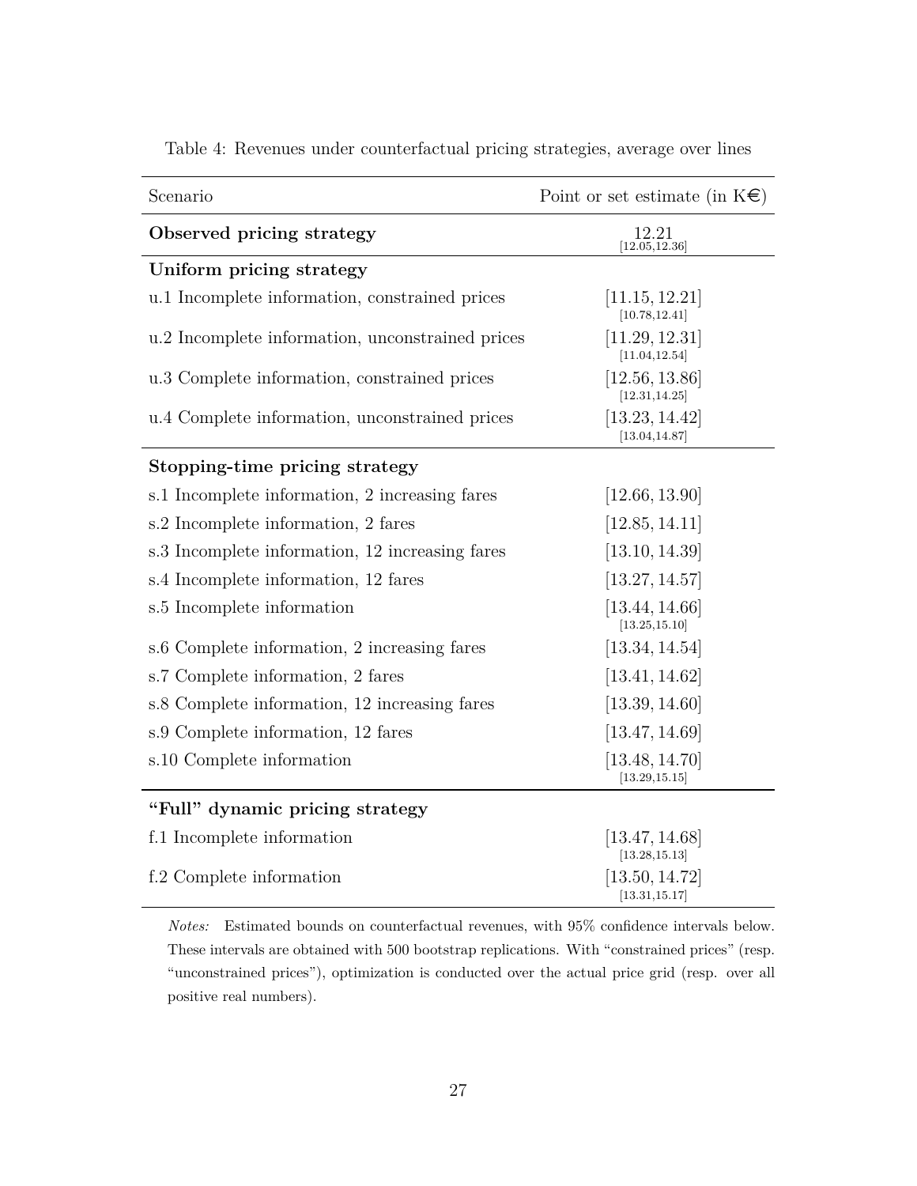Table 4: Revenues under counterfactual pricing strategies, average over lines

| Scenario | Point or set estimate (in K€) |
| --- | --- |
| **Observed pricing strategy** | 12.21 [12.05,12.36] |
| **Uniform pricing strategy** | |
| u.1 Incomplete information, constrained prices | [11.15, 12.21] [10.78,12.41] |
| u.2 Incomplete information, unconstrained prices | [11.29, 12.31] [11.04,12.54] |
| u.3 Complete information, constrained prices | [12.56, 13.86] [12.31,14.25] |
| u.4 Complete information, unconstrained prices | [13.23, 14.42] [13.04,14.87] |
| **Stopping-time pricing strategy** | |
| s.1 Incomplete information, 2 increasing fares | [12.66, 13.90] |
| s.2 Incomplete information, 2 fares | [12.85, 14.11] |
| s.3 Incomplete information, 12 increasing fares | [13.10, 14.39] |
| s.4 Incomplete information, 12 fares | [13.27, 14.57] |
| s.5 Incomplete information | [13.44, 14.66] [13.25,15.10] |
| s.6 Complete information, 2 increasing fares | [13.34, 14.54] |
| s.7 Complete information, 2 fares | [13.41, 14.62] |
| s.8 Complete information, 12 increasing fares | [13.39, 14.60] |
| s.9 Complete information, 12 fares | [13.47, 14.69] |
| s.10 Complete information | [13.48, 14.70] [13.29,15.15] |
| **"Full" dynamic pricing strategy** | |
| f.1 Incomplete information | [13.47, 14.68] [13.28,15.13] |
| f.2 Complete information | [13.50, 14.72] [13.31,15.17] |

*Notes:* Estimated bounds on counterfactual revenues, with 95% confidence intervals below. These intervals are obtained with 500 bootstrap replications. With "constrained prices" (resp. "unconstrained prices"), optimization is conducted over the actual price grid (resp. over all positive real numbers).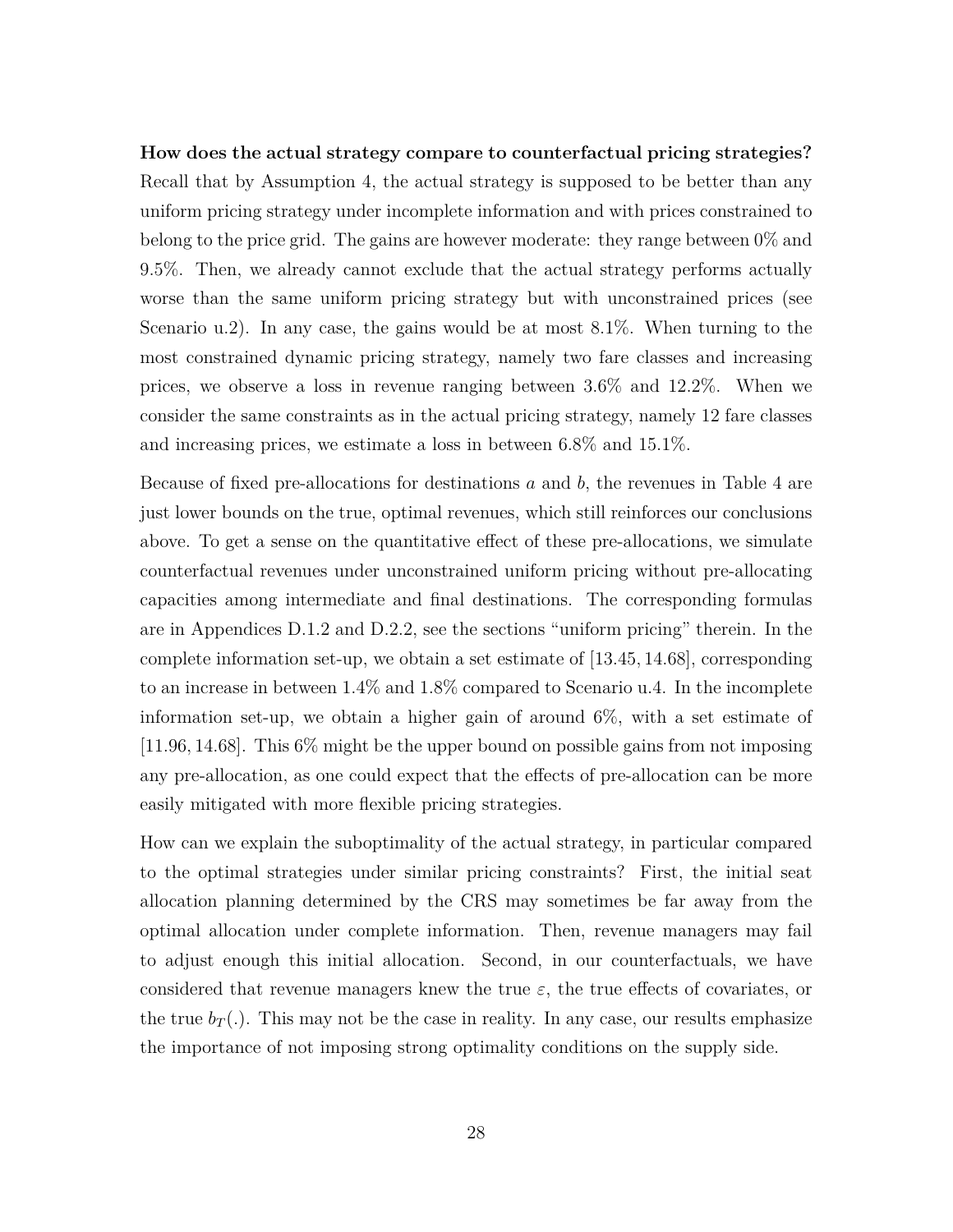**How does the actual strategy compare to counterfactual pricing strategies?** Recall that by Assumption 4, the actual strategy is supposed to be better than any uniform pricing strategy under incomplete information and with prices constrained to belong to the price grid. The gains are however moderate: they range between 0% and 9.5%. Then, we already cannot exclude that the actual strategy performs actually worse than the same uniform pricing strategy but with unconstrained prices (see Scenario u.2). In any case, the gains would be at most 8.1%. When turning to the most constrained dynamic pricing strategy, namely two fare classes and increasing prices, we observe a loss in revenue ranging between 3.6% and 12.2%. When we consider the same constraints as in the actual pricing strategy, namely 12 fare classes and increasing prices, we estimate a loss in between 6.8% and 15.1%.

Because of fixed pre-allocations for destinations $a$ and $b$, the revenues in Table 4 are just lower bounds on the true, optimal revenues, which still reinforces our conclusions above. To get a sense on the quantitative effect of these pre-allocations, we simulate counterfactual revenues under unconstrained uniform pricing without pre-allocating capacities among intermediate and final destinations. The corresponding formulas are in Appendices D.1.2 and D.2.2, see the sections "uniform pricing" therein. In the complete information set-up, we obtain a set estimate of $[13.45, 14.68]$, corresponding to an increase in between 1.4% and 1.8% compared to Scenario u.4. In the incomplete information set-up, we obtain a higher gain of around 6%, with a set estimate of $[11.96, 14.68]$. This 6% might be the upper bound on possible gains from not imposing any pre-allocation, as one could expect that the effects of pre-allocation can be more easily mitigated with more flexible pricing strategies.

How can we explain the suboptimality of the actual strategy, in particular compared to the optimal strategies under similar pricing constraints? First, the initial seat allocation planning determined by the CRS may sometimes be far away from the optimal allocation under complete information. Then, revenue managers may fail to adjust enough this initial allocation. Second, in our counterfactuals, we have considered that revenue managers knew the true $\varepsilon$, the true effects of covariates, or the true $b_T(.)$. This may not be the case in reality. In any case, our results emphasize the importance of not imposing strong optimality conditions on the supply side.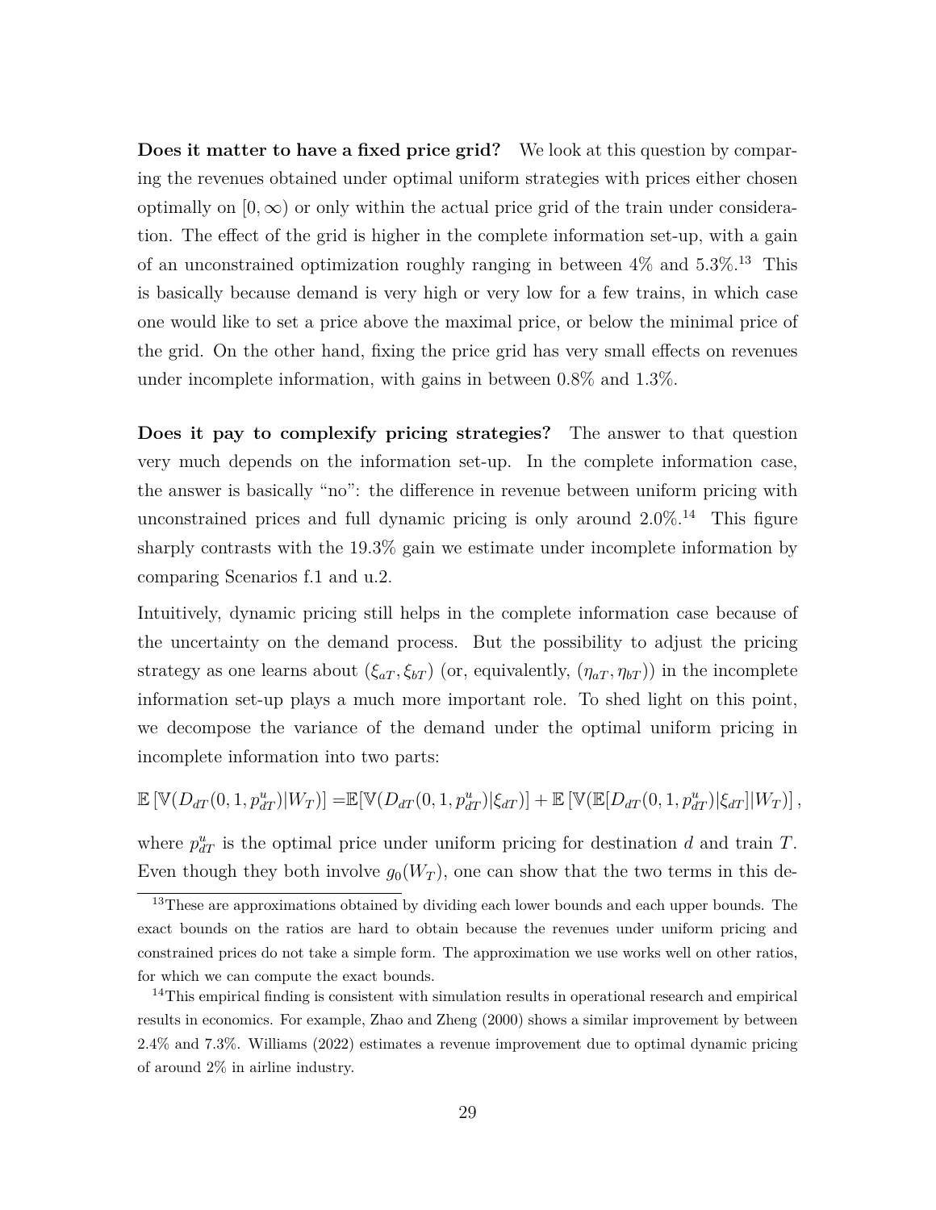**Does it matter to have a fixed price grid?** We look at this question by comparing the revenues obtained under optimal uniform strategies with prices either chosen optimally on $[0, \infty)$ or only within the actual price grid of the train under consideration. The effect of the grid is higher in the complete information set-up, with a gain of an unconstrained optimization roughly ranging in between 4% and 5.3%.[13] This is basically because demand is very high or very low for a few trains, in which case one would like to set a price above the maximal price, or below the minimal price of the grid. On the other hand, fixing the price grid has very small effects on revenues under incomplete information, with gains in between 0.8% and 1.3%.

**Does it pay to complexify pricing strategies?** The answer to that question very much depends on the information set-up. In the complete information case, the answer is basically "no": the difference in revenue between uniform pricing with unconstrained prices and full dynamic pricing is only around 2.0%.[14] This figure sharply contrasts with the 19.3% gain we estimate under incomplete information by comparing Scenarios f.1 and u.2.

Intuitively, dynamic pricing still helps in the complete information case because of the uncertainty on the demand process. But the possibility to adjust the pricing strategy as one learns about $(\xi_{aT}, \xi_{bT})$ (or, equivalently, $(\eta_{aT}, \eta_{bT})$) in the incomplete information set-up plays a much more important role. To shed light on this point, we decompose the variance of the demand under the optimal uniform pricing in incomplete information into two parts:

$$\mathbb{E}\left[\mathbb{V}(D_{dT}(0,1,p^u_{dT})|W_T)\right] = \mathbb{E}[\mathbb{V}(D_{dT}(0,1,p^u_{dT})|\xi_{dT})] + \mathbb{E}\left[\mathbb{V}(\mathbb{E}[D_{dT}(0,1,p^u_{dT})|\xi_{dT}]|W_T)\right],$$

where $p^u_{dT}$ is the optimal price under uniform pricing for destination $d$ and train $T$. Even though they both involve $g_0(W_T)$, one can show that the two terms in this de-

[13] These are approximations obtained by dividing each lower bounds and each upper bounds. The exact bounds on the ratios are hard to obtain because the revenues under uniform pricing and constrained prices do not take a simple form. The approximation we use works well on other ratios, for which we can compute the exact bounds.

[14] This empirical finding is consistent with simulation results in operational research and empirical results in economics. For example, Zhao and Zheng (2000) shows a similar improvement by between 2.4% and 7.3%. Williams (2022) estimates a revenue improvement due to optimal dynamic pricing of around 2% in airline industry.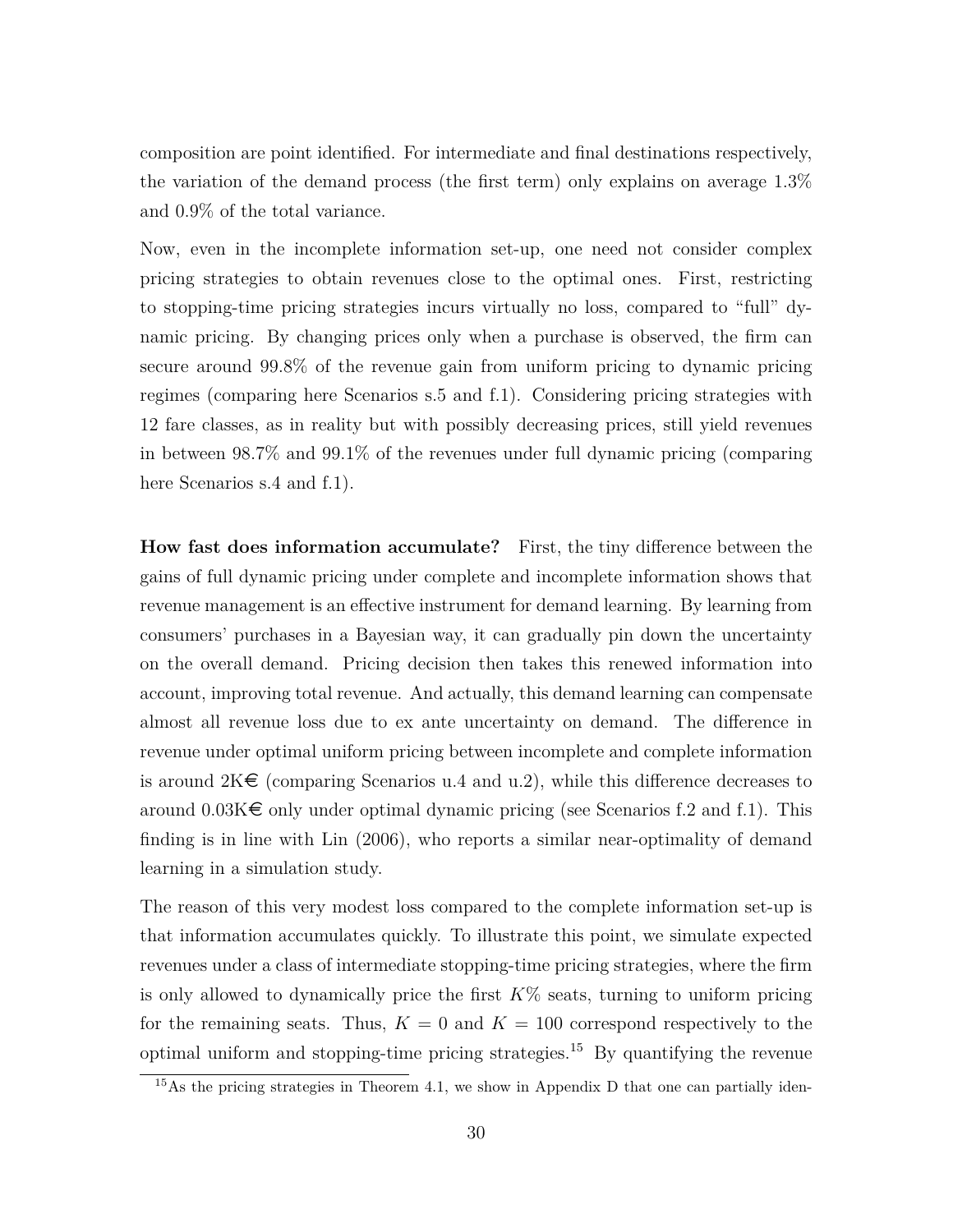composition are point identified. For intermediate and final destinations respectively, the variation of the demand process (the first term) only explains on average 1.3% and 0.9% of the total variance.

Now, even in the incomplete information set-up, one need not consider complex pricing strategies to obtain revenues close to the optimal ones. First, restricting to stopping-time pricing strategies incurs virtually no loss, compared to "full" dynamic pricing. By changing prices only when a purchase is observed, the firm can secure around 99.8% of the revenue gain from uniform pricing to dynamic pricing regimes (comparing here Scenarios s.5 and f.1). Considering pricing strategies with 12 fare classes, as in reality but with possibly decreasing prices, still yield revenues in between 98.7% and 99.1% of the revenues under full dynamic pricing (comparing here Scenarios s.4 and f.1).

**How fast does information accumulate?** First, the tiny difference between the gains of full dynamic pricing under complete and incomplete information shows that revenue management is an effective instrument for demand learning. By learning from consumers' purchases in a Bayesian way, it can gradually pin down the uncertainty on the overall demand. Pricing decision then takes this renewed information into account, improving total revenue. And actually, this demand learning can compensate almost all revenue loss due to ex ante uncertainty on demand. The difference in revenue under optimal uniform pricing between incomplete and complete information is around 2K€ (comparing Scenarios u.4 and u.2), while this difference decreases to around 0.03K€ only under optimal dynamic pricing (see Scenarios f.2 and f.1). This finding is in line with Lin (2006), who reports a similar near-optimality of demand learning in a simulation study.

The reason of this very modest loss compared to the complete information set-up is that information accumulates quickly. To illustrate this point, we simulate expected revenues under a class of intermediate stopping-time pricing strategies, where the firm is only allowed to dynamically price the first $K$% seats, turning to uniform pricing for the remaining seats. Thus, $K = 0$ and $K = 100$ correspond respectively to the optimal uniform and stopping-time pricing strategies.[15] By quantifying the revenue

[15]As the pricing strategies in Theorem 4.1, we show in Appendix D that one can partially iden-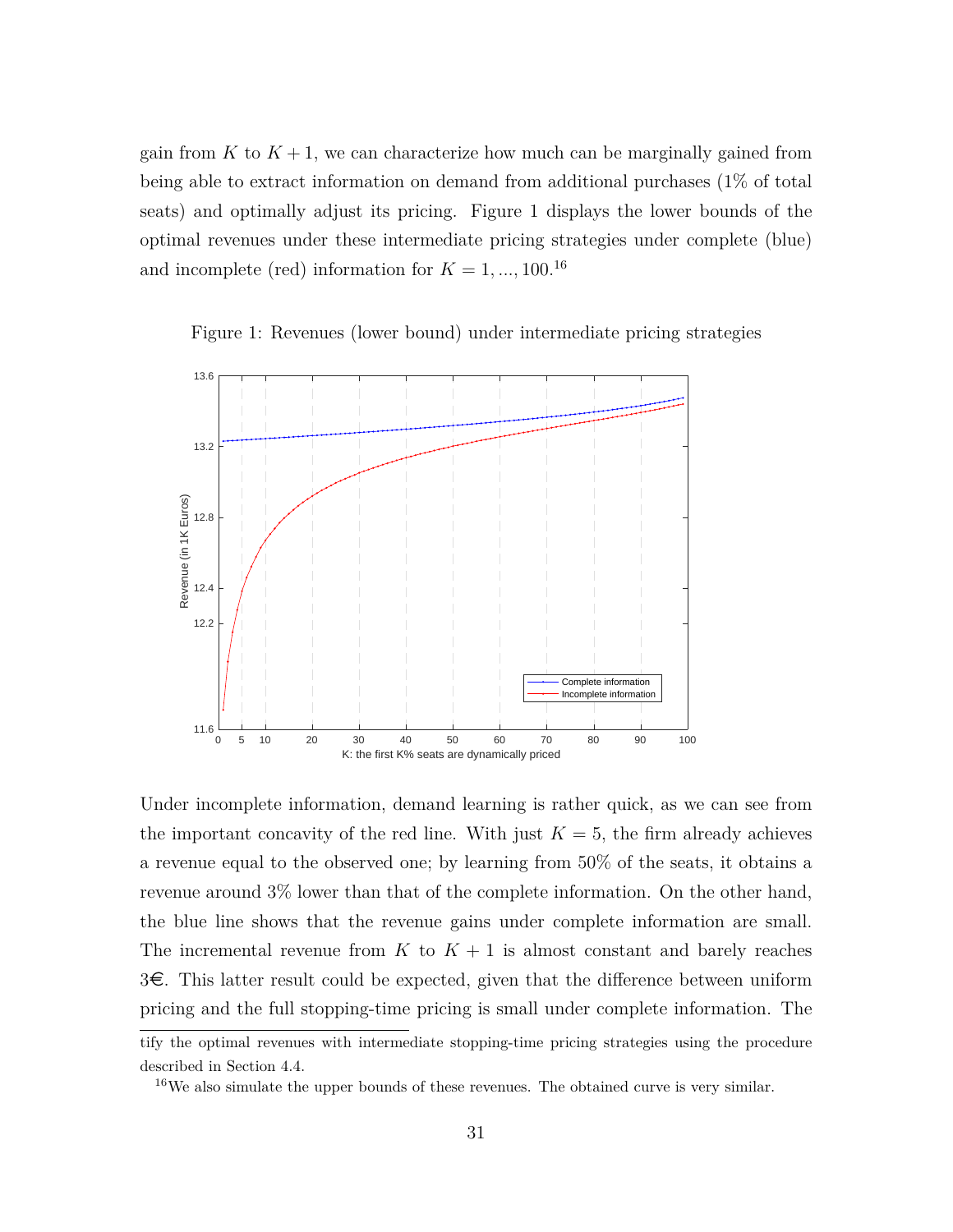gain from $K$ to $K+1$, we can characterize how much can be marginally gained from being able to extract information on demand from additional purchases (1% of total seats) and optimally adjust its pricing. Figure 1 displays the lower bounds of the optimal revenues under these intermediate pricing strategies under complete (blue) and incomplete (red) information for $K = 1, ..., 100$.[16]

Figure 1: Revenues (lower bound) under intermediate pricing strategies

Under incomplete information, demand learning is rather quick, as we can see from the important concavity of the red line. With just $K = 5$, the firm already achieves a revenue equal to the observed one; by learning from 50% of the seats, it obtains a revenue around 3% lower than that of the complete information. On the other hand, the blue line shows that the revenue gains under complete information are small. The incremental revenue from $K$ to $K+1$ is almost constant and barely reaches 3€. This latter result could be expected, given that the difference between uniform pricing and the full stopping-time pricing is small under complete information. The

tify the optimal revenues with intermediate stopping-time pricing strategies using the procedure described in Section 4.4.

[16]We also simulate the upper bounds of these revenues. The obtained curve is very similar.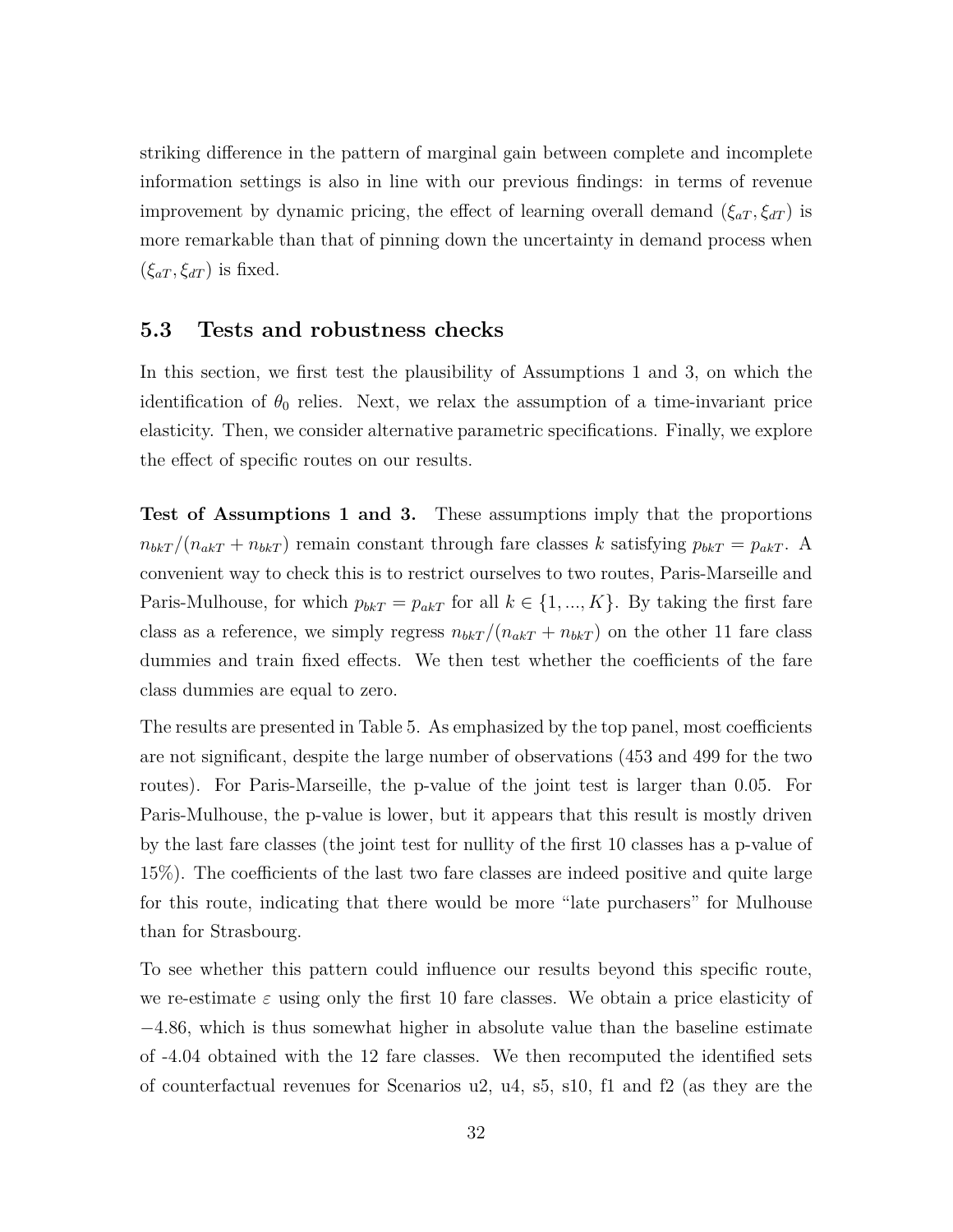striking difference in the pattern of marginal gain between complete and incomplete information settings is also in line with our previous findings: in terms of revenue improvement by dynamic pricing, the effect of learning overall demand $(\xi_{aT}, \xi_{dT})$ is more remarkable than that of pinning down the uncertainty in demand process when $(\xi_{aT}, \xi_{dT})$ is fixed.

### 5.3 Tests and robustness checks

In this section, we first test the plausibility of Assumptions 1 and 3, on which the identification of $\theta_0$ relies. Next, we relax the assumption of a time-invariant price elasticity. Then, we consider alternative parametric specifications. Finally, we explore the effect of specific routes on our results.

**Test of Assumptions 1 and 3.** These assumptions imply that the proportions $n_{bkT}/(n_{akT} + n_{bkT})$ remain constant through fare classes $k$ satisfying $p_{bkT} = p_{akT}$. A convenient way to check this is to restrict ourselves to two routes, Paris-Marseille and Paris-Mulhouse, for which $p_{bkT} = p_{akT}$ for all $k \in \{1, ..., K\}$. By taking the first fare class as a reference, we simply regress $n_{bkT}/(n_{akT} + n_{bkT})$ on the other 11 fare class dummies and train fixed effects. We then test whether the coefficients of the fare class dummies are equal to zero.

The results are presented in Table 5. As emphasized by the top panel, most coefficients are not significant, despite the large number of observations (453 and 499 for the two routes). For Paris-Marseille, the p-value of the joint test is larger than 0.05. For Paris-Mulhouse, the p-value is lower, but it appears that this result is mostly driven by the last fare classes (the joint test for nullity of the first 10 classes has a p-value of 15%). The coefficients of the last two fare classes are indeed positive and quite large for this route, indicating that there would be more "late purchasers" for Mulhouse than for Strasbourg.

To see whether this pattern could influence our results beyond this specific route, we re-estimate $\varepsilon$ using only the first 10 fare classes. We obtain a price elasticity of $-4.86$, which is thus somewhat higher in absolute value than the baseline estimate of -4.04 obtained with the 12 fare classes. We then recomputed the identified sets of counterfactual revenues for Scenarios u2, u4, s5, s10, f1 and f2 (as they are the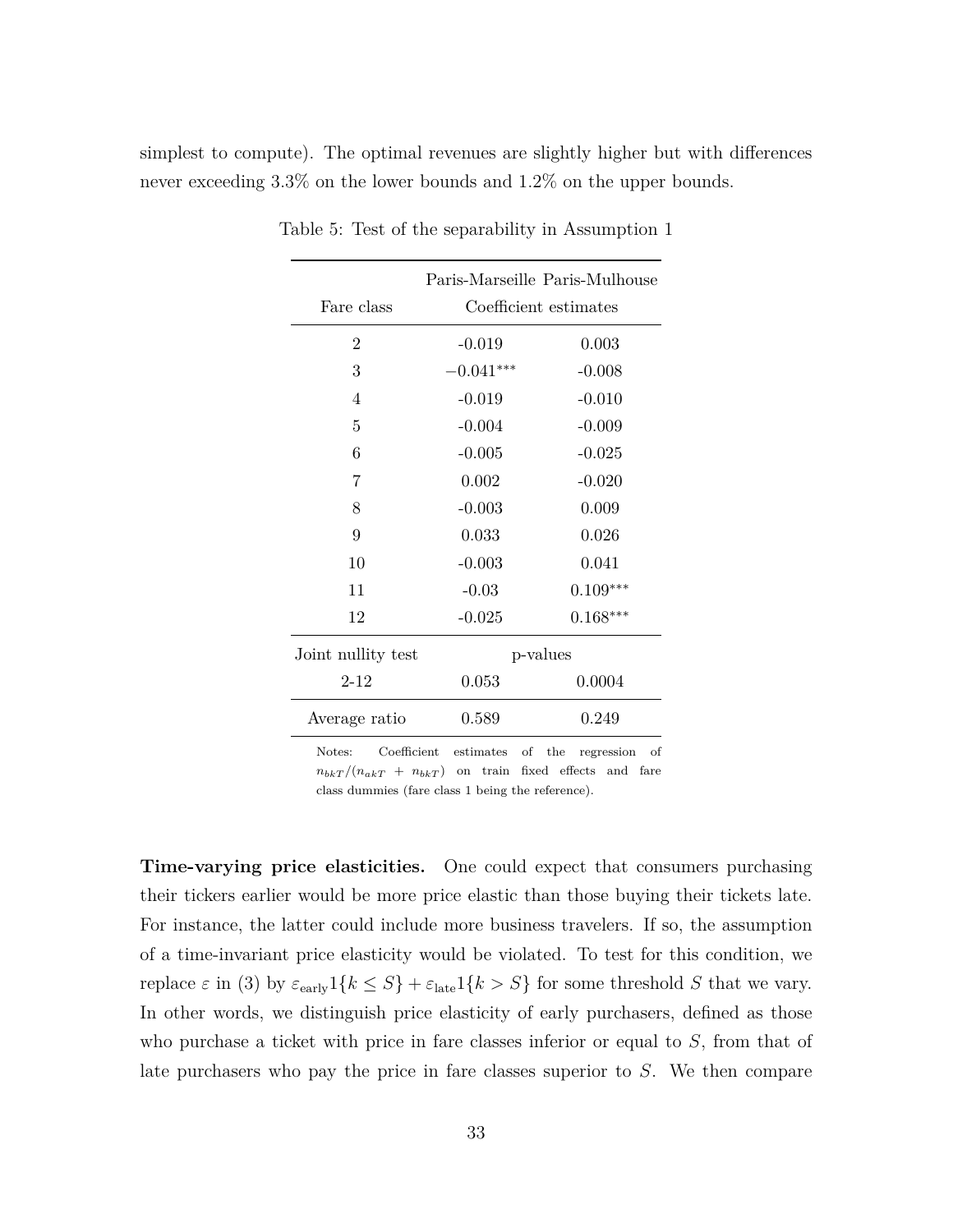simplest to compute). The optimal revenues are slightly higher but with differences never exceeding 3.3% on the lower bounds and 1.2% on the upper bounds.

Table 5: Test of the separability in Assumption 1

| | Paris-Marseille | Paris-Mulhouse |
|---|---|---|
| Fare class | Coefficient estimates | |
| 2 | -0.019 | 0.003 |
| 3 | $-0.041^{***}$ | -0.008 |
| 4 | -0.019 | -0.010 |
| 5 | -0.004 | -0.009 |
| 6 | -0.005 | -0.025 |
| 7 | 0.002 | -0.020 |
| 8 | -0.003 | 0.009 |
| 9 | 0.033 | 0.026 |
| 10 | -0.003 | 0.041 |
| 11 | -0.03 | $0.109^{***}$ |
| 12 | -0.025 | $0.168^{***}$ |
| Joint nullity test | p-values | |
| 2-12 | 0.053 | 0.0004 |
| Average ratio | 0.589 | 0.249 |

Notes: Coefficient estimates of the regression of $n_{bkT}/(n_{akT} + n_{bkT})$ on train fixed effects and fare class dummies (fare class 1 being the reference).

**Time-varying price elasticities.** One could expect that consumers purchasing their tickers earlier would be more price elastic than those buying their tickets late. For instance, the latter could include more business travelers. If so, the assumption of a time-invariant price elasticity would be violated. To test for this condition, we replace $\varepsilon$ in (3) by $\varepsilon_{\text{early}}1\{k \leq S\} + \varepsilon_{\text{late}}1\{k > S\}$ for some threshold $S$ that we vary. In other words, we distinguish price elasticity of early purchasers, defined as those who purchase a ticket with price in fare classes inferior or equal to $S$, from that of late purchasers who pay the price in fare classes superior to $S$. We then compare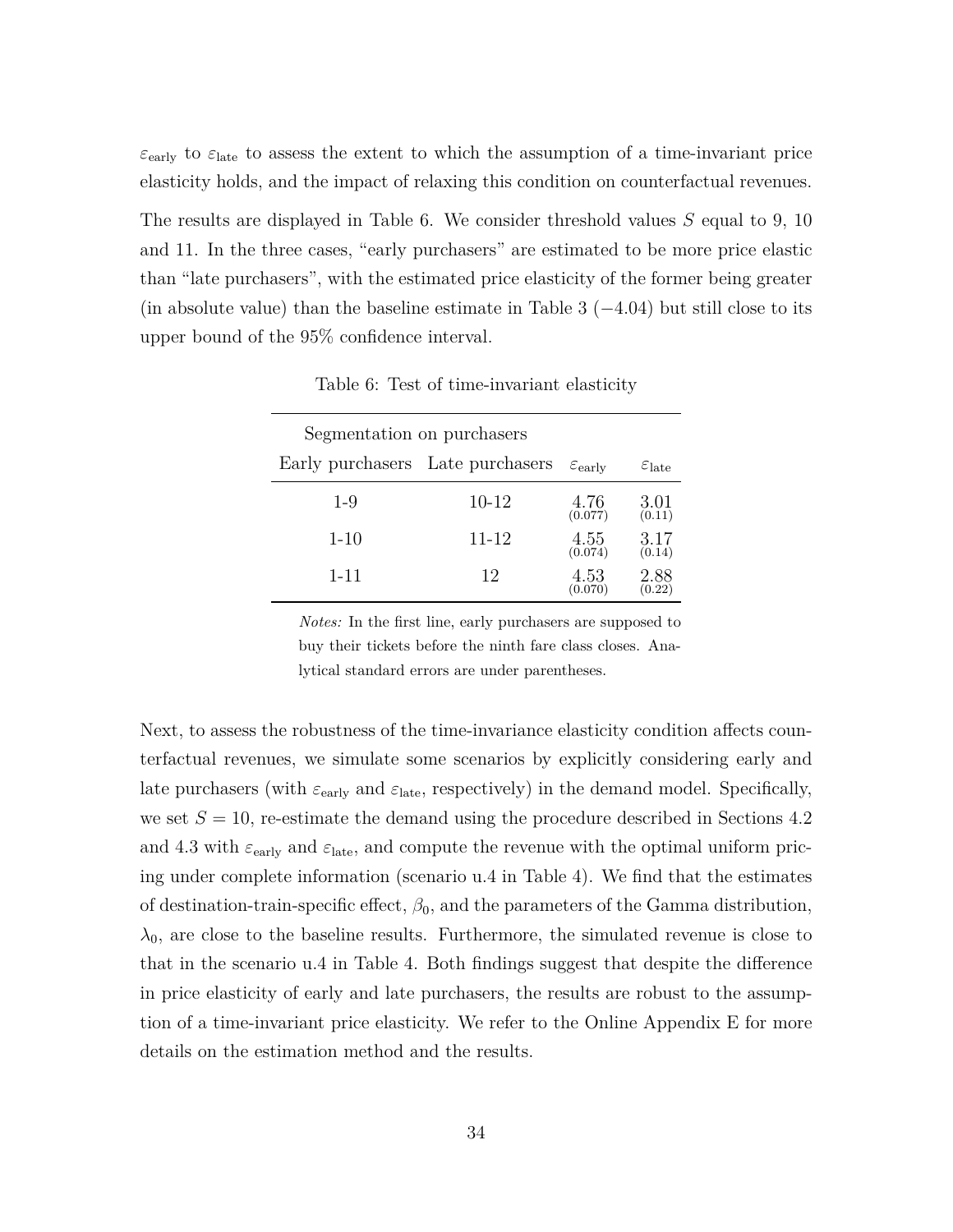$\varepsilon_{\text{early}}$ to $\varepsilon_{\text{late}}$ to assess the extent to which the assumption of a time-invariant price elasticity holds, and the impact of relaxing this condition on counterfactual revenues.

The results are displayed in Table 6. We consider threshold values $S$ equal to 9, 10 and 11. In the three cases, "early purchasers" are estimated to be more price elastic than "late purchasers", with the estimated price elasticity of the former being greater (in absolute value) than the baseline estimate in Table 3 ($-4.04$) but still close to its upper bound of the 95% confidence interval.

Table 6: Test of time-invariant elasticity

| Segmentation on purchasers | | | |
|---|---|---|---|
| Early purchasers | Late purchasers | $\varepsilon_{\text{early}}$ | $\varepsilon_{\text{late}}$ |
| 1-9 | 10-12 | 4.76 (0.077) | 3.01 (0.11) |
| 1-10 | 11-12 | 4.55 (0.074) | 3.17 (0.14) |
| 1-11 | 12 | 4.53 (0.070) | 2.88 (0.22) |

*Notes:* In the first line, early purchasers are supposed to buy their tickets before the ninth fare class closes. Analytical standard errors are under parentheses.

Next, to assess the robustness of the time-invariance elasticity condition affects counterfactual revenues, we simulate some scenarios by explicitly considering early and late purchasers (with $\varepsilon_{\text{early}}$ and $\varepsilon_{\text{late}}$, respectively) in the demand model. Specifically, we set $S = 10$, re-estimate the demand using the procedure described in Sections 4.2 and 4.3 with $\varepsilon_{\text{early}}$ and $\varepsilon_{\text{late}}$, and compute the revenue with the optimal uniform pricing under complete information (scenario u.4 in Table 4). We find that the estimates of destination-train-specific effect, $\beta_0$, and the parameters of the Gamma distribution, $\lambda_0$, are close to the baseline results. Furthermore, the simulated revenue is close to that in the scenario u.4 in Table 4. Both findings suggest that despite the difference in price elasticity of early and late purchasers, the results are robust to the assumption of a time-invariant price elasticity. We refer to the Online Appendix E for more details on the estimation method and the results.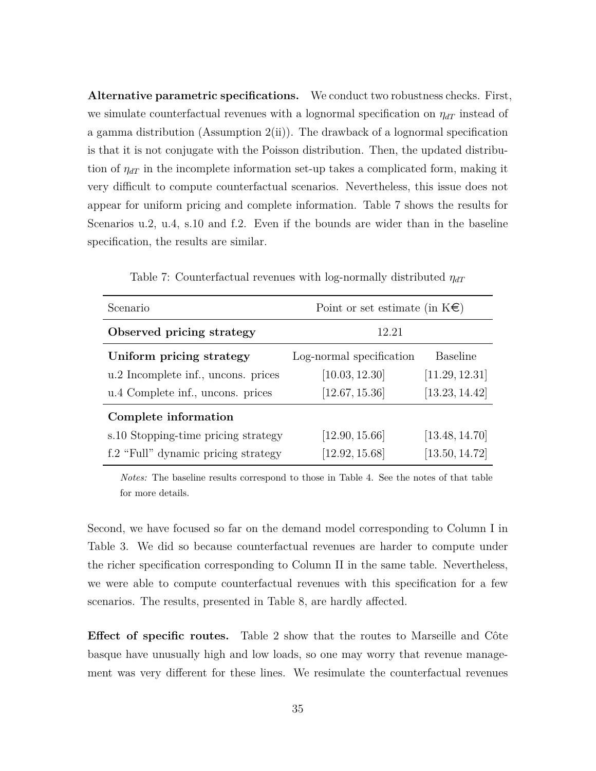**Alternative parametric specifications.** We conduct two robustness checks. First, we simulate counterfactual revenues with a lognormal specification on $\eta_{dT}$ instead of a gamma distribution (Assumption 2(ii)). The drawback of a lognormal specification is that it is not conjugate with the Poisson distribution. Then, the updated distribution of $\eta_{dT}$ in the incomplete information set-up takes a complicated form, making it very difficult to compute counterfactual scenarios. Nevertheless, this issue does not appear for uniform pricing and complete information. Table 7 shows the results for Scenarios u.2, u.4, s.10 and f.2. Even if the bounds are wider than in the baseline specification, the results are similar.

Table 7: Counterfactual revenues with log-normally distributed $\eta_{dT}$

| Scenario | Point or set estimate (in K€) | |
|---|---|---|
| **Observed pricing strategy** | 12.21 | |
| **Uniform pricing strategy** | Log-normal specification | Baseline |
| u.2 Incomplete inf., uncons. prices | $[10.03, 12.30]$ | $[11.29, 12.31]$ |
| u.4 Complete inf., uncons. prices | $[12.67, 15.36]$ | $[13.23, 14.42]$ |
| **Complete information** | | |
| s.10 Stopping-time pricing strategy | $[12.90, 15.66]$ | $[13.48, 14.70]$ |
| f.2 "Full" dynamic pricing strategy | $[12.92, 15.68]$ | $[13.50, 14.72]$ |

*Notes:* The baseline results correspond to those in Table 4. See the notes of that table for more details.

Second, we have focused so far on the demand model corresponding to Column I in Table 3. We did so because counterfactual revenues are harder to compute under the richer specification corresponding to Column II in the same table. Nevertheless, we were able to compute counterfactual revenues with this specification for a few scenarios. The results, presented in Table 8, are hardly affected.

**Effect of specific routes.** Table 2 show that the routes to Marseille and Côte basque have unusually high and low loads, so one may worry that revenue management was very different for these lines. We resimulate the counterfactual revenues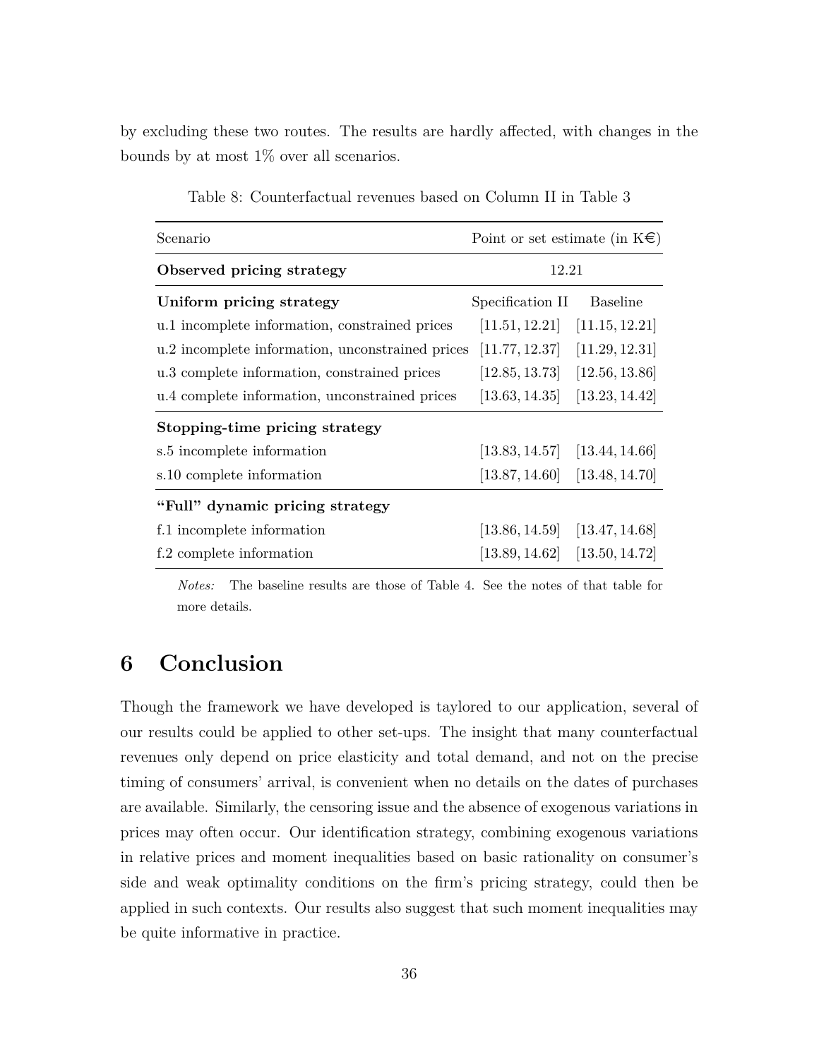by excluding these two routes. The results are hardly affected, with changes in the bounds by at most 1% over all scenarios.

Table 8: Counterfactual revenues based on Column II in Table 3

| Scenario | Point or set estimate (in K€) | |
|---|---|---|
| **Observed pricing strategy** | 12.21 | |
| **Uniform pricing strategy** | Specification II | Baseline |
| u.1 incomplete information, constrained prices | $[11.51, 12.21]$ | $[11.15, 12.21]$ |
| u.2 incomplete information, unconstrained prices | $[11.77, 12.37]$ | $[11.29, 12.31]$ |
| u.3 complete information, constrained prices | $[12.85, 13.73]$ | $[12.56, 13.86]$ |
| u.4 complete information, unconstrained prices | $[13.63, 14.35]$ | $[13.23, 14.42]$ |
| **Stopping-time pricing strategy** | | |
| s.5 incomplete information | $[13.83, 14.57]$ | $[13.44, 14.66]$ |
| s.10 complete information | $[13.87, 14.60]$ | $[13.48, 14.70]$ |
| **"Full" dynamic pricing strategy** | | |
| f.1 incomplete information | $[13.86, 14.59]$ | $[13.47, 14.68]$ |
| f.2 complete information | $[13.89, 14.62]$ | $[13.50, 14.72]$ |

*Notes:* The baseline results are those of Table 4. See the notes of that table for more details.

# 6 Conclusion

Though the framework we have developed is taylored to our application, several of our results could be applied to other set-ups. The insight that many counterfactual revenues only depend on price elasticity and total demand, and not on the precise timing of consumers' arrival, is convenient when no details on the dates of purchases are available. Similarly, the censoring issue and the absence of exogenous variations in prices may often occur. Our identification strategy, combining exogenous variations in relative prices and moment inequalities based on basic rationality on consumer's side and weak optimality conditions on the firm's pricing strategy, could then be applied in such contexts. Our results also suggest that such moment inequalities may be quite informative in practice.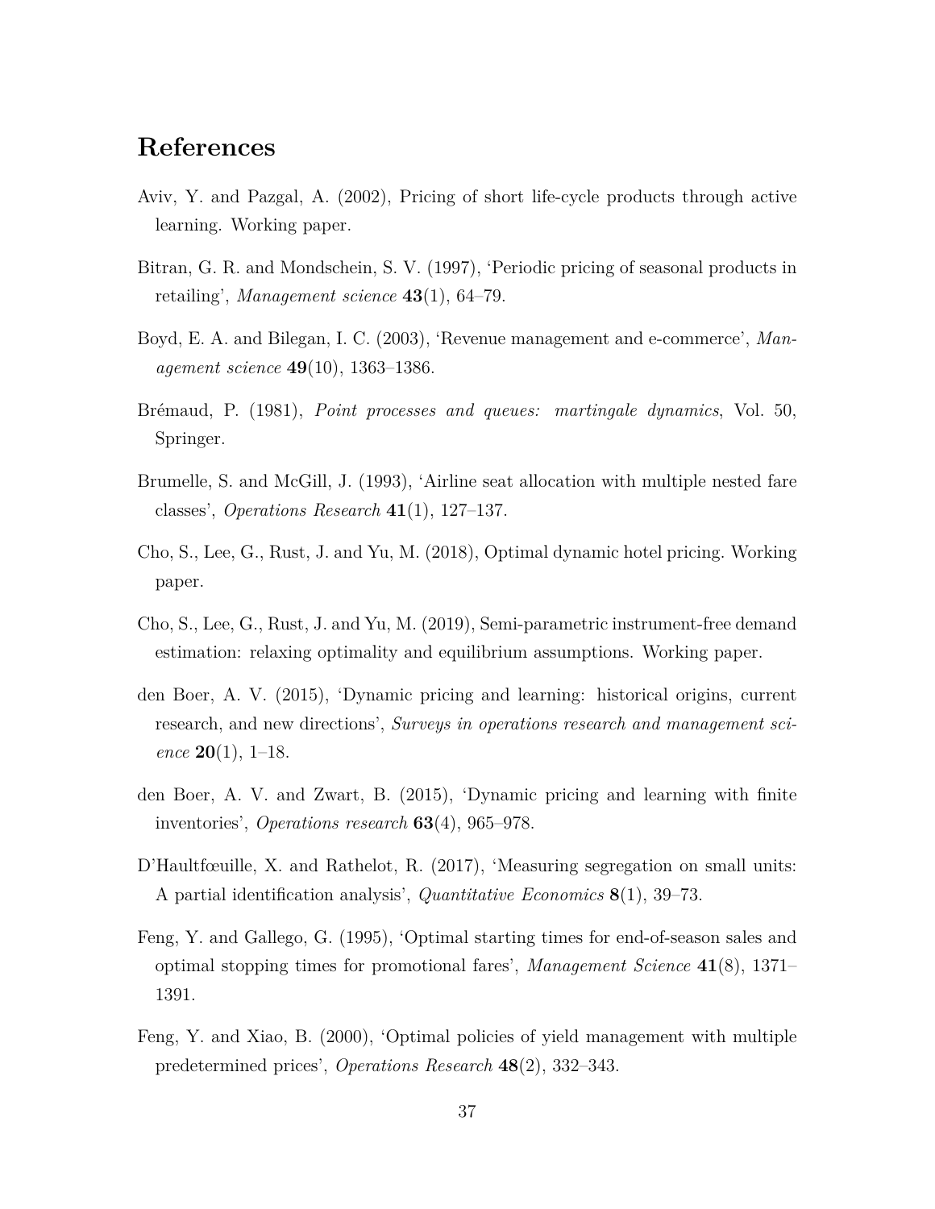## References

Aviv, Y. and Pazgal, A. (2002), Pricing of short life-cycle products through active learning. Working paper.

Bitran, G. R. and Mondschein, S. V. (1997), 'Periodic pricing of seasonal products in retailing', *Management science* **43**(1), 64–79.

Boyd, E. A. and Bilegan, I. C. (2003), 'Revenue management and e-commerce', *Management science* **49**(10), 1363–1386.

Brémaud, P. (1981), *Point processes and queues: martingale dynamics*, Vol. 50, Springer.

Brumelle, S. and McGill, J. (1993), 'Airline seat allocation with multiple nested fare classes', *Operations Research* **41**(1), 127–137.

Cho, S., Lee, G., Rust, J. and Yu, M. (2018), Optimal dynamic hotel pricing. Working paper.

Cho, S., Lee, G., Rust, J. and Yu, M. (2019), Semi-parametric instrument-free demand estimation: relaxing optimality and equilibrium assumptions. Working paper.

den Boer, A. V. (2015), 'Dynamic pricing and learning: historical origins, current research, and new directions', *Surveys in operations research and management science* **20**(1), 1–18.

den Boer, A. V. and Zwart, B. (2015), 'Dynamic pricing and learning with finite inventories', *Operations research* **63**(4), 965–978.

D'Haultfœuille, X. and Rathelot, R. (2017), 'Measuring segregation on small units: A partial identification analysis', *Quantitative Economics* **8**(1), 39–73.

Feng, Y. and Gallego, G. (1995), 'Optimal starting times for end-of-season sales and optimal stopping times for promotional fares', *Management Science* **41**(8), 1371–1391.

Feng, Y. and Xiao, B. (2000), 'Optimal policies of yield management with multiple predetermined prices', *Operations Research* **48**(2), 332–343.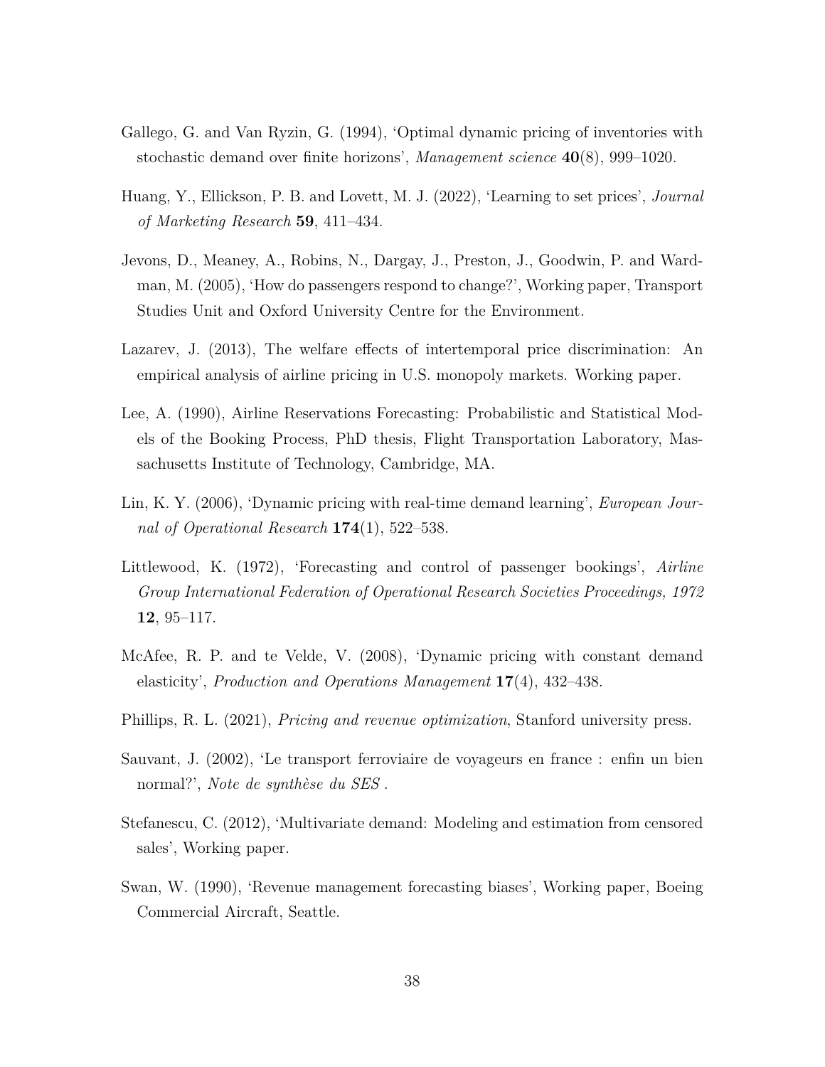Gallego, G. and Van Ryzin, G. (1994), 'Optimal dynamic pricing of inventories with stochastic demand over finite horizons', *Management science* **40**(8), 999–1020.

Huang, Y., Ellickson, P. B. and Lovett, M. J. (2022), 'Learning to set prices', *Journal of Marketing Research* **59**, 411–434.

Jevons, D., Meaney, A., Robins, N., Dargay, J., Preston, J., Goodwin, P. and Wardman, M. (2005), 'How do passengers respond to change?', Working paper, Transport Studies Unit and Oxford University Centre for the Environment.

Lazarev, J. (2013), The welfare effects of intertemporal price discrimination: An empirical analysis of airline pricing in U.S. monopoly markets. Working paper.

Lee, A. (1990), Airline Reservations Forecasting: Probabilistic and Statistical Models of the Booking Process, PhD thesis, Flight Transportation Laboratory, Massachusetts Institute of Technology, Cambridge, MA.

Lin, K. Y. (2006), 'Dynamic pricing with real-time demand learning', *European Journal of Operational Research* **174**(1), 522–538.

Littlewood, K. (1972), 'Forecasting and control of passenger bookings', *Airline Group International Federation of Operational Research Societies Proceedings, 1972* **12**, 95–117.

McAfee, R. P. and te Velde, V. (2008), 'Dynamic pricing with constant demand elasticity', *Production and Operations Management* **17**(4), 432–438.

Phillips, R. L. (2021), *Pricing and revenue optimization*, Stanford university press.

Sauvant, J. (2002), 'Le transport ferroviaire de voyageurs en france : enfin un bien normal?', *Note de synthèse du SES* .

Stefanescu, C. (2012), 'Multivariate demand: Modeling and estimation from censored sales', Working paper.

Swan, W. (1990), 'Revenue management forecasting biases', Working paper, Boeing Commercial Aircraft, Seattle.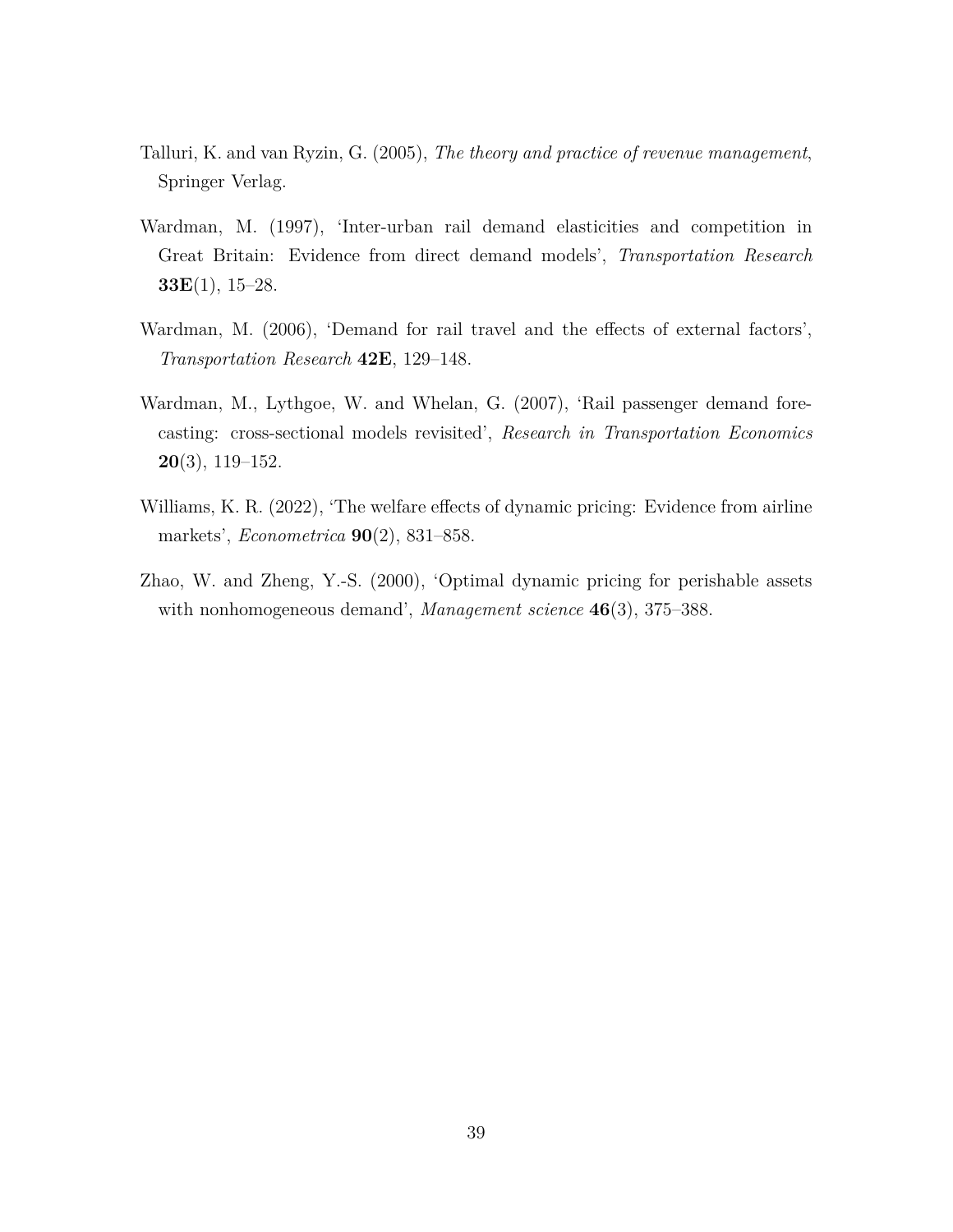Talluri, K. and van Ryzin, G. (2005), *The theory and practice of revenue management*, Springer Verlag.

Wardman, M. (1997), 'Inter-urban rail demand elasticities and competition in Great Britain: Evidence from direct demand models', *Transportation Research* **33E**(1), 15–28.

Wardman, M. (2006), 'Demand for rail travel and the effects of external factors', *Transportation Research* **42E**, 129–148.

Wardman, M., Lythgoe, W. and Whelan, G. (2007), 'Rail passenger demand forecasting: cross-sectional models revisited', *Research in Transportation Economics* **20**(3), 119–152.

Williams, K. R. (2022), 'The welfare effects of dynamic pricing: Evidence from airline markets', *Econometrica* **90**(2), 831–858.

Zhao, W. and Zheng, Y.-S. (2000), 'Optimal dynamic pricing for perishable assets with nonhomogeneous demand', *Management science* **46**(3), 375–388.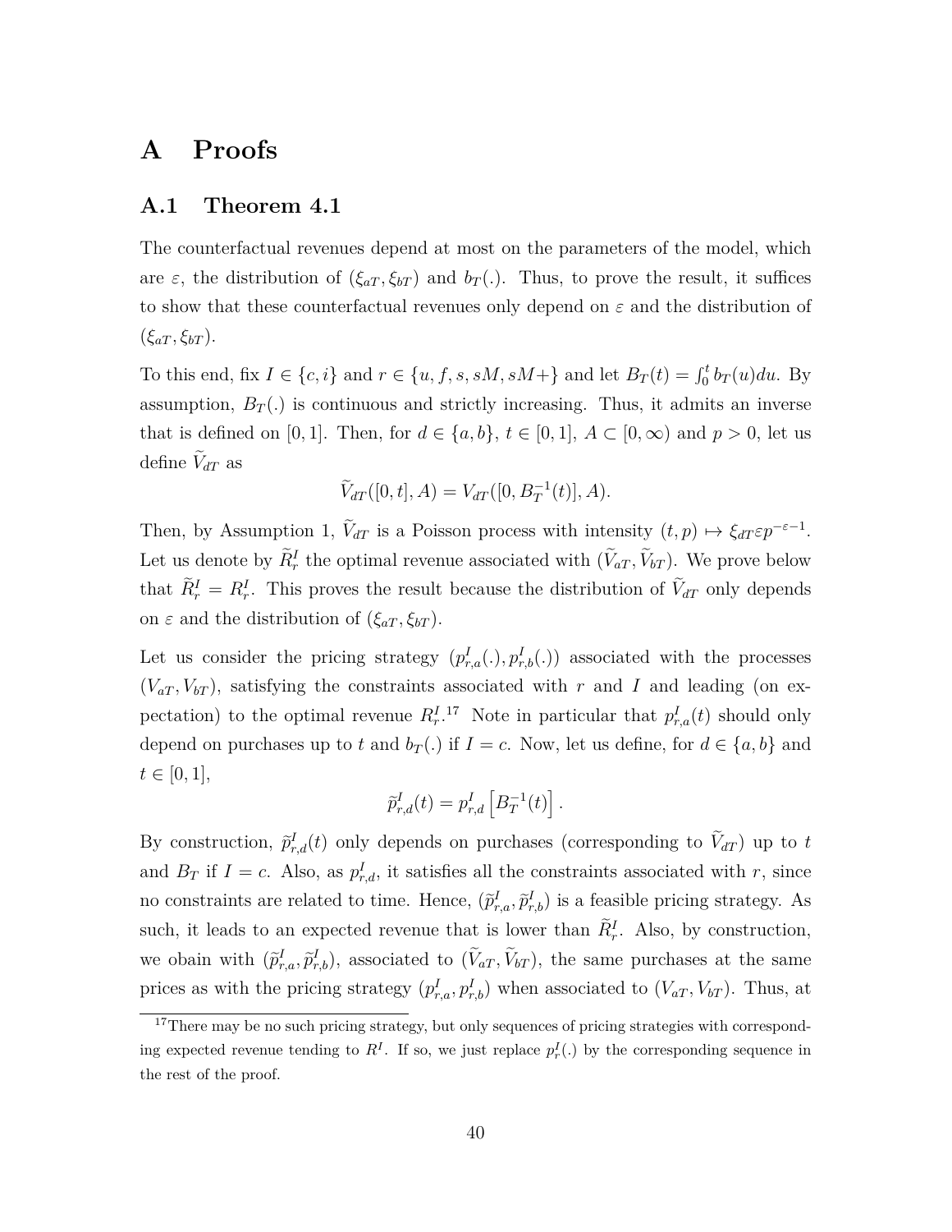# A Proofs

## A.1 Theorem 4.1

The counterfactual revenues depend at most on the parameters of the model, which are $\varepsilon$, the distribution of $(\xi_{aT}, \xi_{bT})$ and $b_T(.)$. Thus, to prove the result, it suffices to show that these counterfactual revenues only depend on $\varepsilon$ and the distribution of $(\xi_{aT}, \xi_{bT})$.

To this end, fix $I \in \{c, i\}$ and $r \in \{u, f, s, sM, sM+\}$ and let $B_T(t) = \int_0^t b_T(u)du$. By assumption, $B_T(.)$ is continuous and strictly increasing. Thus, it admits an inverse that is defined on $[0, 1]$. Then, for $d \in \{a, b\}$, $t \in [0, 1]$, $A \subset [0, \infty)$ and $p > 0$, let us define $\widetilde{V}_{dT}$ as

$$\widetilde{V}_{dT}([0, t], A) = V_{dT}([0, B_T^{-1}(t)], A).$$

Then, by Assumption 1, $\widetilde{V}_{dT}$ is a Poisson process with intensity $(t, p) \mapsto \xi_{dT}\varepsilon p^{-\varepsilon-1}$. Let us denote by $\widetilde{R}_r^I$ the optimal revenue associated with $(\widetilde{V}_{aT}, \widetilde{V}_{bT})$. We prove below that $\widetilde{R}_r^I = R_r^I$. This proves the result because the distribution of $\widetilde{V}_{dT}$ only depends on $\varepsilon$ and the distribution of $(\xi_{aT}, \xi_{bT})$.

Let us consider the pricing strategy $(p_{r,a}^I(.), p_{r,b}^I(.))$ associated with the processes $(V_{aT}, V_{bT})$, satisfying the constraints associated with $r$ and $I$ and leading (on expectation) to the optimal revenue $R_r^I$.[17] Note in particular that $p_{r,a}^I(t)$ should only depend on purchases up to $t$ and $b_T(.)$ if $I = c$. Now, let us define, for $d \in \{a, b\}$ and $t \in [0, 1]$,

$$\widetilde{p}_{r,d}^I(t) = p_{r,d}^I\left[B_T^{-1}(t)\right].$$

By construction, $\widetilde{p}_{r,d}^I(t)$ only depends on purchases (corresponding to $\widetilde{V}_{dT}$) up to $t$ and $B_T$ if $I = c$. Also, as $p_{r,d}^I$, it satisfies all the constraints associated with $r$, since no constraints are related to time. Hence, $(\widetilde{p}_{r,a}^I, \widetilde{p}_{r,b}^I)$ is a feasible pricing strategy. As such, it leads to an expected revenue that is lower than $\widetilde{R}_r^I$. Also, by construction, we obain with $(\widetilde{p}_{r,a}^I, \widetilde{p}_{r,b}^I)$, associated to $(\widetilde{V}_{aT}, \widetilde{V}_{bT})$, the same purchases at the same prices as with the pricing strategy $(p_{r,a}^I, p_{r,b}^I)$ when associated to $(V_{aT}, V_{bT})$. Thus, at

[17] There may be no such pricing strategy, but only sequences of pricing strategies with corresponding expected revenue tending to $R^I$. If so, we just replace $p_r^I(.)$ by the corresponding sequence in the rest of the proof.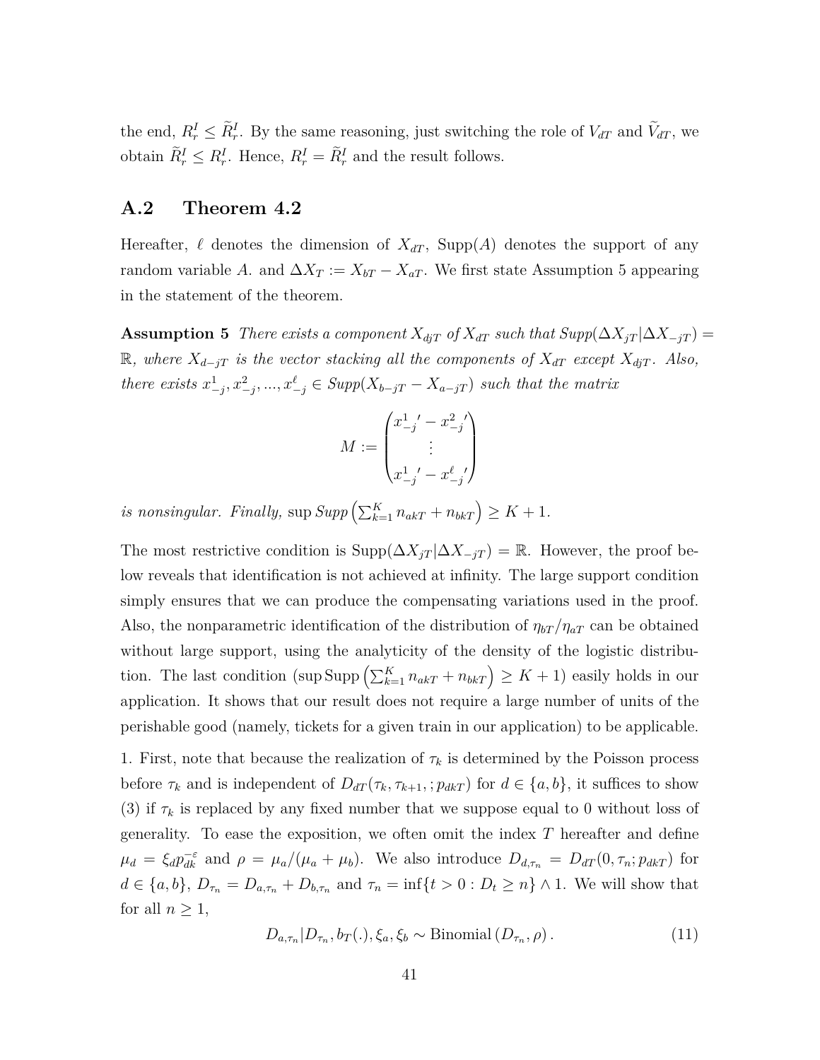the end, $R_r^I \leq \widetilde{R}_r^I$. By the same reasoning, just switching the role of $V_{dT}$ and $\widetilde{V}_{dT}$, we obtain $\widetilde{R}_r^I \leq R_r^I$. Hence, $R_r^I = \widetilde{R}_r^I$ and the result follows.

## A.2 Theorem 4.2

Hereafter, $\ell$ denotes the dimension of $X_{dT}$, Supp$(A)$ denotes the support of any random variable $A$. and $\Delta X_T := X_{bT} - X_{aT}$. We first state Assumption 5 appearing in the statement of the theorem.

**Assumption 5** *There exists a component $X_{djT}$ of $X_{dT}$ such that Supp$(\Delta X_{jT}|\Delta X_{-jT}) = \mathbb{R}$, where $X_{d-jT}$ is the vector stacking all the components of $X_{dT}$ except $X_{djT}$. Also, there exists $x_{-j}^1, x_{-j}^2, ..., x_{-j}^\ell \in$ Supp$(X_{b-jT} - X_{a-jT})$ such that the matrix*

$$M := \begin{pmatrix} {x_{-j}^1}' - {x_{-j}^2}' \\ \vdots \\ {x_{-j}^1}' - {x_{-j}^\ell}' \end{pmatrix}$$

*is nonsingular. Finally,* $\sup \text{Supp}\left(\sum_{k=1}^K n_{akT} + n_{bkT}\right) \geq K+1$.

The most restrictive condition is $\text{Supp}(\Delta X_{jT}|\Delta X_{-jT}) = \mathbb{R}$. However, the proof below reveals that identification is not achieved at infinity. The large support condition simply ensures that we can produce the compensating variations used in the proof. Also, the nonparametric identification of the distribution of $\eta_{bT}/\eta_{aT}$ can be obtained without large support, using the analyticity of the density of the logistic distribution. The last condition ($\sup \text{Supp}\left(\sum_{k=1}^K n_{akT} + n_{bkT}\right) \geq K+1$) easily holds in our application. It shows that our result does not require a large number of units of the perishable good (namely, tickets for a given train in our application) to be applicable.

1. First, note that because the realization of $\tau_k$ is determined by the Poisson process before $\tau_k$ and is independent of $D_{dT}(\tau_k, \tau_{k+1}, ; p_{dkT})$ for $d \in \{a, b\}$, it suffices to show (3) if $\tau_k$ is replaced by any fixed number that we suppose equal to 0 without loss of generality. To ease the exposition, we often omit the index $T$ hereafter and define $\mu_d = \xi_d p_{dk}^{-\varepsilon}$ and $\rho = \mu_a/(\mu_a + \mu_b)$. We also introduce $D_{d,\tau_n} = D_{dT}(0, \tau_n; p_{dkT})$ for $d \in \{a, b\}$, $D_{\tau_n} = D_{a,\tau_n} + D_{b,\tau_n}$ and $\tau_n = \inf\{t > 0 : D_t \geq n\} \wedge 1$. We will show that for all $n \geq 1$,

$$D_{a,\tau_n}|D_{\tau_n}, b_T(.), \xi_a, \xi_b \sim \text{Binomial}\left(D_{\tau_n}, \rho\right). \tag{11}$$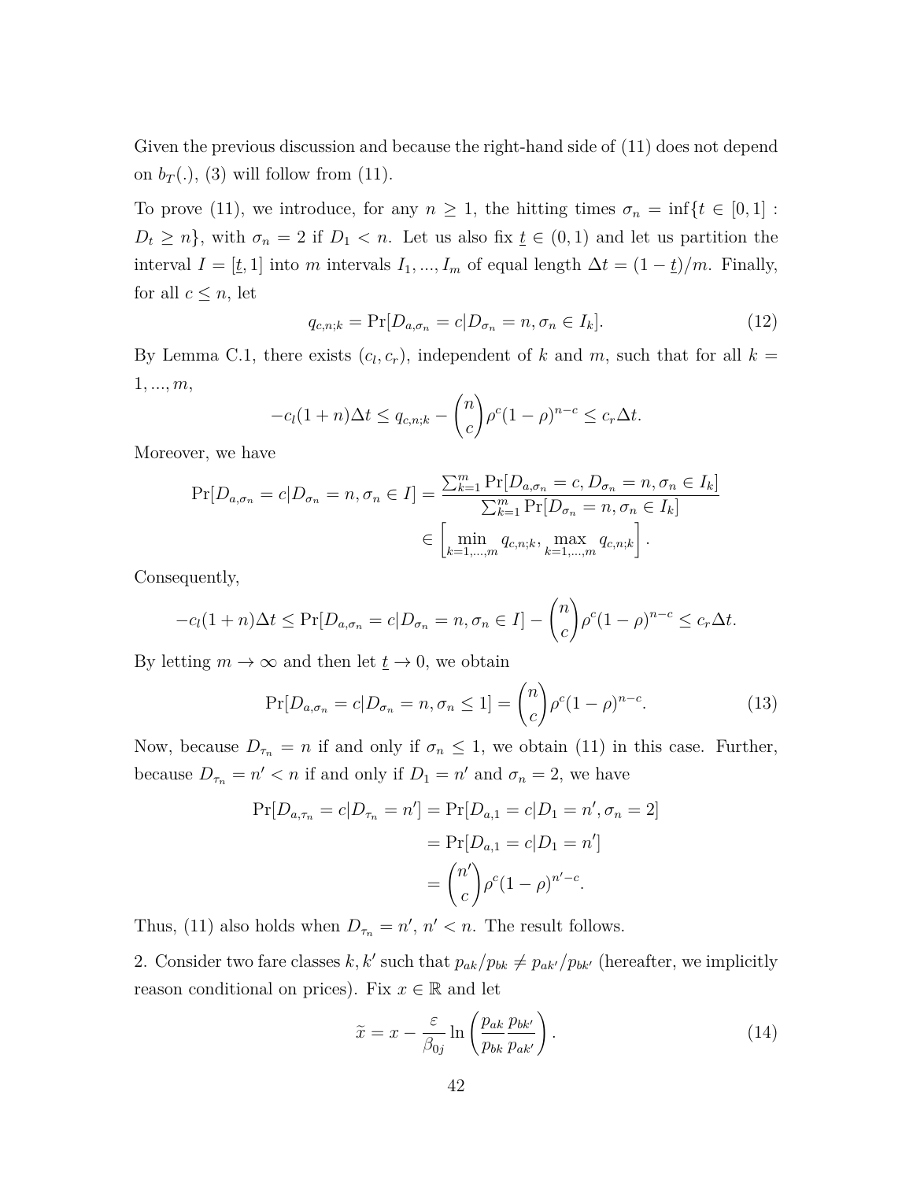Given the previous discussion and because the right-hand side of (11) does not depend on $b_T(.)$, (3) will follow from (11).

To prove (11), we introduce, for any $n \geq 1$, the hitting times $\sigma_n = \inf\{t \in [0,1] : D_t \geq n\}$, with $\sigma_n = 2$ if $D_1 < n$. Let us also fix $\underline{t} \in (0,1)$ and let us partition the interval $I = [\underline{t}, 1]$ into $m$ intervals $I_1, ..., I_m$ of equal length $\Delta t = (1 - \underline{t})/m$. Finally, for all $c \leq n$, let

$$q_{c,n;k} = \Pr[D_{a,\sigma_n} = c | D_{\sigma_n} = n, \sigma_n \in I_k]. \tag{12}$$

By Lemma C.1, there exists $(c_l, c_r)$, independent of $k$ and $m$, such that for all $k = 1, ..., m$,

$$-c_l(1+n)\Delta t \leq q_{c,n;k} - \binom{n}{c}\rho^c(1-\rho)^{n-c} \leq c_r \Delta t.$$

Moreover, we have

$$\begin{aligned}
\Pr[D_{a,\sigma_n} = c | D_{\sigma_n} = n, \sigma_n \in I] &= \frac{\sum_{k=1}^m \Pr[D_{a,\sigma_n} = c, D_{\sigma_n} = n, \sigma_n \in I_k]}{\sum_{k=1}^m \Pr[D_{\sigma_n} = n, \sigma_n \in I_k]} \\
&\in \left[\min_{k=1,...,m} q_{c,n;k}, \max_{k=1,...,m} q_{c,n;k}\right].
\end{aligned}$$

Consequently,

$$-c_l(1+n)\Delta t \leq \Pr[D_{a,\sigma_n} = c | D_{\sigma_n} = n, \sigma_n \in I] - \binom{n}{c}\rho^c(1-\rho)^{n-c} \leq c_r \Delta t.$$

By letting $m \to \infty$ and then let $\underline{t} \to 0$, we obtain

$$\Pr[D_{a,\sigma_n} = c | D_{\sigma_n} = n, \sigma_n \leq 1] = \binom{n}{c}\rho^c(1-\rho)^{n-c}. \tag{13}$$

Now, because $D_{\tau_n} = n$ if and only if $\sigma_n \leq 1$, we obtain (11) in this case. Further, because $D_{\tau_n} = n' < n$ if and only if $D_1 = n'$ and $\sigma_n = 2$, we have

$$\begin{aligned}
\Pr[D_{a,\tau_n} = c | D_{\tau_n} = n'] &= \Pr[D_{a,1} = c | D_1 = n', \sigma_n = 2] \\
&= \Pr[D_{a,1} = c | D_1 = n'] \\
&= \binom{n'}{c}\rho^c(1-\rho)^{n'-c}.
\end{aligned}$$

Thus, (11) also holds when $D_{\tau_n} = n'$, $n' < n$. The result follows.

2. Consider two fare classes $k, k'$ such that $p_{ak}/p_{bk} \neq p_{ak'}/p_{bk'}$ (hereafter, we implicitly reason conditional on prices). Fix $x \in \mathbb{R}$ and let

$$\widetilde{x} = x - \frac{\varepsilon}{\beta_{0j}} \ln\left(\frac{p_{ak}}{p_{bk}} \frac{p_{bk'}}{p_{ak'}}\right). \tag{14}$$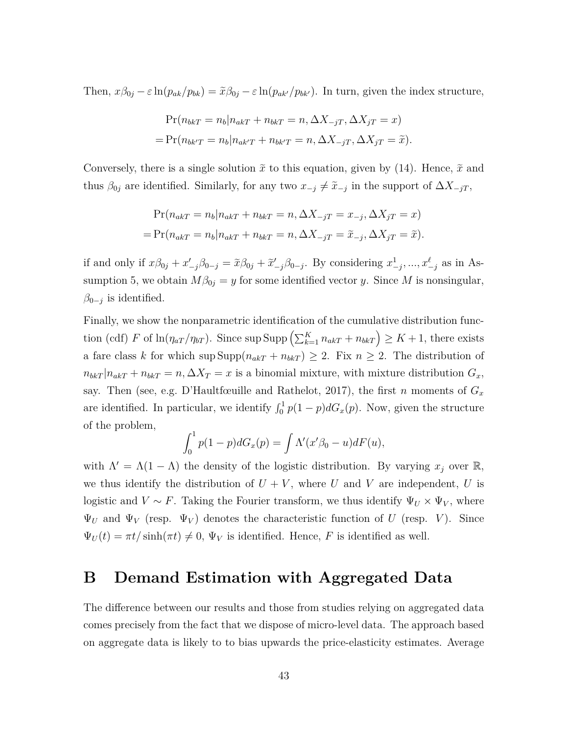Then, $x\beta_{0j} - \varepsilon \ln(p_{ak}/p_{bk}) = \widetilde{x}\beta_{0j} - \varepsilon \ln(p_{ak'}/p_{bk'})$. In turn, given the index structure,

$$
\begin{aligned}
&\Pr(n_{bkT} = n_b | n_{akT} + n_{bkT} = n, \Delta X_{-jT}, \Delta X_{jT} = x) \\
=&\Pr(n_{bk'T} = n_b | n_{ak'T} + n_{bk'T} = n, \Delta X_{-jT}, \Delta X_{jT} = \widetilde{x}).
\end{aligned}
$$

Conversely, there is a single solution $\widetilde{x}$ to this equation, given by (14). Hence, $\widetilde{x}$ and thus $\beta_{0j}$ are identified. Similarly, for any two $x_{-j} \neq \widetilde{x}_{-j}$ in the support of $\Delta X_{-jT}$,

$$
\begin{aligned}
&\Pr(n_{akT} = n_b | n_{akT} + n_{bkT} = n, \Delta X_{-jT} = x_{-j}, \Delta X_{jT} = x) \\
=&\Pr(n_{akT} = n_b | n_{akT} + n_{bkT} = n, \Delta X_{-jT} = \widetilde{x}_{-j}, \Delta X_{jT} = \widetilde{x}).
\end{aligned}
$$

if and only if $x\beta_{0j} + x'_{-j}\beta_{0-j} = \widetilde{x}\beta_{0j} + \widetilde{x}'_{-j}\beta_{0-j}$. By considering $x^1_{-j}, ..., x^\ell_{-j}$ as in Assumption 5, we obtain $M\beta_{0j} = y$ for some identified vector $y$. Since $M$ is nonsingular, $\beta_{0-j}$ is identified.

Finally, we show the nonparametric identification of the cumulative distribution function (cdf) $F$ of $\ln(\eta_{aT}/\eta_{bT})$. Since $\sup \text{Supp}\left(\sum_{k=1}^K n_{akT} + n_{bkT}\right) \geq K + 1$, there exists a fare class $k$ for which $\sup \text{Supp}(n_{akT} + n_{bkT}) \geq 2$. Fix $n \geq 2$. The distribution of $n_{bkT} | n_{akT} + n_{bkT} = n, \Delta X_T = x$ is a binomial mixture, with mixture distribution $G_x$, say. Then (see, e.g. D'Haultfœuille and Rathelot, 2017), the first $n$ moments of $G_x$ are identified. In particular, we identify $\int_0^1 p(1-p)dG_x(p)$. Now, given the structure of the problem,

$$
\int_0^1 p(1-p)dG_x(p) = \int \Lambda'(x'\beta_0 - u)dF(u),
$$

with $\Lambda' = \Lambda(1 - \Lambda)$ the density of the logistic distribution. By varying $x_j$ over $\mathbb{R}$, we thus identify the distribution of $U + V$, where $U$ and $V$ are independent, $U$ is logistic and $V \sim F$. Taking the Fourier transform, we thus identify $\Psi_U \times \Psi_V$, where $\Psi_U$ and $\Psi_V$ (resp. $\Psi_V$) denotes the characteristic function of $U$ (resp. $V$). Since $\Psi_U(t) = \pi t/\sinh(\pi t) \neq 0$, $\Psi_V$ is identified. Hence, $F$ is identified as well.

# B Demand Estimation with Aggregated Data

The difference between our results and those from studies relying on aggregated data comes precisely from the fact that we dispose of micro-level data. The approach based on aggregate data is likely to to bias upwards the price-elasticity estimates. Average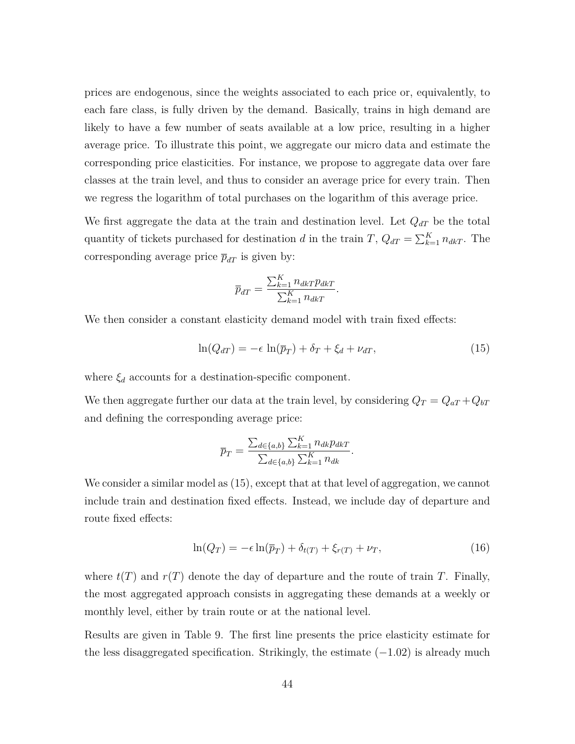prices are endogenous, since the weights associated to each price or, equivalently, to each fare class, is fully driven by the demand. Basically, trains in high demand are likely to have a few number of seats available at a low price, resulting in a higher average price. To illustrate this point, we aggregate our micro data and estimate the corresponding price elasticities. For instance, we propose to aggregate data over fare classes at the train level, and thus to consider an average price for every train. Then we regress the logarithm of total purchases on the logarithm of this average price.

We first aggregate the data at the train and destination level. Let $Q_{dT}$ be the total quantity of tickets purchased for destination $d$ in the train $T$, $Q_{dT} = \sum_{k=1}^{K} n_{dkT}$. The corresponding average price $\overline{p}_{dT}$ is given by:

$$\overline{p}_{dT} = \frac{\sum_{k=1}^{K} n_{dkT} p_{dkT}}{\sum_{k=1}^{K} n_{dkT}}.$$

We then consider a constant elasticity demand model with train fixed effects:

$$\ln(Q_{dT}) = -\epsilon \, \ln(\overline{p}_T) + \delta_T + \xi_d + \nu_{dT}, \tag{15}$$

where $\xi_d$ accounts for a destination-specific component.

We then aggregate further our data at the train level, by considering $Q_T = Q_{aT} + Q_{bT}$ and defining the corresponding average price:

$$\overline{p}_T = \frac{\sum_{d \in \{a,b\}} \sum_{k=1}^{K} n_{dk} p_{dkT}}{\sum_{d \in \{a,b\}} \sum_{k=1}^{K} n_{dk}}.$$

We consider a similar model as (15), except that at that level of aggregation, we cannot include train and destination fixed effects. Instead, we include day of departure and route fixed effects:

$$\ln(Q_T) = -\epsilon \ln(\overline{p}_T) + \delta_{t(T)} + \xi_{r(T)} + \nu_T, \tag{16}$$

where $t(T)$ and $r(T)$ denote the day of departure and the route of train $T$. Finally, the most aggregated approach consists in aggregating these demands at a weekly or monthly level, either by train route or at the national level.

Results are given in Table 9. The first line presents the price elasticity estimate for the less disaggregated specification. Strikingly, the estimate ($-1.02$) is already much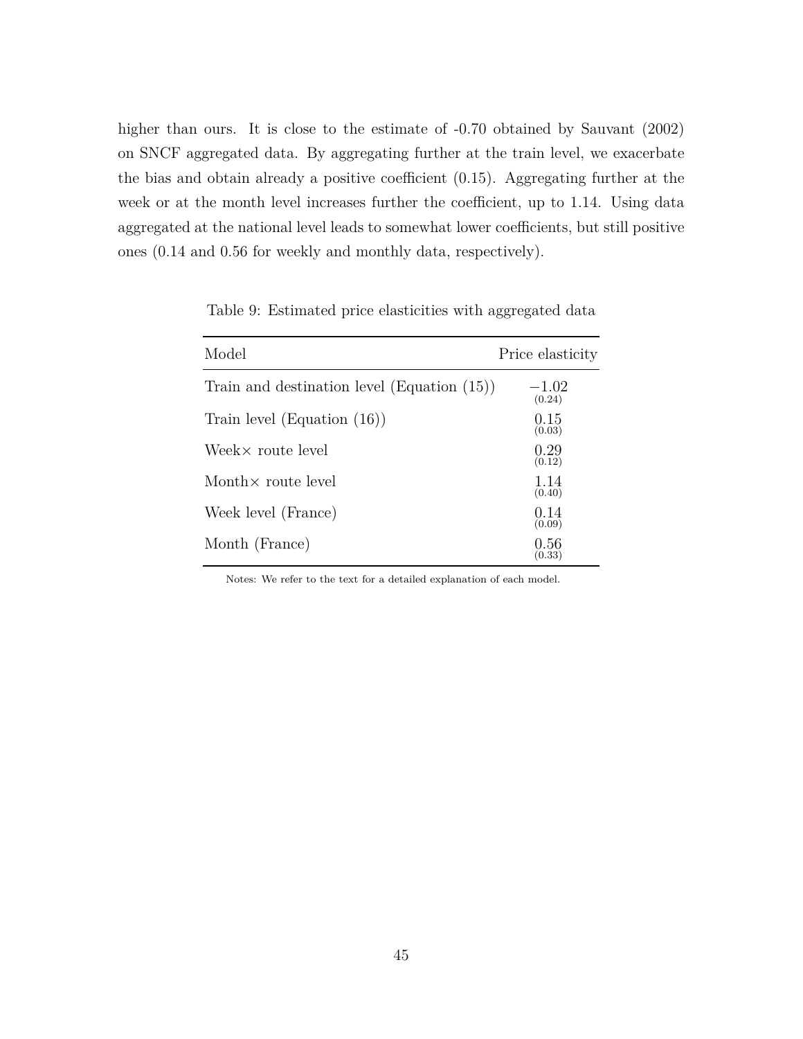higher than ours. It is close to the estimate of -0.70 obtained by Sauvant (2002) on SNCF aggregated data. By aggregating further at the train level, we exacerbate the bias and obtain already a positive coefficient (0.15). Aggregating further at the week or at the month level increases further the coefficient, up to 1.14. Using data aggregated at the national level leads to somewhat lower coefficients, but still positive ones (0.14 and 0.56 for weekly and monthly data, respectively).

Table 9: Estimated price elasticities with aggregated data

| Model | Price elasticity |
| --- | --- |
| Train and destination level (Equation (15)) | $-1.02$ (0.24) |
| Train level (Equation (16)) | 0.15 (0.03) |
| Week× route level | 0.29 (0.12) |
| Month× route level | 1.14 (0.40) |
| Week level (France) | 0.14 (0.09) |
| Month (France) | 0.56 (0.33) |

Notes: We refer to the text for a detailed explanation of each model.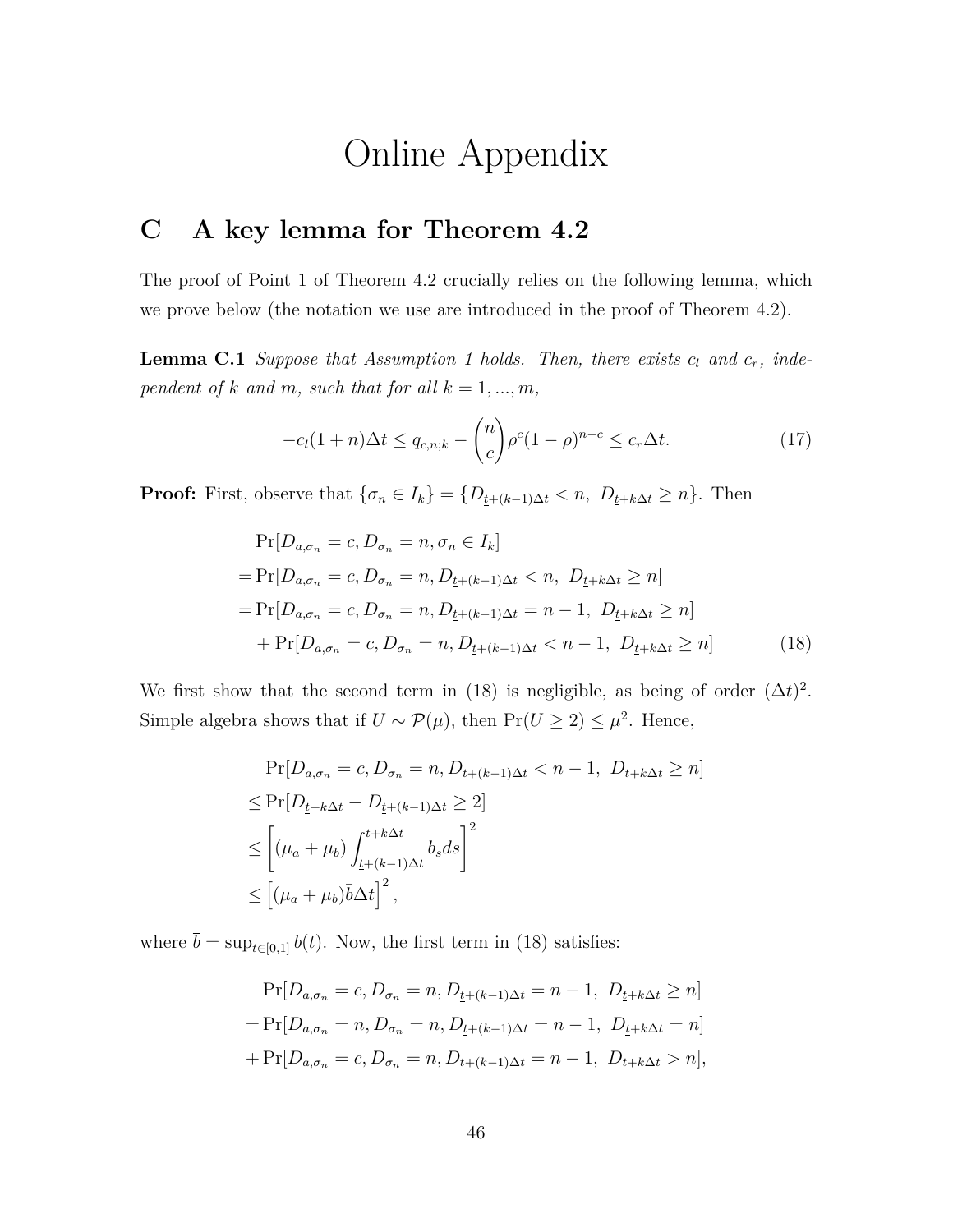# Online Appendix

## C A key lemma for Theorem 4.2

The proof of Point 1 of Theorem 4.2 crucially relies on the following lemma, which we prove below (the notation we use are introduced in the proof of Theorem 4.2).

**Lemma C.1** *Suppose that Assumption 1 holds. Then, there exists $c_l$ and $c_r$, independent of $k$ and $m$, such that for all $k = 1, ..., m$,*

$$-c_l(1+n)\Delta t \leq q_{c,n;k} - \binom{n}{c}\rho^c(1-\rho)^{n-c} \leq c_r \Delta t. \tag{17}$$

**Proof:** First, observe that $\{\sigma_n \in I_k\} = \{D_{\underline{t}+(k-1)\Delta t} < n,\ D_{\underline{t}+k\Delta t} \geq n\}$. Then

$$\begin{aligned}
&\Pr[D_{a,\sigma_n} = c, D_{\sigma_n} = n, \sigma_n \in I_k] \\
=&\Pr[D_{a,\sigma_n} = c, D_{\sigma_n} = n, D_{\underline{t}+(k-1)\Delta t} < n,\ D_{\underline{t}+k\Delta t} \geq n] \\
=&\Pr[D_{a,\sigma_n} = c, D_{\sigma_n} = n, D_{\underline{t}+(k-1)\Delta t} = n-1,\ D_{\underline{t}+k\Delta t} \geq n] \\
&+\Pr[D_{a,\sigma_n} = c, D_{\sigma_n} = n, D_{\underline{t}+(k-1)\Delta t} < n-1,\ D_{\underline{t}+k\Delta t} \geq n]
\end{aligned} \tag{18}$$

We first show that the second term in (18) is negligible, as being of order $(\Delta t)^2$. Simple algebra shows that if $U \sim \mathcal{P}(\mu)$, then $\Pr(U \geq 2) \leq \mu^2$. Hence,

$$\begin{aligned}
&\Pr[D_{a,\sigma_n} = c, D_{\sigma_n} = n, D_{\underline{t}+(k-1)\Delta t} < n-1,\ D_{\underline{t}+k\Delta t} \geq n] \\
\leq&\Pr[D_{\underline{t}+k\Delta t} - D_{\underline{t}+(k-1)\Delta t} \geq 2] \\
\leq&\left[(\mu_a + \mu_b)\int_{\underline{t}+(k-1)\Delta t}^{\underline{t}+k\Delta t} b_s ds\right]^2 \\
\leq&\left[(\mu_a + \mu_b)\bar{b}\Delta t\right]^2,
\end{aligned}$$

where $\overline{b} = \sup_{t\in[0,1]} b(t)$. Now, the first term in (18) satisfies:

$$\begin{aligned}
&\Pr[D_{a,\sigma_n} = c, D_{\sigma_n} = n, D_{\underline{t}+(k-1)\Delta t} = n-1,\ D_{\underline{t}+k\Delta t} \geq n] \\
=&\Pr[D_{a,\sigma_n} = n, D_{\sigma_n} = n, D_{\underline{t}+(k-1)\Delta t} = n-1,\ D_{\underline{t}+k\Delta t} = n] \\
&+\Pr[D_{a,\sigma_n} = c, D_{\sigma_n} = n, D_{\underline{t}+(k-1)\Delta t} = n-1,\ D_{\underline{t}+k\Delta t} > n],
\end{aligned}$$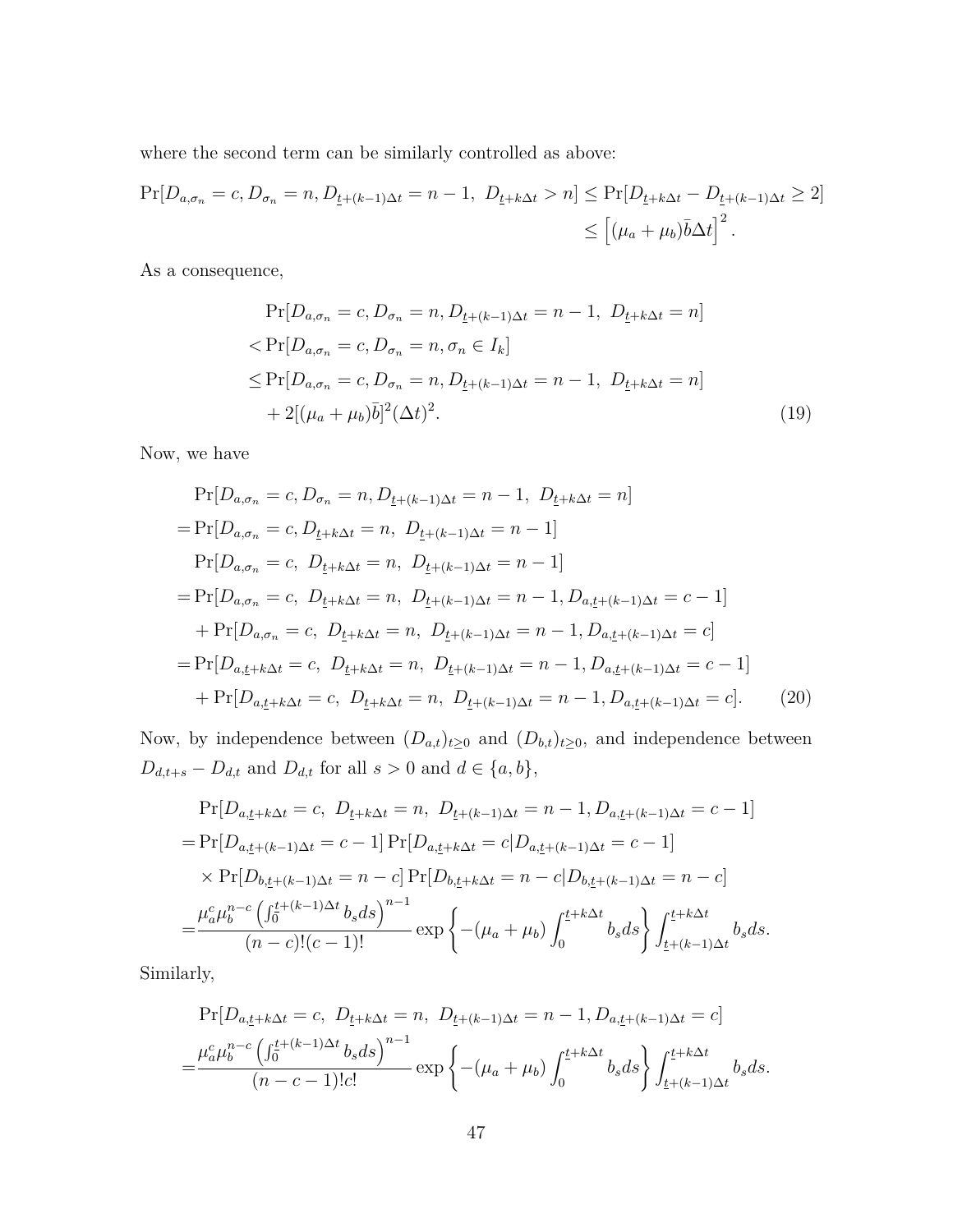where the second term can be similarly controlled as above:

$$
\begin{aligned}
\Pr[D_{a,\sigma_n} = c, D_{\sigma_n} = n, D_{\underline{t}+(k-1)\Delta t} = n-1,\ D_{\underline{t}+k\Delta t} > n] &\leq \Pr[D_{\underline{t}+k\Delta t} - D_{\underline{t}+(k-1)\Delta t} \geq 2] \\
&\leq \left[(\mu_a + \mu_b)\bar{b}\Delta t\right]^2.
\end{aligned}
$$

As a consequence,

$$
\begin{aligned}
&\Pr[D_{a,\sigma_n} = c, D_{\sigma_n} = n, D_{\underline{t}+(k-1)\Delta t} = n-1,\ D_{\underline{t}+k\Delta t} = n] \\
<&\Pr[D_{a,\sigma_n} = c, D_{\sigma_n} = n, \sigma_n \in I_k] \\
\leq&\Pr[D_{a,\sigma_n} = c, D_{\sigma_n} = n, D_{\underline{t}+(k-1)\Delta t} = n-1,\ D_{\underline{t}+k\Delta t} = n] \\
&+ 2[(\mu_a + \mu_b)\bar{b}]^2(\Delta t)^2. 
\end{aligned} \tag{19}
$$

Now, we have

$$
\begin{aligned}
&\Pr[D_{a,\sigma_n} = c, D_{\sigma_n} = n, D_{\underline{t}+(k-1)\Delta t} = n-1,\ D_{\underline{t}+k\Delta t} = n] \\
=&\Pr[D_{a,\sigma_n} = c, D_{\underline{t}+k\Delta t} = n,\ D_{\underline{t}+(k-1)\Delta t} = n-1] \\
&\Pr[D_{a,\sigma_n} = c,\ D_{\underline{t}+k\Delta t} = n,\ D_{\underline{t}+(k-1)\Delta t} = n-1] \\
=&\Pr[D_{a,\sigma_n} = c,\ D_{\underline{t}+k\Delta t} = n,\ D_{\underline{t}+(k-1)\Delta t} = n-1, D_{a,\underline{t}+(k-1)\Delta t} = c-1] \\
&+ \Pr[D_{a,\sigma_n} = c,\ D_{\underline{t}+k\Delta t} = n,\ D_{\underline{t}+(k-1)\Delta t} = n-1, D_{a,\underline{t}+(k-1)\Delta t} = c] \\
=&\Pr[D_{a,\underline{t}+k\Delta t} = c,\ D_{\underline{t}+k\Delta t} = n,\ D_{\underline{t}+(k-1)\Delta t} = n-1, D_{a,\underline{t}+(k-1)\Delta t} = c-1] \\
&+ \Pr[D_{a,\underline{t}+k\Delta t} = c,\ D_{\underline{t}+k\Delta t} = n,\ D_{\underline{t}+(k-1)\Delta t} = n-1, D_{a,\underline{t}+(k-1)\Delta t} = c].
\end{aligned} \tag{20}
$$

Now, by independence between $(D_{a,t})_{t\geq 0}$ and $(D_{b,t})_{t\geq 0}$, and independence between $D_{d,t+s} - D_{d,t}$ and $D_{d,t}$ for all $s > 0$ and $d \in \{a, b\}$,

$$
\begin{aligned}
&\Pr[D_{a,\underline{t}+k\Delta t} = c,\ D_{\underline{t}+k\Delta t} = n,\ D_{\underline{t}+(k-1)\Delta t} = n-1, D_{a,\underline{t}+(k-1)\Delta t} = c-1] \\
=&\Pr[D_{a,\underline{t}+(k-1)\Delta t} = c-1] \Pr[D_{a,\underline{t}+k\Delta t} = c | D_{a,\underline{t}+(k-1)\Delta t} = c-1] \\
&\times \Pr[D_{b,\underline{t}+(k-1)\Delta t} = n-c] \Pr[D_{b,\underline{t}+k\Delta t} = n-c | D_{b,\underline{t}+(k-1)\Delta t} = n-c] \\
=&\frac{\mu_a^c \mu_b^{n-c} \left(\int_0^{\underline{t}+(k-1)\Delta t} b_s ds\right)^{n-1}}{(n-c)!(c-1)!} \exp\left\{-(\mu_a + \mu_b)\int_0^{\underline{t}+k\Delta t} b_s ds\right\} \int_{\underline{t}+(k-1)\Delta t}^{\underline{t}+k\Delta t} b_s ds.
\end{aligned}
$$

Similarly,

$$
\begin{aligned}
&\Pr[D_{a,\underline{t}+k\Delta t} = c,\ D_{\underline{t}+k\Delta t} = n,\ D_{\underline{t}+(k-1)\Delta t} = n-1, D_{a,\underline{t}+(k-1)\Delta t} = c] \\
=&\frac{\mu_a^c \mu_b^{n-c} \left(\int_0^{\underline{t}+(k-1)\Delta t} b_s ds\right)^{n-1}}{(n-c-1)!c!} \exp\left\{-(\mu_a + \mu_b)\int_0^{\underline{t}+k\Delta t} b_s ds\right\} \int_{\underline{t}+(k-1)\Delta t}^{\underline{t}+k\Delta t} b_s ds.
\end{aligned}
$$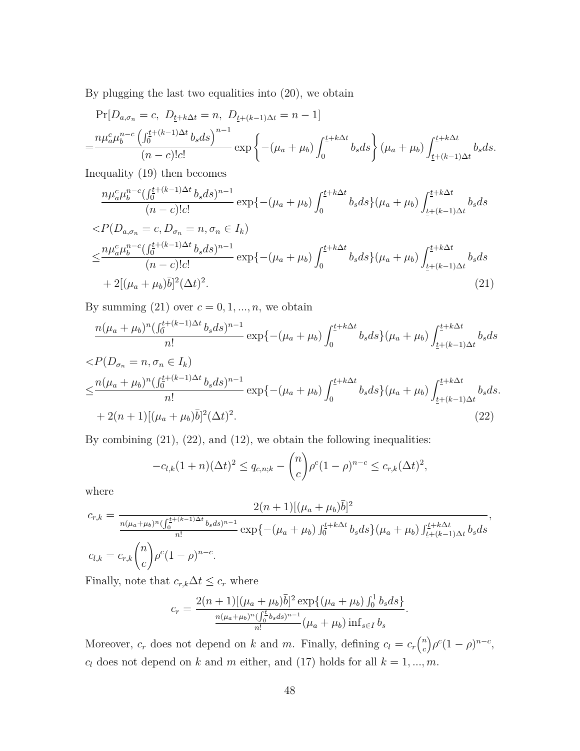By plugging the last two equalities into (20), we obtain

$$
\begin{aligned}
&\Pr[D_{a,\sigma_n} = c,\ D_{\underline{t}+k\Delta t} = n,\ D_{\underline{t}+(k-1)\Delta t} = n-1] \\
=&\frac{n\mu_a^c \mu_b^{n-c}\left(\int_0^{\underline{t}+(k-1)\Delta t} b_s ds\right)^{n-1}}{(n-c)!c!} \exp\left\{-(\mu_a+\mu_b)\int_0^{\underline{t}+k\Delta t} b_s ds\right\}(\mu_a+\mu_b)\int_{\underline{t}+(k-1)\Delta t}^{\underline{t}+k\Delta t} b_s ds.
\end{aligned}
$$

Inequality (19) then becomes

$$
\begin{aligned}
&\frac{n\mu_a^c \mu_b^{n-c}(\int_0^{\underline{t}+(k-1)\Delta t} b_s ds)^{n-1}}{(n-c)!c!} \exp\{-(\mu_a+\mu_b)\int_0^{\underline{t}+k\Delta t} b_s ds\}(\mu_a+\mu_b)\int_{\underline{t}+(k-1)\Delta t}^{\underline{t}+k\Delta t} b_s ds \\
<&P(D_{a,\sigma_n} = c, D_{\sigma_n} = n, \sigma_n \in I_k) \\
\leq&\frac{n\mu_a^c \mu_b^{n-c}(\int_0^{\underline{t}+(k-1)\Delta t} b_s ds)^{n-1}}{(n-c)!c!} \exp\{-(\mu_a+\mu_b)\int_0^{\underline{t}+k\Delta t} b_s ds\}(\mu_a+\mu_b)\int_{\underline{t}+(k-1)\Delta t}^{\underline{t}+k\Delta t} b_s ds \\
&+ 2[(\mu_a+\mu_b)\bar{b}]^2(\Delta t)^2. \qquad (21)
\end{aligned}
$$

By summing (21) over $c = 0, 1, ..., n$, we obtain

$$
\begin{aligned}
&\frac{n(\mu_a+\mu_b)^n(\int_0^{\underline{t}+(k-1)\Delta t} b_s ds)^{n-1}}{n!} \exp\{-(\mu_a+\mu_b)\int_0^{\underline{t}+k\Delta t} b_s ds\}(\mu_a+\mu_b)\int_{\underline{t}+(k-1)\Delta t}^{\underline{t}+k\Delta t} b_s ds \\
<&P(D_{\sigma_n} = n, \sigma_n \in I_k) \\
\leq&\frac{n(\mu_a+\mu_b)^n(\int_0^{\underline{t}+(k-1)\Delta t} b_s ds)^{n-1}}{n!} \exp\{-(\mu_a+\mu_b)\int_0^{\underline{t}+k\Delta t} b_s ds\}(\mu_a+\mu_b)\int_{\underline{t}+(k-1)\Delta t}^{\underline{t}+k\Delta t} b_s ds. \\
&+ 2(n+1)[(\mu_a+\mu_b)\bar{b}]^2(\Delta t)^2. \qquad (22)
\end{aligned}
$$

By combining (21), (22), and (12), we obtain the following inequalities:

$$
-c_{l,k}(1+n)(\Delta t)^2 \leq q_{c,n;k} - \binom{n}{c}\rho^c(1-\rho)^{n-c} \leq c_{r,k}(\Delta t)^2,
$$

where

$$
c_{r,k} = \frac{2(n+1)[(\mu_a+\mu_b)\bar{b}]^2}{\frac{n(\mu_a+\mu_b)^n(\int_0^{\underline{t}+(k-1)\Delta t} b_s ds)^{n-1}}{n!}\exp\{-(\mu_a+\mu_b)\int_0^{\underline{t}+k\Delta t} b_s ds\}(\mu_a+\mu_b)\int_{\underline{t}+(k-1)\Delta t}^{\underline{t}+k\Delta t} b_s ds},
$$

$$
c_{l,k} = c_{r,k}\binom{n}{c}\rho^c(1-\rho)^{n-c}.
$$

Finally, note that $c_{r,k}\Delta t \leq c_r$ where

$$
c_r = \frac{2(n+1)[(\mu_a+\mu_b)\bar{b}]^2 \exp\{(\mu_a+\mu_b)\int_0^1 b_s ds\}}{\frac{n(\mu_a+\mu_b)^n(\int_0^{\underline{t}} b_s ds)^{n-1}}{n!}(\mu_a+\mu_b)\inf_{s\in I} b_s}.
$$

Moreover, $c_r$ does not depend on $k$ and $m$. Finally, defining $c_l = c_r\binom{n}{c}\rho^c(1-\rho)^{n-c}$, $c_l$ does not depend on $k$ and $m$ either, and (17) holds for all $k = 1, ..., m$.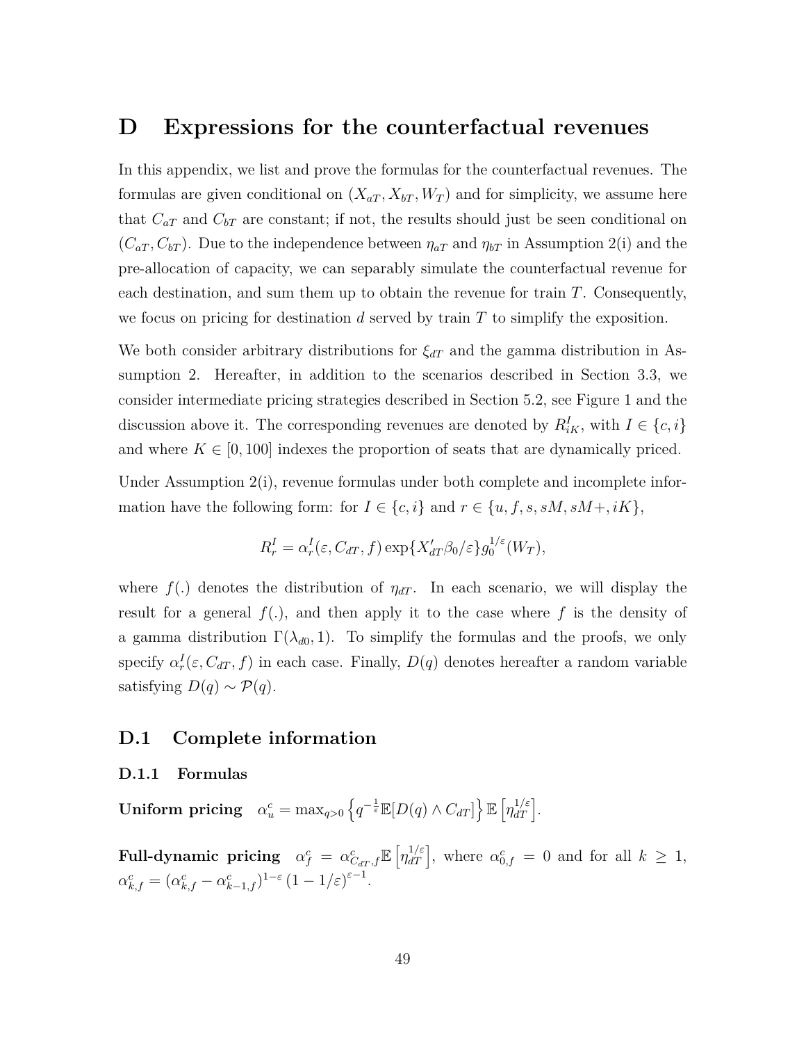# D Expressions for the counterfactual revenues

In this appendix, we list and prove the formulas for the counterfactual revenues. The formulas are given conditional on $(X_{aT}, X_{bT}, W_T)$ and for simplicity, we assume here that $C_{aT}$ and $C_{bT}$ are constant; if not, the results should just be seen conditional on $(C_{aT}, C_{bT})$. Due to the independence between $\eta_{aT}$ and $\eta_{bT}$ in Assumption 2(i) and the pre-allocation of capacity, we can separably simulate the counterfactual revenue for each destination, and sum them up to obtain the revenue for train $T$. Consequently, we focus on pricing for destination $d$ served by train $T$ to simplify the exposition.

We both consider arbitrary distributions for $\xi_{dT}$ and the gamma distribution in Assumption 2. Hereafter, in addition to the scenarios described in Section 3.3, we consider intermediate pricing strategies described in Section 5.2, see Figure 1 and the discussion above it. The corresponding revenues are denoted by $R^I_{iK}$, with $I \in \{c, i\}$ and where $K \in [0, 100]$ indexes the proportion of seats that are dynamically priced.

Under Assumption 2(i), revenue formulas under both complete and incomplete information have the following form: for $I \in \{c, i\}$ and $r \in \{u, f, s, sM, sM+, iK\}$,

$$R^I_r = \alpha^I_r(\varepsilon, C_{dT}, f) \exp\{X'_{dT}\beta_0/\varepsilon\} g_0^{1/\varepsilon}(W_T),$$

where $f(.)$ denotes the distribution of $\eta_{dT}$. In each scenario, we will display the result for a general $f(.)$, and then apply it to the case where $f$ is the density of a gamma distribution $\Gamma(\lambda_{d0}, 1)$. To simplify the formulas and the proofs, we only specify $\alpha^I_r(\varepsilon, C_{dT}, f)$ in each case. Finally, $D(q)$ denotes hereafter a random variable satisfying $D(q) \sim \mathcal{P}(q)$.

## D.1 Complete information

### D.1.1 Formulas

**Uniform pricing** $\alpha^c_u = \max_{q>0} \left\{ q^{-\frac{1}{\varepsilon}} \mathbb{E}[D(q) \wedge C_{dT}] \right\} \mathbb{E}\left[\eta_{dT}^{1/\varepsilon}\right]$.

**Full-dynamic pricing** $\alpha^c_f = \alpha^c_{C_{dT},f} \mathbb{E}\left[\eta_{dT}^{1/\varepsilon}\right]$, where $\alpha^c_{0,f} = 0$ and for all $k \geq 1$, $\alpha^c_{k,f} = (\alpha^c_{k,f} - \alpha^c_{k-1,f})^{1-\varepsilon} (1 - 1/\varepsilon)^{\varepsilon-1}$.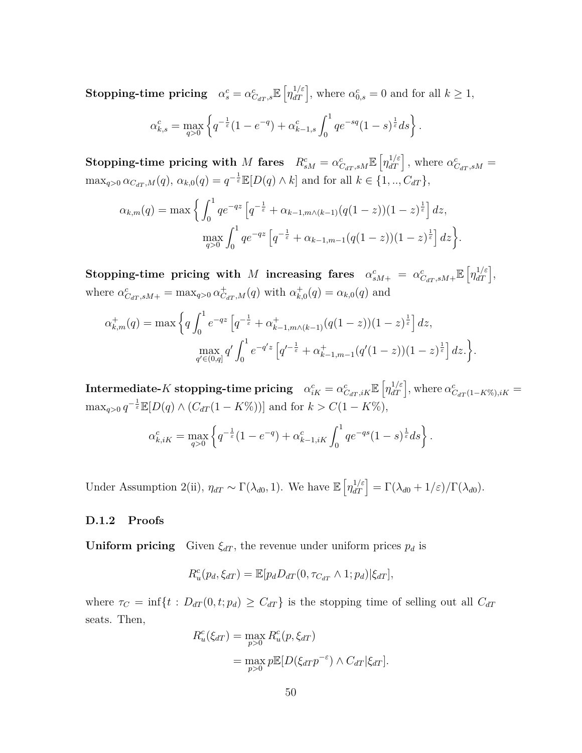**Stopping-time pricing** $\alpha^c_s = \alpha^c_{C_{dT},s}\mathbb{E}\left[\eta_{dT}^{1/\varepsilon}\right]$, where $\alpha^c_{0,s} = 0$ and for all $k \geq 1$,

$$\alpha^c_{k,s} = \max_{q>0}\left\{q^{-\frac{1}{\varepsilon}}(1-e^{-q}) + \alpha^c_{k-1,s}\int_0^1 qe^{-sq}(1-s)^{\frac{1}{\varepsilon}}ds\right\}.$$

**Stopping-time pricing with $M$ fares** $R^c_{sM} = \alpha^c_{C_{dT},sM}\mathbb{E}\left[\eta_{dT}^{1/\varepsilon}\right]$, where $\alpha^c_{C_{dT},sM} = \max_{q>0}\alpha_{C_{dT},M}(q)$, $\alpha_{k,0}(q) = q^{-\frac{1}{\varepsilon}}\mathbb{E}[D(q)\wedge k]$ and for all $k \in \{1,..,C_{dT}\}$,

$$\alpha_{k,m}(q) = \max\Bigg\{\int_0^1 qe^{-qz}\left[q^{-\frac{1}{\varepsilon}} + \alpha_{k-1,m\wedge(k-1)}(q(1-z))(1-z)^{\frac{1}{\varepsilon}}\right]dz,$$
$$\max_{q>0}\int_0^1 qe^{-qz}\left[q^{-\frac{1}{\varepsilon}} + \alpha_{k-1,m-1}(q(1-z))(1-z)^{\frac{1}{\varepsilon}}\right]dz\Bigg\}.$$

**Stopping-time pricing with $M$ increasing fares** $\alpha^c_{sM+} = \alpha^c_{C_{dT},sM+}\mathbb{E}\left[\eta_{dT}^{1/\varepsilon}\right]$, where $\alpha^c_{C_{dT},sM+} = \max_{q>0}\alpha^+_{C_{dT},M}(q)$ with $\alpha^+_{k,0}(q) = \alpha_{k,0}(q)$ and

$$\alpha^+_{k,m}(q) = \max\Bigg\{q\int_0^1 e^{-qz}\left[q^{-\frac{1}{\varepsilon}} + \alpha^+_{k-1,m\wedge(k-1)}(q(1-z))(1-z)^{\frac{1}{\varepsilon}}\right]dz,$$
$$\max_{q'\in(0,q]}q'\int_0^1 e^{-q'z}\left[q'^{-\frac{1}{\varepsilon}} + \alpha^+_{k-1,m-1}(q'(1-z))(1-z)^{\frac{1}{\varepsilon}}\right]dz.\Bigg\}.$$

**Intermediate-$K$ stopping-time pricing** $\alpha^c_{iK} = \alpha^c_{C_{dT},iK}\mathbb{E}\left[\eta_{dT}^{1/\varepsilon}\right]$, where $\alpha^c_{C_{dT}(1-K\%),iK} = \max_{q>0}q^{-\frac{1}{\varepsilon}}\mathbb{E}[D(q)\wedge(C_{dT}(1-K\%))]$ and for $k > C(1-K\%)$,

$$\alpha^c_{k,iK} = \max_{q>0}\left\{q^{-\frac{1}{\varepsilon}}(1-e^{-q}) + \alpha^c_{k-1,iK}\int_0^1 qe^{-qs}(1-s)^{\frac{1}{\varepsilon}}ds\right\}.$$

Under Assumption 2(ii), $\eta_{dT} \sim \Gamma(\lambda_{d0}, 1)$. We have $\mathbb{E}\left[\eta_{dT}^{1/\varepsilon}\right] = \Gamma(\lambda_{d0}+1/\varepsilon)/\Gamma(\lambda_{d0})$.

### D.1.2 Proofs

**Uniform pricing** Given $\xi_{dT}$, the revenue under uniform prices $p_d$ is

$$R^c_u(p_d, \xi_{dT}) = \mathbb{E}[p_d D_{dT}(0, \tau_{C_{dT}}\wedge 1; p_d)|\xi_{dT}],$$

where $\tau_C = \inf\{t : D_{dT}(0,t;p_d) \geq C_{dT}\}$ is the stopping time of selling out all $C_{dT}$ seats. Then,

$$\begin{aligned}R^c_u(\xi_{dT}) &= \max_{p>0} R^c_u(p, \xi_{dT})\\ &= \max_{p>0} p\mathbb{E}[D(\xi_{dT}p^{-\varepsilon})\wedge C_{dT}|\xi_{dT}].\end{aligned}$$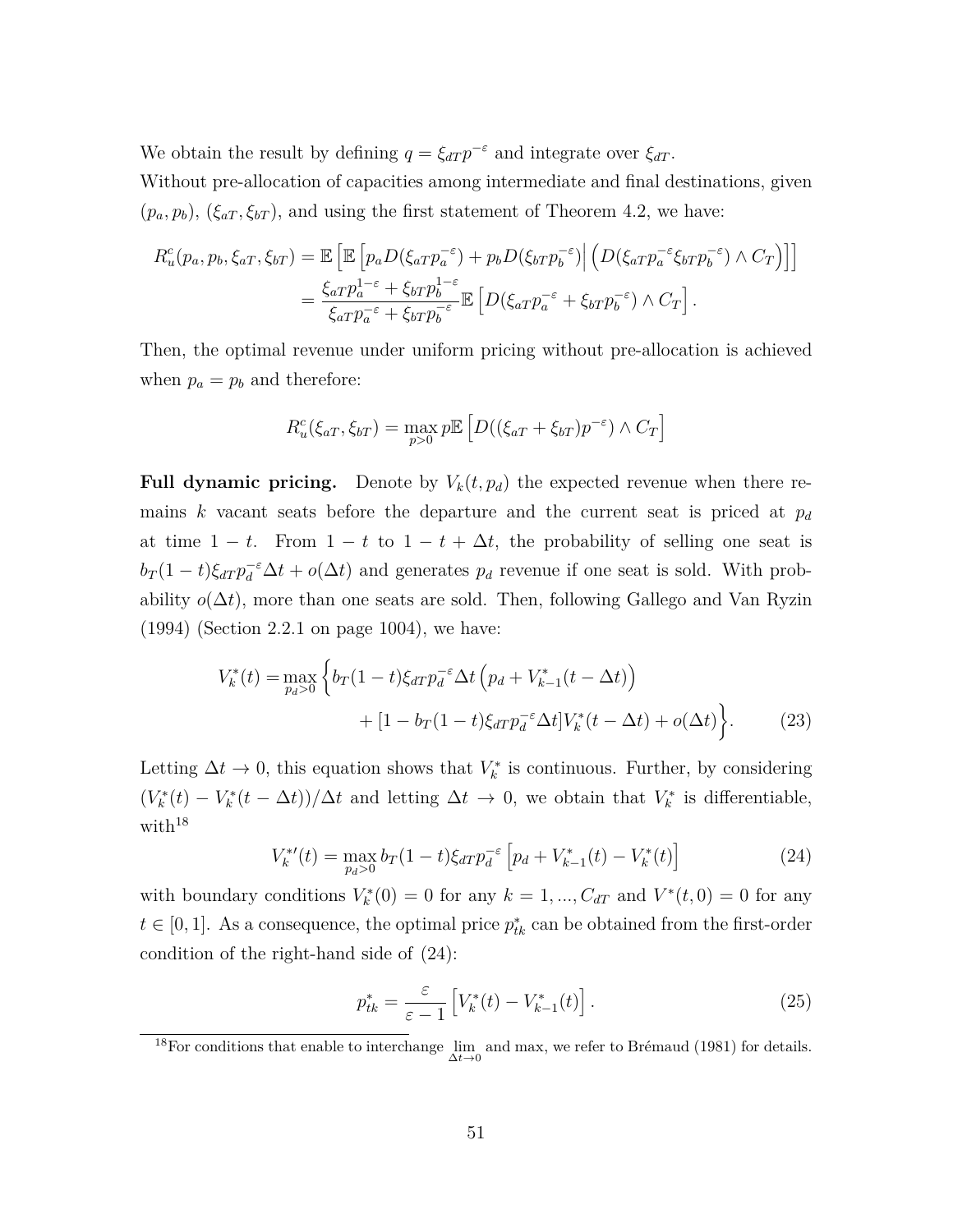We obtain the result by defining $q = \xi_{dT} p^{-\varepsilon}$ and integrate over $\xi_{dT}$.

Without pre-allocation of capacities among intermediate and final destinations, given $(p_a, p_b)$, $(\xi_{aT}, \xi_{bT})$, and using the first statement of Theorem 4.2, we have:

$$
\begin{aligned}
R_u^c(p_a, p_b, \xi_{aT}, \xi_{bT}) &= \mathbb{E}\left[\mathbb{E}\left[p_a D(\xi_{aT} p_a^{-\varepsilon}) + p_b D(\xi_{bT} p_b^{-\varepsilon})\Big| \left(D(\xi_{aT} p_a^{-\varepsilon} \xi_{bT} p_b^{-\varepsilon}) \wedge C_T\right)\right]\right] \\
&= \frac{\xi_{aT} p_a^{1-\varepsilon} + \xi_{bT} p_b^{1-\varepsilon}}{\xi_{aT} p_a^{-\varepsilon} + \xi_{bT} p_b^{-\varepsilon}} \mathbb{E}\left[D(\xi_{aT} p_a^{-\varepsilon} + \xi_{bT} p_b^{-\varepsilon}) \wedge C_T\right].
\end{aligned}
$$

Then, the optimal revenue under uniform pricing without pre-allocation is achieved when $p_a = p_b$ and therefore:

$$
R_u^c(\xi_{aT}, \xi_{bT}) = \max_{p>0} p \mathbb{E}\left[D((\xi_{aT} + \xi_{bT}) p^{-\varepsilon}) \wedge C_T\right]
$$

**Full dynamic pricing.** Denote by $V_k(t, p_d)$ the expected revenue when there remains $k$ vacant seats before the departure and the current seat is priced at $p_d$ at time $1-t$. From $1-t$ to $1-t+\Delta t$, the probability of selling one seat is $b_T(1-t)\xi_{dT} p_d^{-\varepsilon} \Delta t + o(\Delta t)$ and generates $p_d$ revenue if one seat is sold. With probability $o(\Delta t)$, more than one seats are sold. Then, following Gallego and Van Ryzin (1994) (Section 2.2.1 on page 1004), we have:

$$
\begin{aligned}
V_k^*(t) = \max_{p_d>0} \Big\{ & b_T(1-t)\xi_{dT} p_d^{-\varepsilon} \Delta t \left(p_d + V_{k-1}^*(t - \Delta t)\right) \\
& + [1 - b_T(1-t)\xi_{dT} p_d^{-\varepsilon} \Delta t] V_k^*(t - \Delta t) + o(\Delta t) \Big\}. 
\end{aligned} \tag{23}
$$

Letting $\Delta t \to 0$, this equation shows that $V_k^*$ is continuous. Further, by considering $(V_k^*(t) - V_k^*(t - \Delta t))/\Delta t$ and letting $\Delta t \to 0$, we obtain that $V_k^*$ is differentiable, with[18]

$$
V_k^{*\prime}(t) = \max_{p_d>0} b_T(1-t)\xi_{dT} p_d^{-\varepsilon} \left[p_d + V_{k-1}^*(t) - V_k^*(t)\right] \tag{24}
$$

with boundary conditions $V_k^*(0) = 0$ for any $k = 1, ..., C_{dT}$ and $V^*(t, 0) = 0$ for any $t \in [0, 1]$. As a consequence, the optimal price $p_{tk}^*$ can be obtained from the first-order condition of the right-hand side of (24):

$$
p_{tk}^* = \frac{\varepsilon}{\varepsilon - 1}\left[V_k^*(t) - V_{k-1}^*(t)\right]. \tag{25}
$$

[18]For conditions that enable to interchange $\lim_{\Delta t \to 0}$ and max, we refer to Brémaud (1981) for details.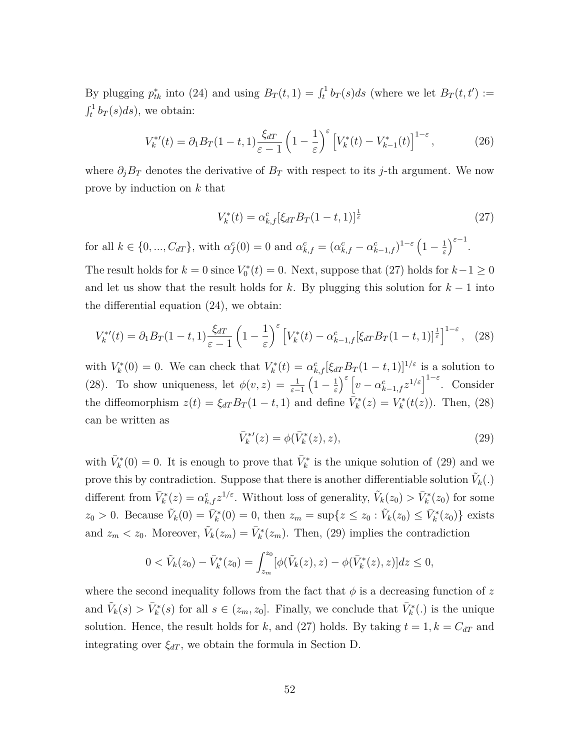By plugging $p_{tk}^*$ into (24) and using $B_T(t,1) = \int_t^1 b_T(s)ds$ (where we let $B_T(t,t') := \int_t^1 b_T(s)ds$), we obtain:

$$V_k^{*\prime}(t) = \partial_1 B_T(1-t,1)\frac{\xi_{dT}}{\varepsilon - 1}\left(1 - \frac{1}{\varepsilon}\right)^{\varepsilon}\left[V_k^*(t) - V_{k-1}^*(t)\right]^{1-\varepsilon}, \tag{26}$$

where $\partial_j B_T$ denotes the derivative of $B_T$ with respect to its $j$-th argument. We now prove by induction on $k$ that

$$V_k^*(t) = \alpha_{k,f}^c[\xi_{dT}B_T(1-t,1)]^{\frac{1}{\varepsilon}} \tag{27}$$

for all $k \in \{0, ..., C_{dT}\}$, with $\alpha_f^c(0) = 0$ and $\alpha_{k,f}^c = (\alpha_{k,f}^c - \alpha_{k-1,f}^c)^{1-\varepsilon}\left(1 - \frac{1}{\varepsilon}\right)^{\varepsilon - 1}$.

The result holds for $k = 0$ since $V_0^*(t) = 0$. Next, suppose that (27) holds for $k-1 \geq 0$ and let us show that the result holds for $k$. By plugging this solution for $k-1$ into the differential equation (24), we obtain:

$$V_k^{*\prime}(t) = \partial_1 B_T(1-t,1)\frac{\xi_{dT}}{\varepsilon - 1}\left(1 - \frac{1}{\varepsilon}\right)^{\varepsilon}\left[V_k^*(t) - \alpha_{k-1,f}^c[\xi_{dT}B_T(1-t,1)]^{\frac{1}{\varepsilon}}\right]^{1-\varepsilon}, \tag{28}$$

with $V_k^*(0) = 0$. We can check that $V_k^*(t) = \alpha_{k,f}^c[\xi_{dT}B_T(1-t,1)]^{1/\varepsilon}$ is a solution to (28). To show uniqueness, let $\phi(v,z) = \frac{1}{\varepsilon-1}\left(1 - \frac{1}{\varepsilon}\right)^{\varepsilon}\left[v - \alpha_{k-1,f}^c z^{1/\varepsilon}\right]^{1-\varepsilon}$. Consider the diffeomorphism $z(t) = \xi_{dT}B_T(1-t,1)$ and define $\bar{V}_k^*(z) = V_k^*(t(z))$. Then, (28) can be written as

$$\bar{V}_k^{*\prime}(z) = \phi(\bar{V}_k^*(z), z), \tag{29}$$

with $\bar{V}_k^*(0) = 0$. It is enough to prove that $\bar{V}_k^*$ is the unique solution of (29) and we prove this by contradiction. Suppose that there is another differentiable solution $\tilde{V}_k(.)$ different from $\bar{V}_k^*(z) = \alpha_{k,f}^c z^{1/\varepsilon}$. Without loss of generality, $\tilde{V}_k(z_0) > \bar{V}_k^*(z_0)$ for some $z_0 > 0$. Because $\tilde{V}_k(0) = \bar{V}_k^*(0) = 0$, then $z_m = \sup\{z \leq z_0 : \tilde{V}_k(z_0) \leq \bar{V}_k^*(z_0)\}$ exists and $z_m < z_0$. Moreover, $\tilde{V}_k(z_m) = \bar{V}_k^*(z_m)$. Then, (29) implies the contradiction

$$0 < \tilde{V}_k(z_0) - \bar{V}_k^*(z_0) = \int_{z_m}^{z_0}[\phi(\tilde{V}_k(z), z) - \phi(\bar{V}_k^*(z), z)]dz \leq 0,$$

where the second inequality follows from the fact that $\phi$ is a decreasing function of $z$ and $\tilde{V}_k(s) > \bar{V}_k^*(s)$ for all $s \in (z_m, z_0]$. Finally, we conclude that $\bar{V}_k^*(.)$ is the unique solution. Hence, the result holds for $k$, and (27) holds. By taking $t = 1, k = C_{dT}$ and integrating over $\xi_{dT}$, we obtain the formula in Section D.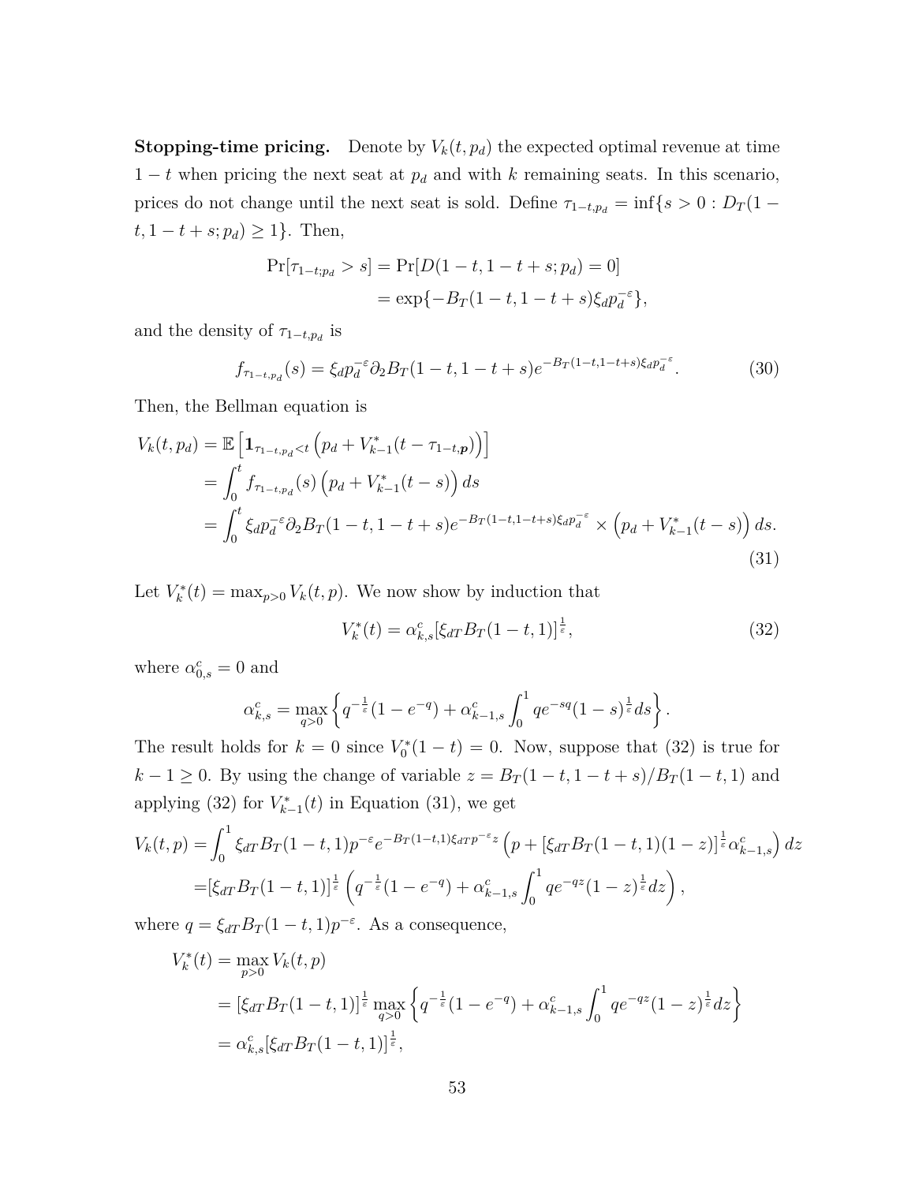**Stopping-time pricing.** Denote by $V_k(t, p_d)$ the expected optimal revenue at time $1-t$ when pricing the next seat at $p_d$ and with $k$ remaining seats. In this scenario, prices do not change until the next seat is sold. Define $\tau_{1-t,p_d} = \inf\{s > 0 : D_T(1-t, 1-t+s; p_d) \geq 1\}$. Then,

$$
\begin{aligned}
\Pr[\tau_{1-t;p_d} > s] &= \Pr[D(1-t, 1-t+s; p_d) = 0] \\
&= \exp\{-B_T(1-t, 1-t+s)\xi_d p_d^{-\varepsilon}\},
\end{aligned}
$$

and the density of $\tau_{1-t,p_d}$ is

$$
f_{\tau_{1-t,p_d}}(s) = \xi_d p_d^{-\varepsilon} \partial_2 B_T(1-t, 1-t+s) e^{-B_T(1-t,1-t+s)\xi_d p_d^{-\varepsilon}}. \tag{30}
$$

Then, the Bellman equation is

$$
\begin{aligned}
V_k(t, p_d) &= \mathbb{E}\left[\mathbf{1}_{\tau_{1-t,p_d} < t}\left(p_d + V_{k-1}^*(t - \tau_{1-t,\boldsymbol{p}})\right)\right] \\
&= \int_0^t f_{\tau_{1-t,p_d}}(s)\left(p_d + V_{k-1}^*(t-s)\right) ds \\
&= \int_0^t \xi_d p_d^{-\varepsilon} \partial_2 B_T(1-t, 1-t+s) e^{-B_T(1-t,1-t+s)\xi_d p_d^{-\varepsilon}} \times \left(p_d + V_{k-1}^*(t-s)\right) ds.
\end{aligned} \tag{31}
$$

Let $V_k^*(t) = \max_{p>0} V_k(t, p)$. We now show by induction that

$$
V_k^*(t) = \alpha_{k,s}^c [\xi_{dT} B_T(1-t, 1)]^{\frac{1}{\varepsilon}}, \tag{32}
$$

where $\alpha_{0,s}^c = 0$ and

$$
\alpha_{k,s}^c = \max_{q>0}\left\{q^{-\frac{1}{\varepsilon}}(1-e^{-q}) + \alpha_{k-1,s}^c \int_0^1 q e^{-sq}(1-s)^{\frac{1}{\varepsilon}} ds\right\}.
$$

The result holds for $k = 0$ since $V_0^*(1-t) = 0$. Now, suppose that (32) is true for $k - 1 \geq 0$. By using the change of variable $z = B_T(1-t, 1-t+s)/B_T(1-t, 1)$ and applying (32) for $V_{k-1}^*(t)$ in Equation (31), we get

$$
\begin{aligned}
V_k(t, p) &= \int_0^1 \xi_{dT} B_T(1-t, 1) p^{-\varepsilon} e^{-B_T(1-t,1)\xi_{dT} p^{-\varepsilon} z}\left(p + [\xi_{dT} B_T(1-t, 1)(1-z)]^{\frac{1}{\varepsilon}} \alpha_{k-1,s}^c\right) dz \\
&= [\xi_{dT} B_T(1-t, 1)]^{\frac{1}{\varepsilon}}\left(q^{-\frac{1}{\varepsilon}}(1-e^{-q}) + \alpha_{k-1,s}^c \int_0^1 q e^{-qz}(1-z)^{\frac{1}{\varepsilon}} dz\right),
\end{aligned}
$$

where $q = \xi_{dT} B_T(1-t, 1) p^{-\varepsilon}$. As a consequence,

$$
\begin{aligned}
V_k^*(t) &= \max_{p>0} V_k(t, p) \\
&= [\xi_{dT} B_T(1-t, 1)]^{\frac{1}{\varepsilon}} \max_{q>0}\left\{q^{-\frac{1}{\varepsilon}}(1-e^{-q}) + \alpha_{k-1,s}^c \int_0^1 q e^{-qz}(1-z)^{\frac{1}{\varepsilon}} dz\right\} \\
&= \alpha_{k,s}^c [\xi_{dT} B_T(1-t, 1)]^{\frac{1}{\varepsilon}},
\end{aligned}
$$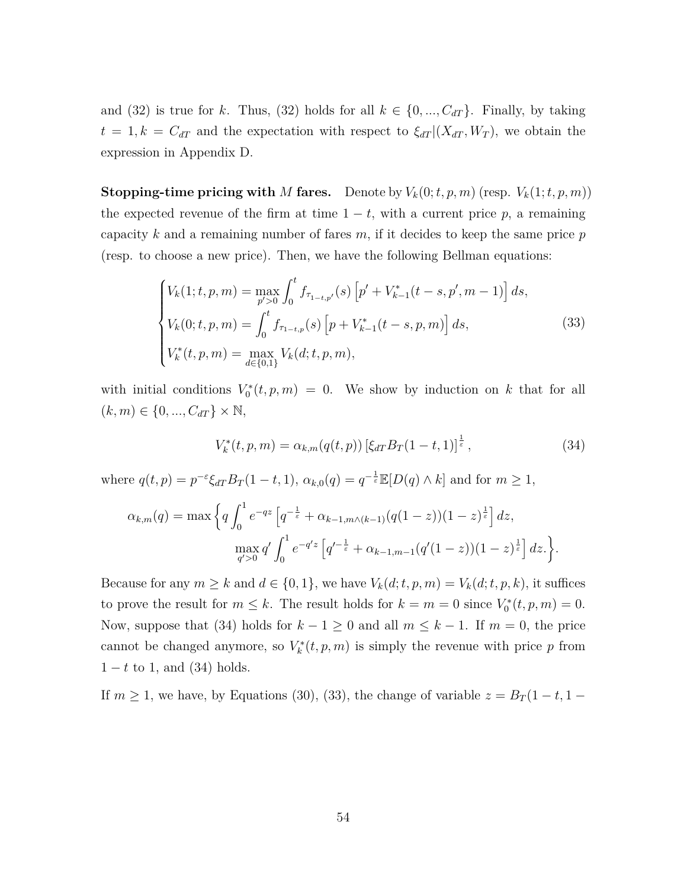and (32) is true for $k$. Thus, (32) holds for all $k \in \{0, ..., C_{dT}\}$. Finally, by taking $t = 1, k = C_{dT}$ and the expectation with respect to $\xi_{dT}|(X_{dT}, W_T)$, we obtain the expression in Appendix D.

**Stopping-time pricing with $M$ fares.** Denote by $V_k(0; t, p, m)$ (resp. $V_k(1; t, p, m)$) the expected revenue of the firm at time $1-t$, with a current price $p$, a remaining capacity $k$ and a remaining number of fares $m$, if it decides to keep the same price $p$ (resp. to choose a new price). Then, we have the following Bellman equations:

$$\begin{cases} V_k(1; t, p, m) = \max_{p'>0} \int_0^t f_{\tau_{1-t,p'}}(s) \left[p' + V^*_{k-1}(t-s, p', m-1)\right] ds, \\ V_k(0; t, p, m) = \int_0^t f_{\tau_{1-t,p}}(s) \left[p + V^*_{k-1}(t-s, p, m)\right] ds, \\ V^*_k(t, p, m) = \max_{d\in\{0,1\}} V_k(d; t, p, m), \end{cases} \tag{33}$$

with initial conditions $V^*_0(t, p, m) = 0$. We show by induction on $k$ that for all $(k, m) \in \{0, ..., C_{dT}\} \times \mathbb{N}$,

$$V^*_k(t, p, m) = \alpha_{k,m}(q(t, p)) \left[\xi_{dT} B_T(1-t, 1)\right]^{\frac{1}{\varepsilon}}, \tag{34}$$

where $q(t, p) = p^{-\varepsilon} \xi_{dT} B_T(1-t, 1)$, $\alpha_{k,0}(q) = q^{-\frac{1}{\varepsilon}} \mathbb{E}[D(q) \wedge k]$ and for $m \geq 1$,

$$\alpha_{k,m}(q) = \max\left\{ q \int_0^1 e^{-qz} \left[q^{-\frac{1}{\varepsilon}} + \alpha_{k-1,m\wedge(k-1)}(q(1-z))(1-z)^{\frac{1}{\varepsilon}}\right] dz, \right.$$
$$\left. \max_{q'>0} q' \int_0^1 e^{-q'z} \left[q'^{-\frac{1}{\varepsilon}} + \alpha_{k-1,m-1}(q'(1-z))(1-z)^{\frac{1}{\varepsilon}}\right] dz. \right\}.$$

Because for any $m \geq k$ and $d \in \{0, 1\}$, we have $V_k(d; t, p, m) = V_k(d; t, p, k)$, it suffices to prove the result for $m \leq k$. The result holds for $k = m = 0$ since $V^*_0(t, p, m) = 0$. Now, suppose that (34) holds for $k - 1 \geq 0$ and all $m \leq k - 1$. If $m = 0$, the price cannot be changed anymore, so $V^*_k(t, p, m)$ is simply the revenue with price $p$ from $1 - t$ to 1, and (34) holds.

If $m \geq 1$, we have, by Equations (30), (33), the change of variable $z = B_T(1 - t, 1 -$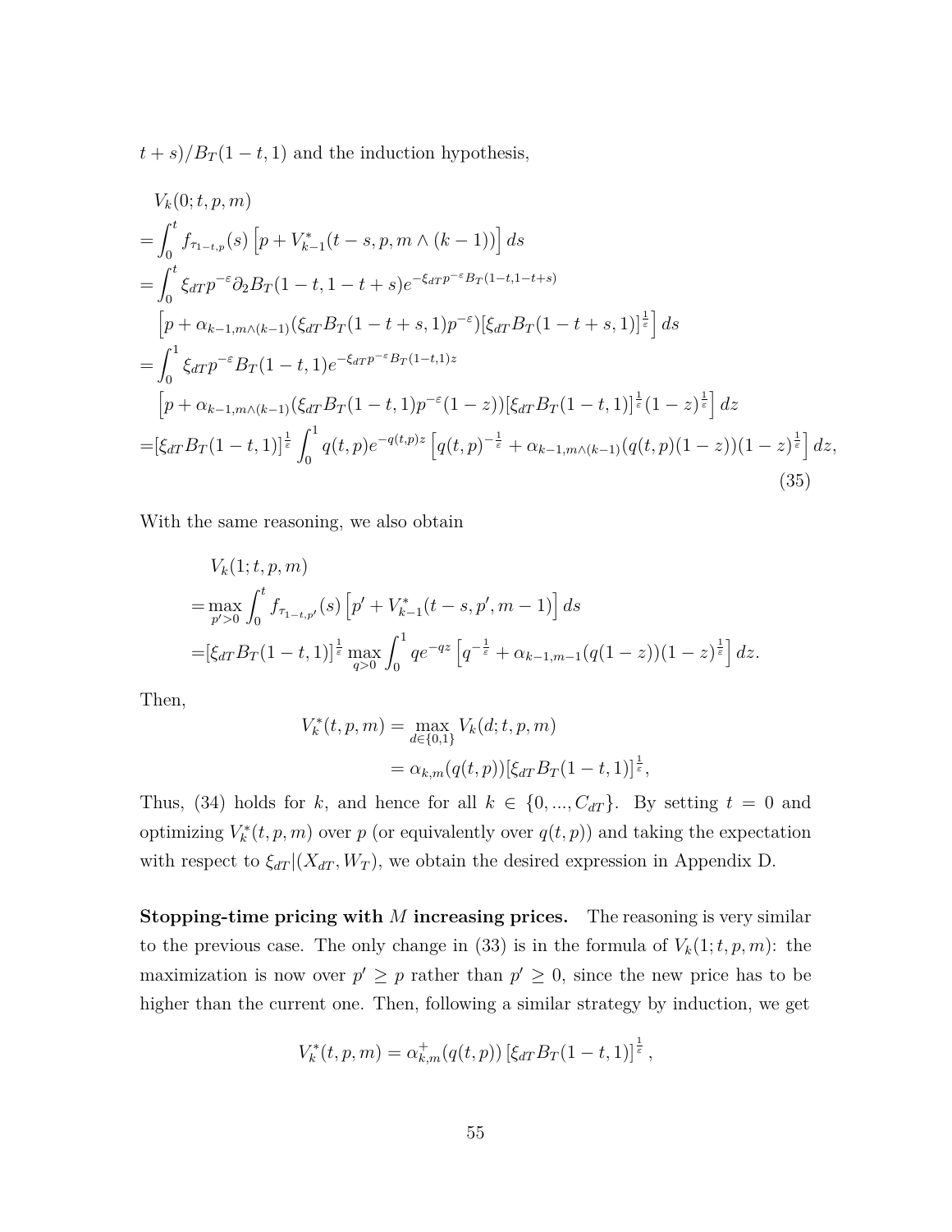$t+s)/B_T(1-t,1)$ and the induction hypothesis,

$$
\begin{aligned}
&V_k(0;t,p,m)\\
=&\int_0^t f_{\tau_{1-t,p}}(s)\left[p+V^*_{k-1}(t-s,p,m\wedge(k-1))\right]ds\\
=&\int_0^t \xi_{dT}p^{-\varepsilon}\partial_2 B_T(1-t,1-t+s)e^{-\xi_{dT}p^{-\varepsilon}B_T(1-t,1-t+s)}\\
&\left[p+\alpha_{k-1,m\wedge(k-1)}(\xi_{dT}B_T(1-t+s,1)p^{-\varepsilon})[\xi_{dT}B_T(1-t+s,1)]^{\frac{1}{\varepsilon}}\right]ds\\
=&\int_0^1 \xi_{dT}p^{-\varepsilon}B_T(1-t,1)e^{-\xi_{dT}p^{-\varepsilon}B_T(1-t,1)z}\\
&\left[p+\alpha_{k-1,m\wedge(k-1)}(\xi_{dT}B_T(1-t,1)p^{-\varepsilon}(1-z))[\xi_{dT}B_T(1-t,1)]^{\frac{1}{\varepsilon}}(1-z)^{\frac{1}{\varepsilon}}\right]dz\\
=&[\xi_{dT}B_T(1-t,1)]^{\frac{1}{\varepsilon}}\int_0^1 q(t,p)e^{-q(t,p)z}\left[q(t,p)^{-\frac{1}{\varepsilon}}+\alpha_{k-1,m\wedge(k-1)}(q(t,p)(1-z))(1-z)^{\frac{1}{\varepsilon}}\right]dz,
\end{aligned}
\tag{35}
$$

With the same reasoning, we also obtain

$$
\begin{aligned}
&V_k(1;t,p,m)\\
=&\max_{p'>0}\int_0^t f_{\tau_{1-t,p'}}(s)\left[p'+V^*_{k-1}(t-s,p',m-1)\right]ds\\
=&[\xi_{dT}B_T(1-t,1)]^{\frac{1}{\varepsilon}}\max_{q>0}\int_0^1 qe^{-qz}\left[q^{-\frac{1}{\varepsilon}}+\alpha_{k-1,m-1}(q(1-z))(1-z)^{\frac{1}{\varepsilon}}\right]dz.
\end{aligned}
$$

Then,

$$
\begin{aligned}
V^*_k(t,p,m)&=\max_{d\in\{0,1\}}V_k(d;t,p,m)\\
&=\alpha_{k,m}(q(t,p))[\xi_{dT}B_T(1-t,1)]^{\frac{1}{\varepsilon}},
\end{aligned}
$$

Thus, (34) holds for $k$, and hence for all $k\in\{0,...,C_{dT}\}$. By setting $t=0$ and optimizing $V^*_k(t,p,m)$ over $p$ (or equivalently over $q(t,p)$) and taking the expectation with respect to $\xi_{dT}|(X_{dT},W_T)$, we obtain the desired expression in Appendix D.

**Stopping-time pricing with $M$ increasing prices.** The reasoning is very similar to the previous case. The only change in (33) is in the formula of $V_k(1;t,p,m)$: the maximization is now over $p'\geq p$ rather than $p'\geq 0$, since the new price has to be higher than the current one. Then, following a similar strategy by induction, we get

$$
V^*_k(t,p,m)=\alpha^+_{k,m}(q(t,p))\left[\xi_{dT}B_T(1-t,1)\right]^{\frac{1}{\varepsilon}},
$$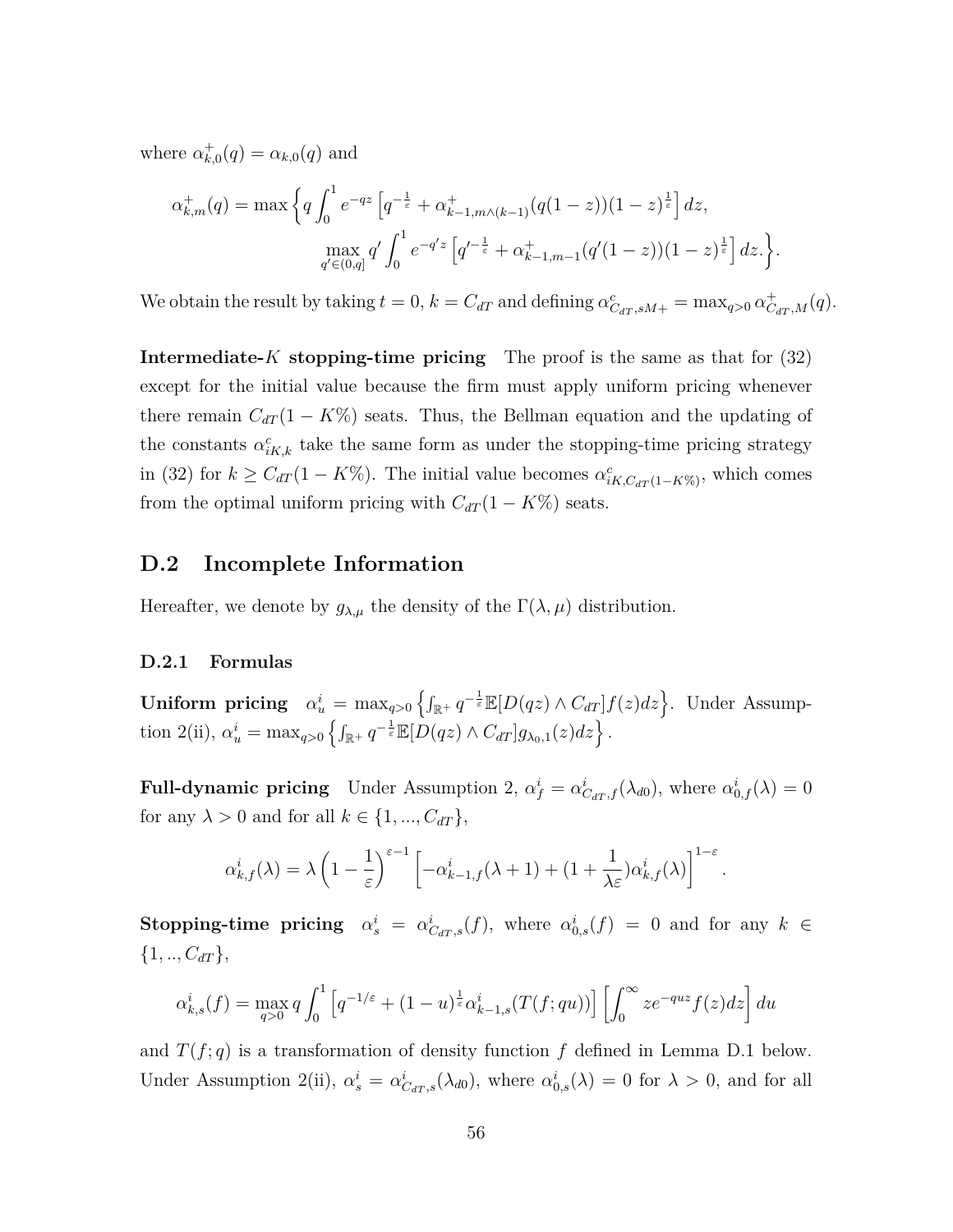where $\alpha^+_{k,0}(q) = \alpha_{k,0}(q)$ and

$$\alpha^+_{k,m}(q) = \max\Big\{q\int_0^1 e^{-qz}\left[q^{-\frac{1}{\varepsilon}} + \alpha^+_{k-1,m\wedge(k-1)}(q(1-z))(1-z)^{\frac{1}{\varepsilon}}\right]dz,$$
$$\max_{q'\in(0,q]} q'\int_0^1 e^{-q'z}\left[q'^{-\frac{1}{\varepsilon}} + \alpha^+_{k-1,m-1}(q'(1-z))(1-z)^{\frac{1}{\varepsilon}}\right]dz.\Big\}.$$

We obtain the result by taking $t = 0$, $k = C_{dT}$ and defining $\alpha^c_{C_{dT},sM+} = \max_{q>0}\alpha^+_{C_{dT},M}(q)$.

**Intermediate-$K$ stopping-time pricing** The proof is the same as that for (32) except for the initial value because the firm must apply uniform pricing whenever there remain $C_{dT}(1-K\%)$ seats. Thus, the Bellman equation and the updating of the constants $\alpha^c_{iK,k}$ take the same form as under the stopping-time pricing strategy in (32) for $k \geq C_{dT}(1-K\%)$. The initial value becomes $\alpha^c_{iK,C_{dT}(1-K\%)}$, which comes from the optimal uniform pricing with $C_{dT}(1-K\%)$ seats.

## D.2 Incomplete Information

Hereafter, we denote by $g_{\lambda,\mu}$ the density of the $\Gamma(\lambda,\mu)$ distribution.

### D.2.1 Formulas

**Uniform pricing** $\alpha^i_u = \max_{q>0}\left\{\int_{\mathbb{R}^+} q^{-\frac{1}{\varepsilon}}\mathbb{E}[D(qz)\wedge C_{dT}]f(z)dz\right\}$. Under Assumption 2(ii), $\alpha^i_u = \max_{q>0}\left\{\int_{\mathbb{R}^+} q^{-\frac{1}{\varepsilon}}\mathbb{E}[D(qz)\wedge C_{dT}]g_{\lambda_0,1}(z)dz\right\}$.

**Full-dynamic pricing** Under Assumption 2, $\alpha^i_f = \alpha^i_{C_{dT},f}(\lambda_{d0})$, where $\alpha^i_{0,f}(\lambda) = 0$ for any $\lambda > 0$ and for all $k \in \{1, ..., C_{dT}\}$,

$$\alpha^i_{k,f}(\lambda) = \lambda\left(1-\frac{1}{\varepsilon}\right)^{\varepsilon-1}\left[-\alpha^i_{k-1,f}(\lambda+1) + (1+\frac{1}{\lambda\varepsilon})\alpha^i_{k,f}(\lambda)\right]^{1-\varepsilon}.$$

**Stopping-time pricing** $\alpha^i_s = \alpha^i_{C_{dT},s}(f)$, where $\alpha^i_{0,s}(f) = 0$ and for any $k \in \{1, .., C_{dT}\}$,

$$\alpha^i_{k,s}(f) = \max_{q>0} q\int_0^1\left[q^{-1/\varepsilon} + (1-u)^{\frac{1}{\varepsilon}}\alpha^i_{k-1,s}(T(f;qu))\right]\left[\int_0^\infty ze^{-quz}f(z)dz\right]du$$

and $T(f;q)$ is a transformation of density function $f$ defined in Lemma D.1 below. Under Assumption 2(ii), $\alpha^i_s = \alpha^i_{C_{dT},s}(\lambda_{d0})$, where $\alpha^i_{0,s}(\lambda) = 0$ for $\lambda > 0$, and for all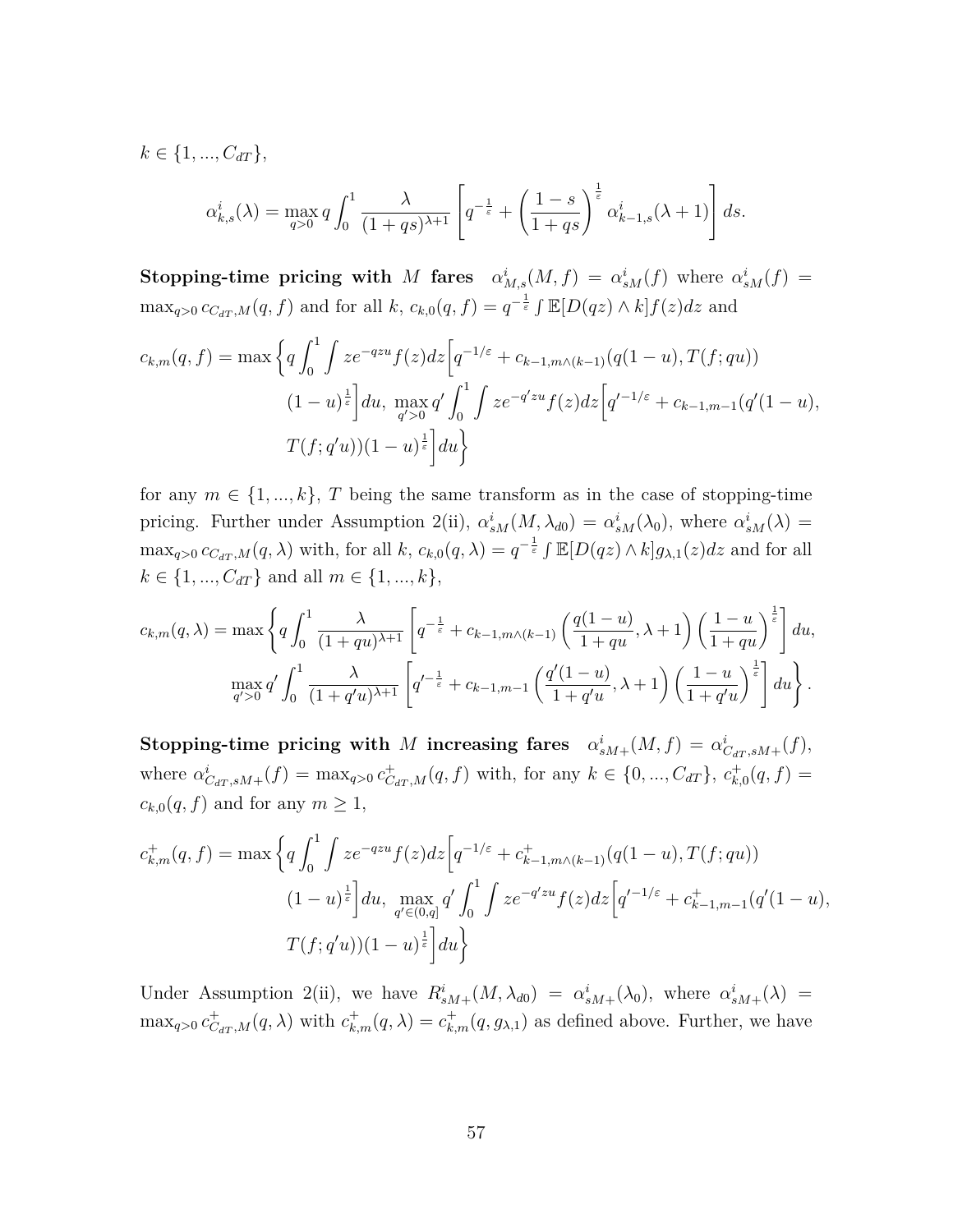$k \in \{1, ..., C_{dT}\}$,

$$\alpha^i_{k,s}(\lambda) = \max_{q>0} q \int_0^1 \frac{\lambda}{(1+qs)^{\lambda+1}} \left[ q^{-\frac{1}{\varepsilon}} + \left( \frac{1-s}{1+qs} \right)^{\frac{1}{\varepsilon}} \alpha^i_{k-1,s}(\lambda+1) \right] ds.$$

**Stopping-time pricing with $M$ fares** $\alpha^i_{M,s}(M, f) = \alpha^i_{sM}(f)$ where $\alpha^i_{sM}(f) = \max_{q>0} c_{C_{dT},M}(q, f)$ and for all $k$, $c_{k,0}(q, f) = q^{-\frac{1}{\varepsilon}} \int \mathbb{E}[D(qz) \wedge k] f(z) dz$ and

$$c_{k,m}(q, f) = \max \Big\{ q \int_0^1 \int z e^{-qzu} f(z) dz \Big[ q^{-1/\varepsilon} + c_{k-1,m\wedge(k-1)}(q(1-u), T(f; qu)) \\ (1-u)^{\frac{1}{\varepsilon}} \Big] du, \ \max_{q'>0} q' \int_0^1 \int z e^{-q'zu} f(z) dz \Big[ q'^{-1/\varepsilon} + c_{k-1,m-1}(q'(1-u), \\ T(f; q'u))(1-u)^{\frac{1}{\varepsilon}} \Big] du \Big\}$$

for any $m \in \{1, ..., k\}$, $T$ being the same transform as in the case of stopping-time pricing. Further under Assumption 2(ii), $\alpha^i_{sM}(M, \lambda_{d0}) = \alpha^i_{sM}(\lambda_0)$, where $\alpha^i_{sM}(\lambda) = \max_{q>0} c_{C_{dT},M}(q, \lambda)$ with, for all $k$, $c_{k,0}(q, \lambda) = q^{-\frac{1}{\varepsilon}} \int \mathbb{E}[D(qz) \wedge k] g_{\lambda,1}(z) dz$ and for all $k \in \{1, ..., C_{dT}\}$ and all $m \in \{1, ..., k\}$,

$$c_{k,m}(q, \lambda) = \max \Bigg\{ q \int_0^1 \frac{\lambda}{(1+qu)^{\lambda+1}} \left[ q^{-\frac{1}{\varepsilon}} + c_{k-1,m\wedge(k-1)} \left( \frac{q(1-u)}{1+qu}, \lambda+1 \right) \left( \frac{1-u}{1+qu} \right)^{\frac{1}{\varepsilon}} \right] du, \\ \max_{q'>0} q' \int_0^1 \frac{\lambda}{(1+q'u)^{\lambda+1}} \left[ q'^{-\frac{1}{\varepsilon}} + c_{k-1,m-1} \left( \frac{q'(1-u)}{1+q'u}, \lambda+1 \right) \left( \frac{1-u}{1+q'u} \right)^{\frac{1}{\varepsilon}} \right] du \Bigg\}.$$

**Stopping-time pricing with $M$ increasing fares** $\alpha^i_{sM+}(M, f) = \alpha^i_{C_{dT},sM+}(f)$, where $\alpha^i_{C_{dT},sM+}(f) = \max_{q>0} c^+_{C_{dT},M}(q, f)$ with, for any $k \in \{0, ..., C_{dT}\}$, $c^+_{k,0}(q, f) = c_{k,0}(q, f)$ and for any $m \geq 1$,

$$c^+_{k,m}(q, f) = \max \Big\{ q \int_0^1 \int z e^{-qzu} f(z) dz \Big[ q^{-1/\varepsilon} + c^+_{k-1,m\wedge(k-1)}(q(1-u), T(f; qu)) \\ (1-u)^{\frac{1}{\varepsilon}} \Big] du, \ \max_{q' \in (0,q]} q' \int_0^1 \int z e^{-q'zu} f(z) dz \Big[ q'^{-1/\varepsilon} + c^+_{k-1,m-1}(q'(1-u), \\ T(f; q'u))(1-u)^{\frac{1}{\varepsilon}} \Big] du \Big\}$$

Under Assumption 2(ii), we have $R^i_{sM+}(M, \lambda_{d0}) = \alpha^i_{sM+}(\lambda_0)$, where $\alpha^i_{sM+}(\lambda) = \max_{q>0} c^+_{C_{dT},M}(q, \lambda)$ with $c^+_{k,m}(q, \lambda) = c^+_{k,m}(q, g_{\lambda,1})$ as defined above. Further, we have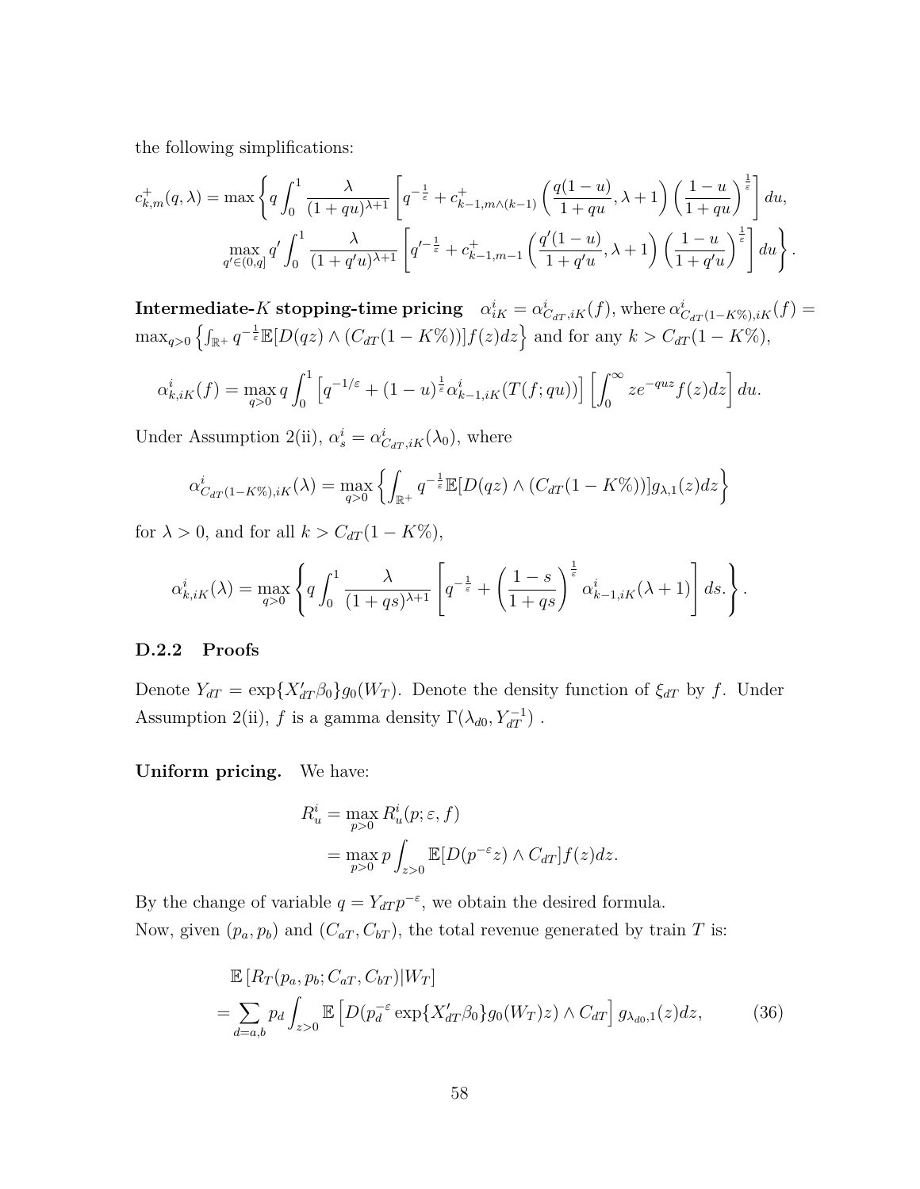the following simplifications:

$$c^+_{k,m}(q,\lambda) = \max\Bigg\{ q\int_0^1 \frac{\lambda}{(1+qu)^{\lambda+1}}\left[q^{-\frac{1}{\varepsilon}} + c^+_{k-1,m\wedge(k-1)}\left(\frac{q(1-u)}{1+qu},\lambda+1\right)\left(\frac{1-u}{1+qu}\right)^{\frac{1}{\varepsilon}}\right]du,$$

$$\max_{q'\in(0,q]} q'\int_0^1 \frac{\lambda}{(1+q'u)^{\lambda+1}}\left[q'^{-\frac{1}{\varepsilon}} + c^+_{k-1,m-1}\left(\frac{q'(1-u)}{1+q'u},\lambda+1\right)\left(\frac{1-u}{1+q'u}\right)^{\frac{1}{\varepsilon}}\right]du\Bigg\}.$$

**Intermediate-$K$ stopping-time pricing** $\alpha^i_{iK} = \alpha^i_{C_{dT},iK}(f)$, where $\alpha^i_{C_{dT}(1-K\%),iK}(f) = \max_{q>0}\left\{\int_{\mathbb{R}^+} q^{-\frac{1}{\varepsilon}}\mathbb{E}[D(qz)\wedge(C_{dT}(1-K\%))]f(z)dz\right\}$ and for any $k > C_{dT}(1-K\%)$,

$$\alpha^i_{k,iK}(f) = \max_{q>0} q\int_0^1 \left[q^{-1/\varepsilon} + (1-u)^{\frac{1}{\varepsilon}}\alpha^i_{k-1,iK}(T(f;qu))\right]\left[\int_0^\infty ze^{-quz}f(z)dz\right]du.$$

Under Assumption 2(ii), $\alpha^i_s = \alpha^i_{C_{dT},iK}(\lambda_0)$, where

$$\alpha^i_{C_{dT}(1-K\%),iK}(\lambda) = \max_{q>0}\left\{\int_{\mathbb{R}^+} q^{-\frac{1}{\varepsilon}}\mathbb{E}[D(qz)\wedge(C_{dT}(1-K\%))]g_{\lambda,1}(z)dz\right\}$$

for $\lambda > 0$, and for all $k > C_{dT}(1-K\%)$,

$$\alpha^i_{k,iK}(\lambda) = \max_{q>0}\left\{ q\int_0^1 \frac{\lambda}{(1+qs)^{\lambda+1}}\left[q^{-\frac{1}{\varepsilon}} + \left(\frac{1-s}{1+qs}\right)^{\frac{1}{\varepsilon}}\alpha^i_{k-1,iK}(\lambda+1)\right]ds.\right\}.$$

### D.2.2 Proofs

Denote $Y_{dT} = \exp\{X'_{dT}\beta_0\}g_0(W_T)$. Denote the density function of $\xi_{dT}$ by $f$. Under Assumption 2(ii), $f$ is a gamma density $\Gamma(\lambda_{d0}, Y^{-1}_{dT})$ .

**Uniform pricing.** We have:

$$\begin{aligned}
R^i_u &= \max_{p>0} R^i_u(p;\varepsilon,f) \\
&= \max_{p>0} p\int_{z>0}\mathbb{E}[D(p^{-\varepsilon}z)\wedge C_{dT}]f(z)dz.
\end{aligned}$$

By the change of variable $q = Y_{dT}p^{-\varepsilon}$, we obtain the desired formula.
Now, given $(p_a, p_b)$ and $(C_{aT}, C_{bT})$, the total revenue generated by train $T$ is:

$$\begin{aligned}
&\mathbb{E}\left[R_T(p_a,p_b;C_{aT},C_{bT})|W_T\right] \\
= &\sum_{d=a,b} p_d\int_{z>0}\mathbb{E}\left[D(p_d^{-\varepsilon}\exp\{X'_{dT}\beta_0\}g_0(W_T)z)\wedge C_{dT}\right]g_{\lambda_{d0},1}(z)dz, \qquad (36)
\end{aligned}$$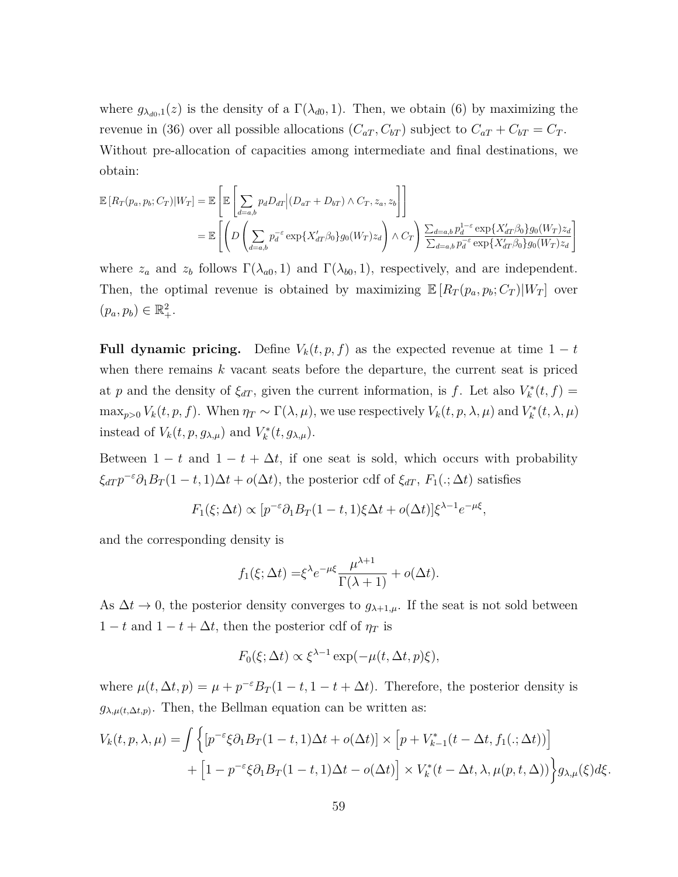where $g_{\lambda_{d0},1}(z)$ is the density of a $\Gamma(\lambda_{d0}, 1)$. Then, we obtain (6) by maximizing the revenue in (36) over all possible allocations $(C_{aT}, C_{bT})$ subject to $C_{aT} + C_{bT} = C_T$.
Without pre-allocation of capacities among intermediate and final destinations, we obtain:

$$
\begin{aligned}
\mathbb{E}\left[R_T(p_a, p_b; C_T)|W_T\right] &= \mathbb{E}\left[\mathbb{E}\left[\sum_{d=a,b} p_d D_{dT} \Big| (D_{aT} + D_{bT}) \wedge C_T, z_a, z_b\right]\right] \\
&= \mathbb{E}\left[\left(D\left(\sum_{d=a,b} p_d^{-\varepsilon} \exp\{X'_{dT}\beta_0\} g_0(W_T) z_d\right) \wedge C_T\right) \frac{\sum_{d=a,b} p_d^{1-\varepsilon} \exp\{X'_{dT}\beta_0\} g_0(W_T) z_d}{\sum_{d=a,b} p_d^{-\varepsilon} \exp\{X'_{dT}\beta_0\} g_0(W_T) z_d}\right]
\end{aligned}
$$

where $z_a$ and $z_b$ follows $\Gamma(\lambda_{a0}, 1)$ and $\Gamma(\lambda_{b0}, 1)$, respectively, and are independent. Then, the optimal revenue is obtained by maximizing $\mathbb{E}\left[R_T(p_a, p_b; C_T)|W_T\right]$ over $(p_a, p_b) \in \mathbb{R}_+^2$.

**Full dynamic pricing.** Define $V_k(t, p, f)$ as the expected revenue at time $1-t$ when there remains $k$ vacant seats before the departure, the current seat is priced at $p$ and the density of $\xi_{dT}$, given the current information, is $f$. Let also $V_k^*(t, f) = \max_{p>0} V_k(t, p, f)$. When $\eta_T \sim \Gamma(\lambda, \mu)$, we use respectively $V_k(t, p, \lambda, \mu)$ and $V_k^*(t, \lambda, \mu)$ instead of $V_k(t, p, g_{\lambda,\mu})$ and $V_k^*(t, g_{\lambda,\mu})$.

Between $1-t$ and $1-t+\Delta t$, if one seat is sold, which occurs with probability $\xi_{dT} p^{-\varepsilon} \partial_1 B_T(1-t, 1)\Delta t + o(\Delta t)$, the posterior cdf of $\xi_{dT}$, $F_1(.; \Delta t)$ satisfies

$$
F_1(\xi; \Delta t) \propto [p^{-\varepsilon} \partial_1 B_T(1-t, 1)\xi \Delta t + o(\Delta t)]\xi^{\lambda-1} e^{-\mu\xi},
$$

and the corresponding density is

$$
f_1(\xi; \Delta t) = \xi^{\lambda} e^{-\mu\xi} \frac{\mu^{\lambda+1}}{\Gamma(\lambda+1)} + o(\Delta t).
$$

As $\Delta t \to 0$, the posterior density converges to $g_{\lambda+1,\mu}$. If the seat is not sold between $1-t$ and $1-t+\Delta t$, then the posterior cdf of $\eta_T$ is

$$
F_0(\xi; \Delta t) \propto \xi^{\lambda-1} \exp(-\mu(t, \Delta t, p)\xi),
$$

where $\mu(t, \Delta t, p) = \mu + p^{-\varepsilon} B_T(1-t, 1-t+\Delta t)$. Therefore, the posterior density is $g_{\lambda,\mu(t,\Delta t,p)}$. Then, the Bellman equation can be written as:

$$
\begin{aligned}
V_k(t, p, \lambda, \mu) = \int \Big\{ &[p^{-\varepsilon} \xi \partial_1 B_T(1-t, 1)\Delta t + o(\Delta t)] \times \left[p + V_{k-1}^*(t - \Delta t, f_1(.; \Delta t))\right] \\
&+ \left[1 - p^{-\varepsilon} \xi \partial_1 B_T(1-t, 1)\Delta t - o(\Delta t)\right] \times V_k^*(t - \Delta t, \lambda, \mu(p, t, \Delta)) \Big\} g_{\lambda,\mu}(\xi) d\xi.
\end{aligned}
$$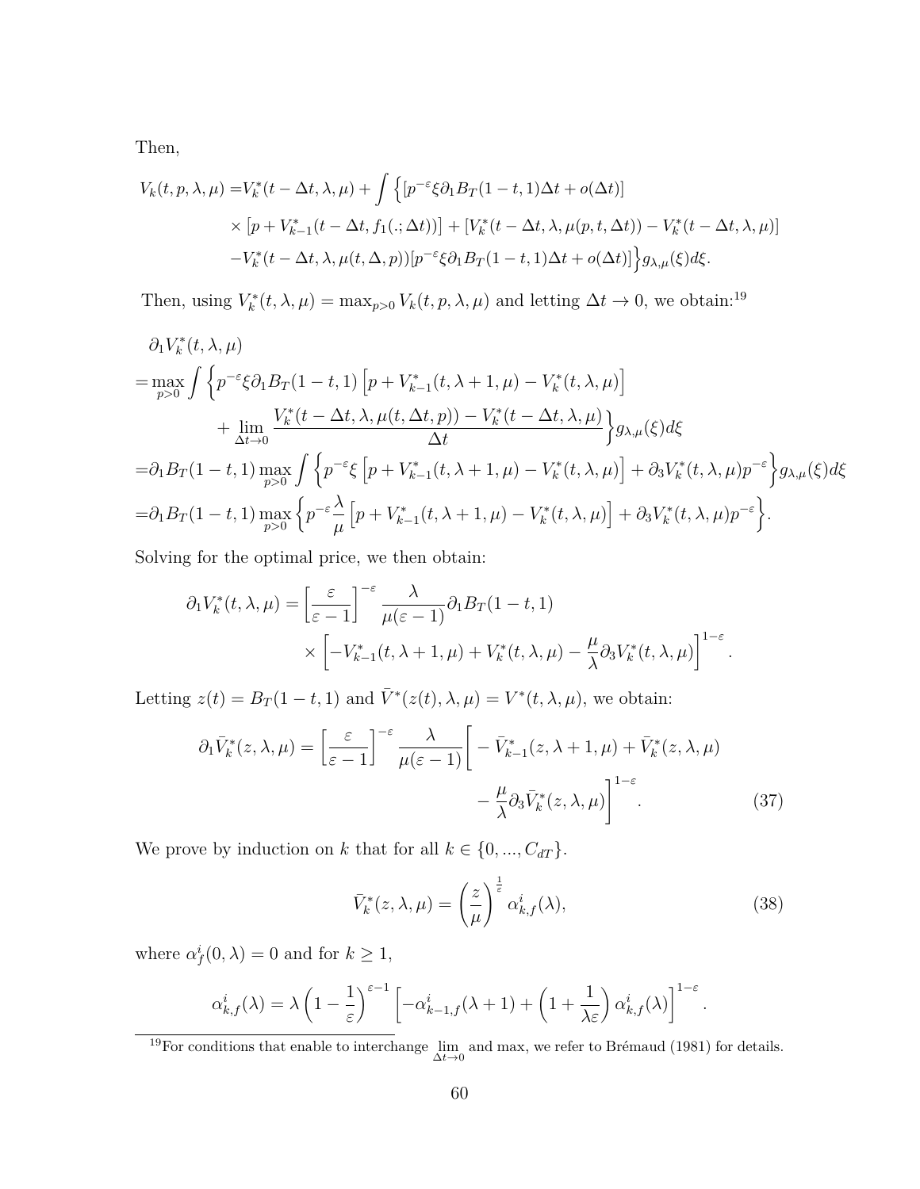Then,

$$
\begin{aligned}
V_k(t,p,\lambda,\mu) =& V_k^*(t-\Delta t,\lambda,\mu) + \int \Big\{ [p^{-\varepsilon}\xi \partial_1 B_T(1-t,1)\Delta t + o(\Delta t)] \\
& \times \left[p + V_{k-1}^*(t-\Delta t, f_1(.;\Delta t))\right] + \left[V_k^*(t-\Delta t,\lambda,\mu(p,t,\Delta t)) - V_k^*(t-\Delta t,\lambda,\mu)\right] \\
& - V_k^*(t-\Delta t,\lambda,\mu(t,\Delta,p))[p^{-\varepsilon}\xi\partial_1 B_T(1-t,1)\Delta t + o(\Delta t)]\Big\} g_{\lambda,\mu}(\xi)d\xi.
\end{aligned}
$$

Then, using $V_k^*(t,\lambda,\mu) = \max_{p>0} V_k(t,p,\lambda,\mu)$ and letting $\Delta t \to 0$, we obtain:[19]

$$
\begin{aligned}
& \partial_1 V_k^*(t,\lambda,\mu) \\
=& \max_{p>0} \int \Big\{ p^{-\varepsilon}\xi\partial_1 B_T(1-t,1)\left[p + V_{k-1}^*(t,\lambda+1,\mu) - V_k^*(t,\lambda,\mu)\right] \\
& \qquad + \lim_{\Delta t\to 0} \frac{V_k^*(t-\Delta t,\lambda,\mu(t,\Delta t,p)) - V_k^*(t-\Delta t,\lambda,\mu)}{\Delta t}\Big\} g_{\lambda,\mu}(\xi)d\xi \\
=& \partial_1 B_T(1-t,1)\max_{p>0}\int \Big\{ p^{-\varepsilon}\xi\left[p + V_{k-1}^*(t,\lambda+1,\mu) - V_k^*(t,\lambda,\mu)\right] + \partial_3 V_k^*(t,\lambda,\mu)p^{-\varepsilon}\Big\} g_{\lambda,\mu}(\xi)d\xi \\
=& \partial_1 B_T(1-t,1)\max_{p>0}\Big\{ p^{-\varepsilon}\frac{\lambda}{\mu}\left[p + V_{k-1}^*(t,\lambda+1,\mu) - V_k^*(t,\lambda,\mu)\right] + \partial_3 V_k^*(t,\lambda,\mu)p^{-\varepsilon}\Big\}.
\end{aligned}
$$

Solving for the optimal price, we then obtain:

$$
\begin{aligned}
\partial_1 V_k^*(t,\lambda,\mu) =& \left[\frac{\varepsilon}{\varepsilon-1}\right]^{-\varepsilon}\frac{\lambda}{\mu(\varepsilon-1)}\partial_1 B_T(1-t,1) \\
& \times\left[-V_{k-1}^*(t,\lambda+1,\mu) + V_k^*(t,\lambda,\mu) - \frac{\mu}{\lambda}\partial_3 V_k^*(t,\lambda,\mu)\right]^{1-\varepsilon}.
\end{aligned}
$$

Letting $z(t) = B_T(1-t,1)$ and $\bar{V}^*(z(t),\lambda,\mu) = V^*(t,\lambda,\mu)$, we obtain:

$$
\begin{aligned}
\partial_1 \bar{V}_k^*(z,\lambda,\mu) = \left[\frac{\varepsilon}{\varepsilon-1}\right]^{-\varepsilon}\frac{\lambda}{\mu(\varepsilon-1)}\Bigg[& -\bar{V}_{k-1}^*(z,\lambda+1,\mu) + \bar{V}_k^*(z,\lambda,\mu) \\
& - \frac{\mu}{\lambda}\partial_3\bar{V}_k^*(z,\lambda,\mu)\Bigg]^{1-\varepsilon}. \qquad (37)
\end{aligned}
$$

We prove by induction on $k$ that for all $k \in \{0,...,C_{dT}\}$.

$$
\bar{V}_k^*(z,\lambda,\mu) = \left(\frac{z}{\mu}\right)^{\frac{1}{\varepsilon}}\alpha_{k,f}^i(\lambda), \qquad (38)
$$

where $\alpha_f^i(0,\lambda) = 0$ and for $k \geq 1$,

$$
\alpha_{k,f}^i(\lambda) = \lambda\left(1-\frac{1}{\varepsilon}\right)^{\varepsilon-1}\left[-\alpha_{k-1,f}^i(\lambda+1) + \left(1+\frac{1}{\lambda\varepsilon}\right)\alpha_{k,f}^i(\lambda)\right]^{1-\varepsilon}.
$$

[19] For conditions that enable to interchange $\lim_{\Delta t\to 0}$ and max, we refer to Brémaud (1981) for details.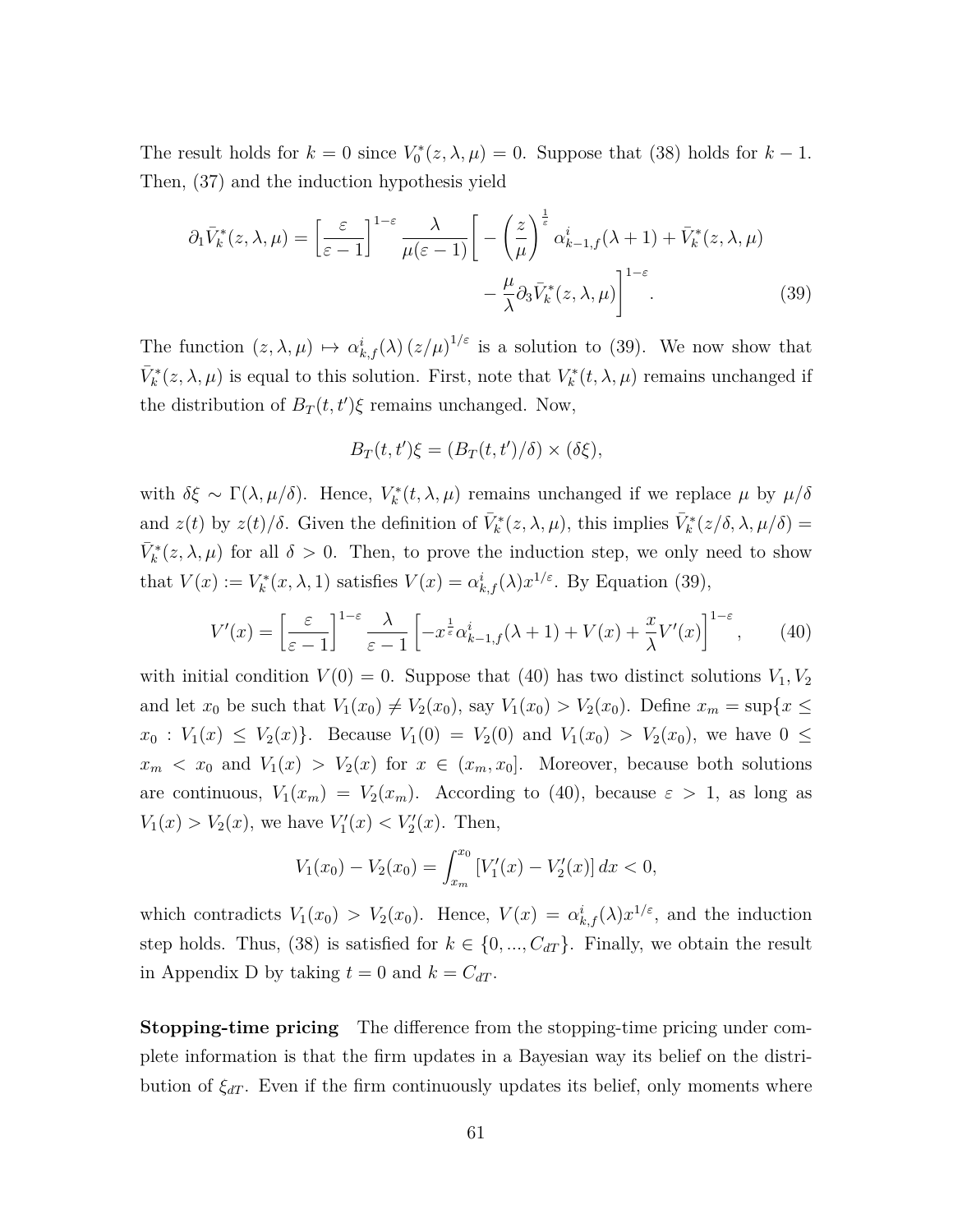The result holds for $k = 0$ since $V_0^*(z, \lambda, \mu) = 0$. Suppose that (38) holds for $k-1$. Then, (37) and the induction hypothesis yield

$$\partial_1 \bar{V}_k^*(z,\lambda,\mu) = \left[\frac{\varepsilon}{\varepsilon-1}\right]^{1-\varepsilon} \frac{\lambda}{\mu(\varepsilon-1)}\Bigg[-\left(\frac{z}{\mu}\right)^{\frac{1}{\varepsilon}} \alpha_{k-1,f}^i(\lambda+1) + \bar{V}_k^*(z,\lambda,\mu) - \frac{\mu}{\lambda}\partial_3 \bar{V}_k^*(z,\lambda,\mu)\Bigg]^{1-\varepsilon}. \tag{39}$$

The function $(z,\lambda,\mu) \mapsto \alpha_{k,f}^i(\lambda)\,(z/\mu)^{1/\varepsilon}$ is a solution to (39). We now show that $\bar{V}_k^*(z,\lambda,\mu)$ is equal to this solution. First, note that $V_k^*(t,\lambda,\mu)$ remains unchanged if the distribution of $B_T(t,t')\xi$ remains unchanged. Now,

$$B_T(t,t')\xi = (B_T(t,t')/\delta) \times (\delta\xi),$$

with $\delta\xi \sim \Gamma(\lambda, \mu/\delta)$. Hence, $V_k^*(t,\lambda,\mu)$ remains unchanged if we replace $\mu$ by $\mu/\delta$ and $z(t)$ by $z(t)/\delta$. Given the definition of $\bar{V}_k^*(z,\lambda,\mu)$, this implies $\bar{V}_k^*(z/\delta,\lambda,\mu/\delta) = \bar{V}_k^*(z,\lambda,\mu)$ for all $\delta > 0$. Then, to prove the induction step, we only need to show that $V(x) := V_k^*(x,\lambda,1)$ satisfies $V(x) = \alpha_{k,f}^i(\lambda)x^{1/\varepsilon}$. By Equation (39),

$$V'(x) = \left[\frac{\varepsilon}{\varepsilon-1}\right]^{1-\varepsilon} \frac{\lambda}{\varepsilon-1}\left[-x^{\frac{1}{\varepsilon}}\alpha_{k-1,f}^i(\lambda+1) + V(x) + \frac{x}{\lambda}V'(x)\right]^{1-\varepsilon}, \tag{40}$$

with initial condition $V(0) = 0$. Suppose that (40) has two distinct solutions $V_1, V_2$ and let $x_0$ be such that $V_1(x_0) \neq V_2(x_0)$, say $V_1(x_0) > V_2(x_0)$. Define $x_m = \sup\{x \leq x_0 : V_1(x) \leq V_2(x)\}$. Because $V_1(0) = V_2(0)$ and $V_1(x_0) > V_2(x_0)$, we have $0 \leq x_m < x_0$ and $V_1(x) > V_2(x)$ for $x \in (x_m, x_0]$. Moreover, because both solutions are continuous, $V_1(x_m) = V_2(x_m)$. According to (40), because $\varepsilon > 1$, as long as $V_1(x) > V_2(x)$, we have $V_1'(x) < V_2'(x)$. Then,

$$V_1(x_0) - V_2(x_0) = \int_{x_m}^{x_0} \left[V_1'(x) - V_2'(x)\right] dx < 0,$$

which contradicts $V_1(x_0) > V_2(x_0)$. Hence, $V(x) = \alpha_{k,f}^i(\lambda)x^{1/\varepsilon}$, and the induction step holds. Thus, (38) is satisfied for $k \in \{0, ..., C_{dT}\}$. Finally, we obtain the result in Appendix D by taking $t = 0$ and $k = C_{dT}$.

**Stopping-time pricing** The difference from the stopping-time pricing under complete information is that the firm updates in a Bayesian way its belief on the distribution of $\xi_{dT}$. Even if the firm continuously updates its belief, only moments where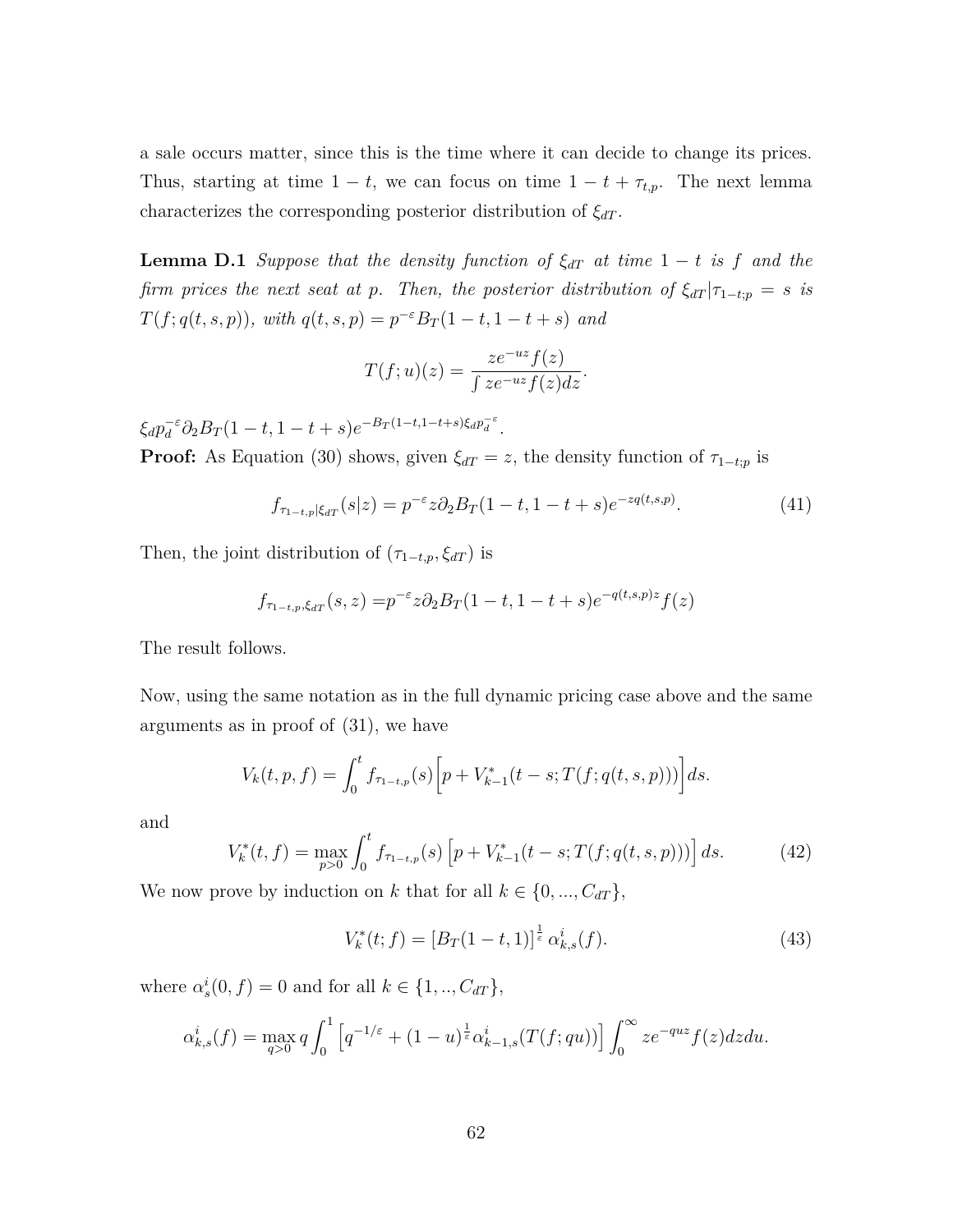a sale occurs matter, since this is the time where it can decide to change its prices. Thus, starting at time $1-t$, we can focus on time $1-t+\tau_{t,p}$. The next lemma characterizes the corresponding posterior distribution of $\xi_{dT}$.

**Lemma D.1** *Suppose that the density function of $\xi_{dT}$ at time $1-t$ is $f$ and the firm prices the next seat at $p$. Then, the posterior distribution of $\xi_{dT}|\tau_{1-t;p}=s$ is $T(f;q(t,s,p))$, with $q(t,s,p)=p^{-\varepsilon}B_T(1-t,1-t+s)$ and*

$$T(f;u)(z)=\frac{ze^{-uz}f(z)}{\int ze^{-uz}f(z)dz}.$$

$\xi_d p_d^{-\varepsilon}\partial_2 B_T(1-t,1-t+s)e^{-B_T(1-t,1-t+s)\xi_d p_d^{-\varepsilon}}$.

**Proof:** As Equation (30) shows, given $\xi_{dT}=z$, the density function of $\tau_{1-t;p}$ is

$$f_{\tau_{1-t,p}|\xi_{dT}}(s|z)=p^{-\varepsilon}z\partial_2 B_T(1-t,1-t+s)e^{-zq(t,s,p)}. \tag{41}$$

Then, the joint distribution of $(\tau_{1-t,p},\xi_{dT})$ is

$$f_{\tau_{1-t,p},\xi_{dT}}(s,z)=p^{-\varepsilon}z\partial_2 B_T(1-t,1-t+s)e^{-q(t,s,p)z}f(z)$$

The result follows.

Now, using the same notation as in the full dynamic pricing case above and the same arguments as in proof of (31), we have

$$V_k(t,p,f)=\int_0^t f_{\tau_{1-t,p}}(s)\Big[p+V^*_{k-1}(t-s;T(f;q(t,s,p)))\Big]ds.$$

and

$$V^*_k(t,f)=\max_{p>0}\int_0^t f_{\tau_{1-t,p}}(s)\left[p+V^*_{k-1}(t-s;T(f;q(t,s,p)))\right]ds. \tag{42}$$

We now prove by induction on $k$ that for all $k\in\{0,...,C_{dT}\}$,

$$V^*_k(t;f)=\left[B_T(1-t,1)\right]^{\frac{1}{\varepsilon}}\alpha^i_{k,s}(f). \tag{43}$$

where $\alpha^i_s(0,f)=0$ and for all $k\in\{1,..,C_{dT}\}$,

$$\alpha^i_{k,s}(f)=\max_{q>0} q\int_0^1\left[q^{-1/\varepsilon}+(1-u)^{\frac{1}{\varepsilon}}\alpha^i_{k-1,s}(T(f;qu))\right]\int_0^\infty ze^{-quz}f(z)dzdu.$$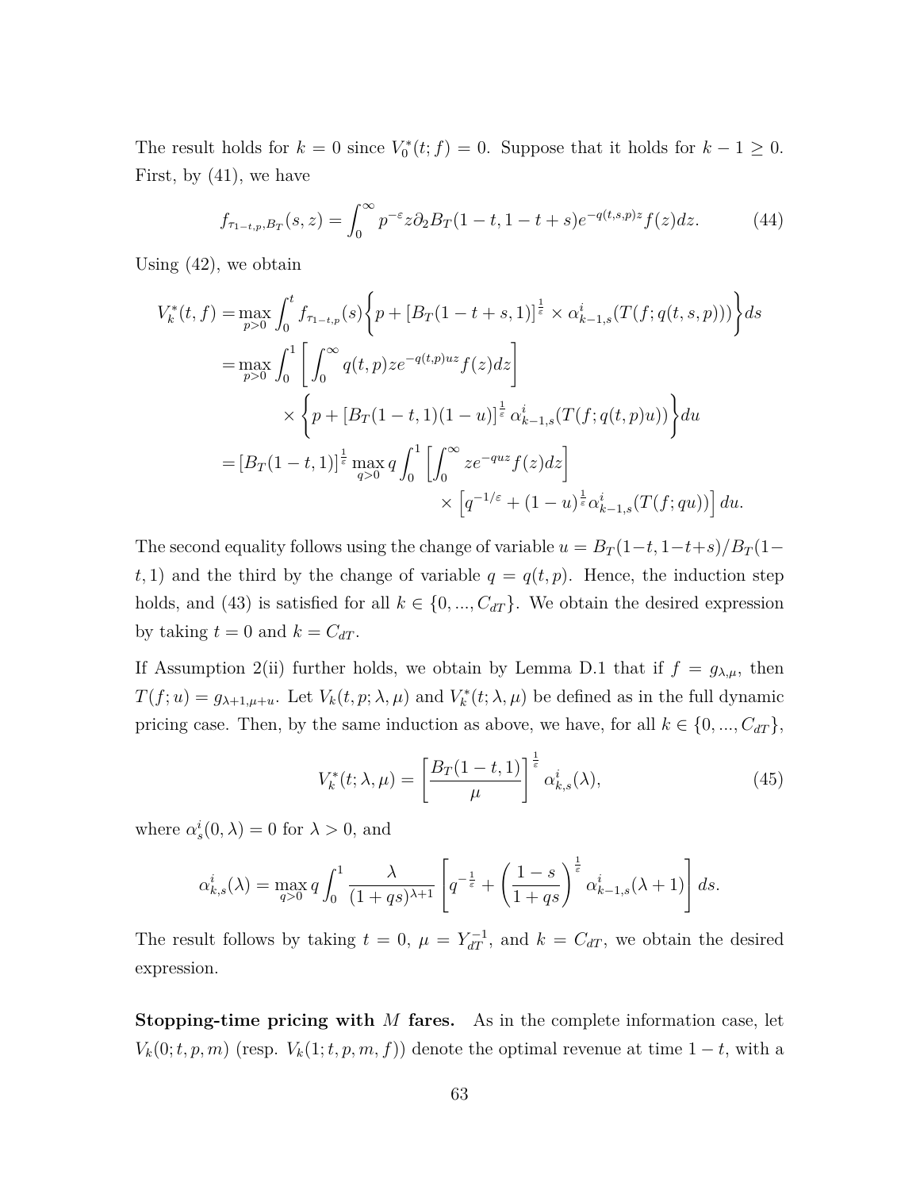The result holds for $k = 0$ since $V_0^*(t; f) = 0$. Suppose that it holds for $k - 1 \geq 0$. First, by (41), we have

$$f_{\tau_{1-t,p},B_T}(s, z) = \int_0^\infty p^{-\varepsilon} z \partial_2 B_T(1 - t, 1 - t + s) e^{-q(t,s,p)z} f(z) dz. \tag{44}$$

Using (42), we obtain

$$\begin{aligned}
V_k^*(t, f) =& \max_{p>0} \int_0^t f_{\tau_{1-t,p}}(s) \left\{ p + [B_T(1 - t + s, 1)]^{\frac{1}{\varepsilon}} \times \alpha_{k-1,s}^i(T(f; q(t, s, p))) \right\} ds \\
=& \max_{p>0} \int_0^1 \left[ \int_0^\infty q(t, p) z e^{-q(t,p)uz} f(z) dz \right] \\
& \times \left\{ p + [B_T(1 - t, 1)(1 - u)]^{\frac{1}{\varepsilon}} \alpha_{k-1,s}^i(T(f; q(t, p)u)) \right\} du \\
=& [B_T(1 - t, 1)]^{\frac{1}{\varepsilon}} \max_{q>0} q \int_0^1 \left[ \int_0^\infty z e^{-quz} f(z) dz \right] \\
& \times \left[ q^{-1/\varepsilon} + (1 - u)^{\frac{1}{\varepsilon}} \alpha_{k-1,s}^i(T(f; qu)) \right] du.
\end{aligned}$$

The second equality follows using the change of variable $u = B_T(1-t, 1-t+s)/B_T(1-t, 1)$ and the third by the change of variable $q = q(t, p)$. Hence, the induction step holds, and (43) is satisfied for all $k \in \{0, ..., C_{dT}\}$. We obtain the desired expression by taking $t = 0$ and $k = C_{dT}$.

If Assumption 2(ii) further holds, we obtain by Lemma D.1 that if $f = g_{\lambda,\mu}$, then $T(f; u) = g_{\lambda+1,\mu+u}$. Let $V_k(t, p; \lambda, \mu)$ and $V_k^*(t; \lambda, \mu)$ be defined as in the full dynamic pricing case. Then, by the same induction as above, we have, for all $k \in \{0, ..., C_{dT}\}$,

$$V_k^*(t; \lambda, \mu) = \left[ \frac{B_T(1 - t, 1)}{\mu} \right]^{\frac{1}{\varepsilon}} \alpha_{k,s}^i(\lambda), \tag{45}$$

where $\alpha_s^i(0, \lambda) = 0$ for $\lambda > 0$, and

$$\alpha_{k,s}^i(\lambda) = \max_{q>0} q \int_0^1 \frac{\lambda}{(1 + qs)^{\lambda+1}} \left[ q^{-\frac{1}{\varepsilon}} + \left( \frac{1 - s}{1 + qs} \right)^{\frac{1}{\varepsilon}} \alpha_{k-1,s}^i(\lambda + 1) \right] ds.$$

The result follows by taking $t = 0$, $\mu = Y_{dT}^{-1}$, and $k = C_{dT}$, we obtain the desired expression.

**Stopping-time pricing with $M$ fares.** As in the complete information case, let $V_k(0; t, p, m)$ (resp. $V_k(1; t, p, m, f)$) denote the optimal revenue at time $1 - t$, with a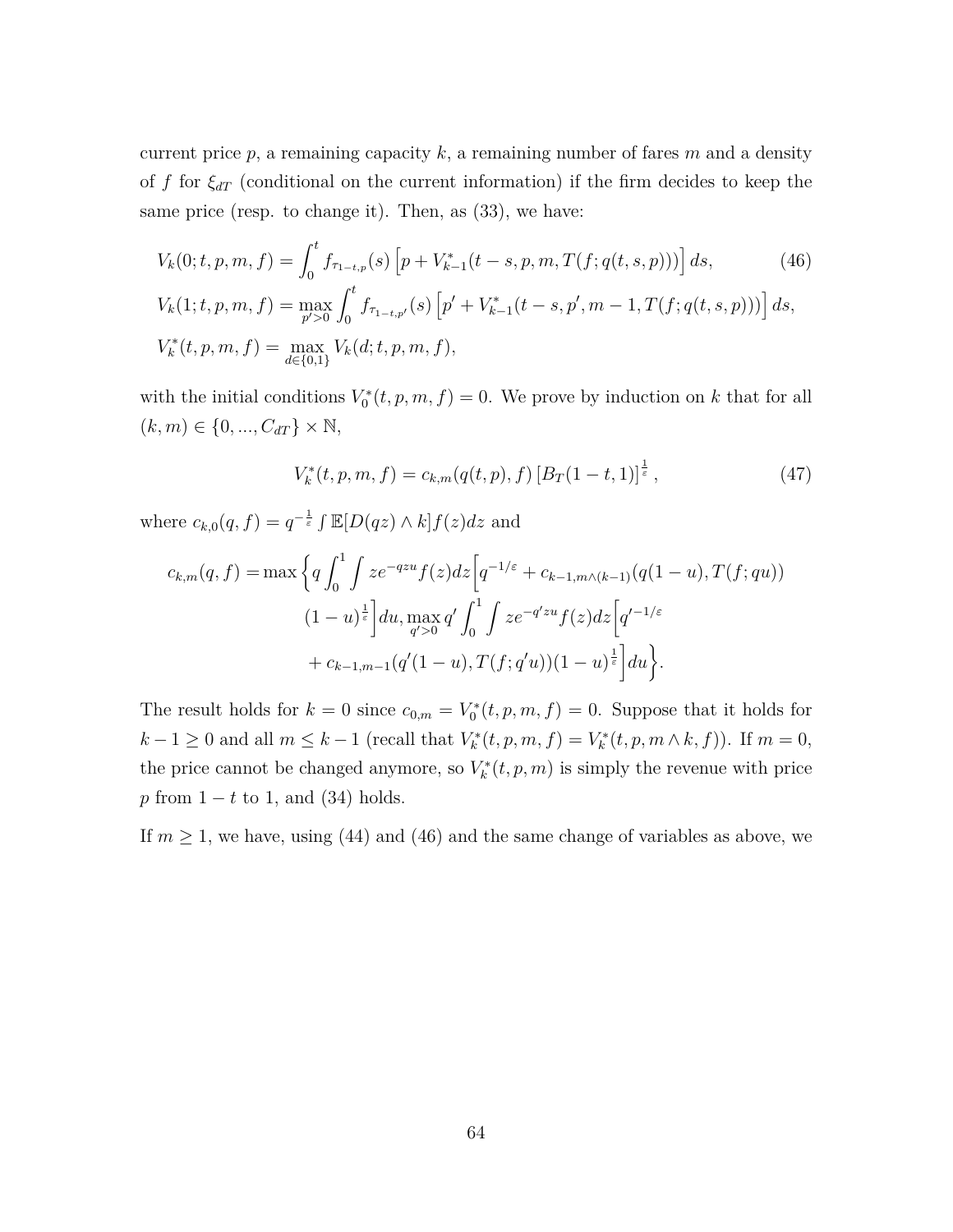current price $p$, a remaining capacity $k$, a remaining number of fares $m$ and a density of $f$ for $\xi_{dT}$ (conditional on the current information) if the firm decides to keep the same price (resp. to change it). Then, as (33), we have:

$$V_k(0;t,p,m,f) = \int_0^t f_{\tau_{1-t,p}}(s)\left[p + V^*_{k-1}(t-s,p,m,T(f;q(t,s,p)))\right]ds, \tag{46}$$
$$V_k(1;t,p,m,f) = \max_{p'>0}\int_0^t f_{\tau_{1-t,p'}}(s)\left[p' + V^*_{k-1}(t-s,p',m-1,T(f;q(t,s,p)))\right]ds,$$
$$V^*_k(t,p,m,f) = \max_{d\in\{0,1\}} V_k(d;t,p,m,f),$$

with the initial conditions $V^*_0(t,p,m,f)=0$. We prove by induction on $k$ that for all $(k,m)\in\{0,...,C_{dT}\}\times\mathbb{N}$,

$$V^*_k(t,p,m,f) = c_{k,m}(q(t,p),f)\left[B_T(1-t,1)\right]^{\frac{1}{\varepsilon}}, \tag{47}$$

where $c_{k,0}(q,f) = q^{-\frac{1}{\varepsilon}}\int\mathbb{E}[D(qz)\wedge k]f(z)dz$ and

$$\begin{aligned}
c_{k,m}(q,f) = \max\Bigg\{& q\int_0^1\int ze^{-qzu}f(z)dz\Big[q^{-1/\varepsilon} + c_{k-1,m\wedge(k-1)}(q(1-u),T(f;qu))\\
&(1-u)^{\frac{1}{\varepsilon}}\Big]du, \max_{q'>0} q'\int_0^1\int ze^{-q'zu}f(z)dz\Big[q'^{-1/\varepsilon}\\
&+ c_{k-1,m-1}(q'(1-u),T(f;q'u))(1-u)^{\frac{1}{\varepsilon}}\Big]du\Bigg\}.
\end{aligned}$$

The result holds for $k=0$ since $c_{0,m}=V^*_0(t,p,m,f)=0$. Suppose that it holds for $k-1\geq 0$ and all $m\leq k-1$ (recall that $V^*_k(t,p,m,f)=V^*_k(t,p,m\wedge k,f)$). If $m=0$, the price cannot be changed anymore, so $V^*_k(t,p,m)$ is simply the revenue with price $p$ from $1-t$ to 1, and (34) holds.

If $m\geq 1$, we have, using (44) and (46) and the same change of variables as above, we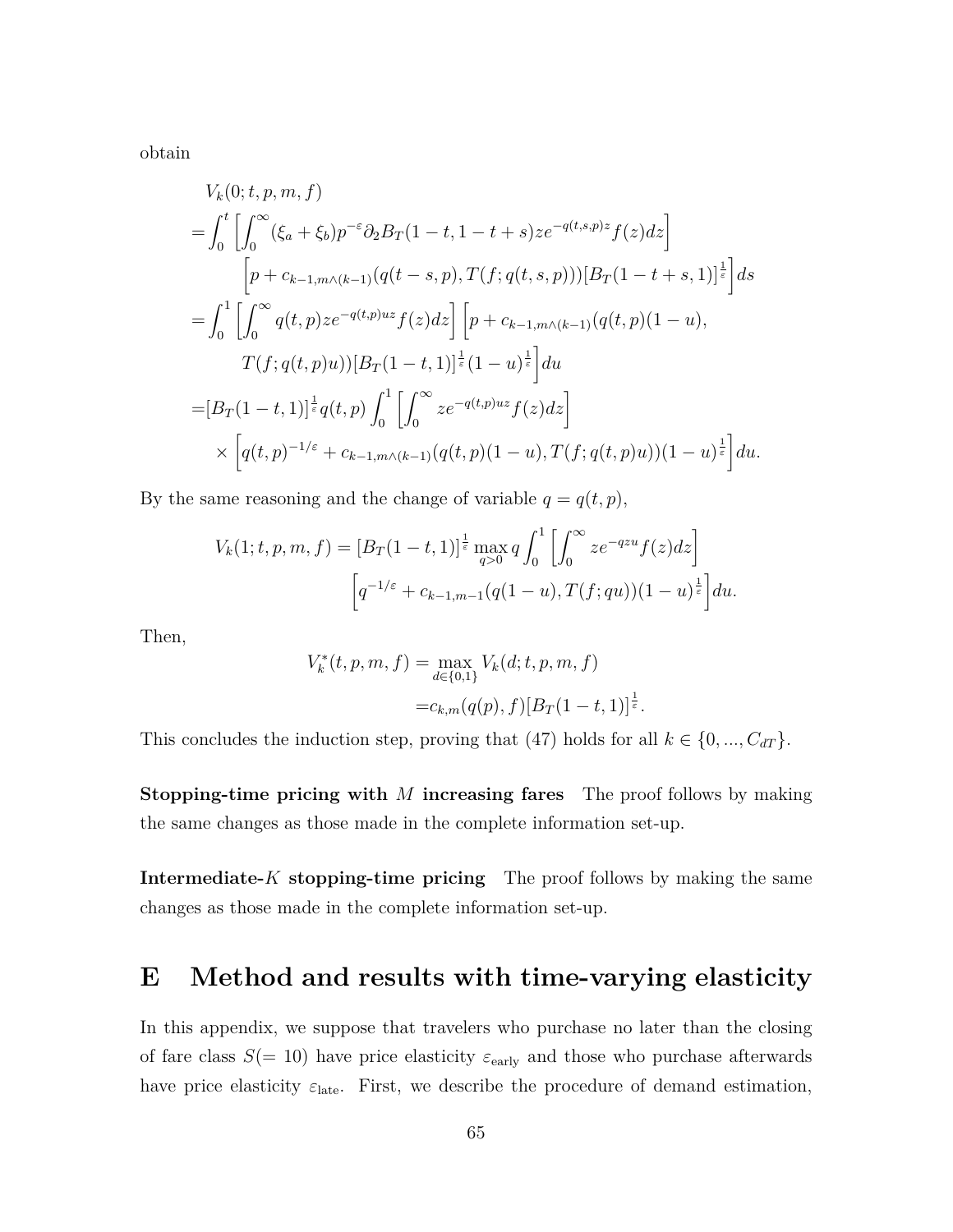obtain

$$
\begin{aligned}
&V_k(0;t,p,m,f)\\
=&\int_0^t \left[\int_0^\infty (\xi_a+\xi_b)p^{-\varepsilon}\partial_2 B_T(1-t,1-t+s)ze^{-q(t,s,p)z}f(z)dz\right]\\
&\qquad\left[p+c_{k-1,m\wedge(k-1)}(q(t-s,p),T(f;q(t,s,p)))[B_T(1-t+s,1)]^{\frac{1}{\varepsilon}}\right]ds\\
=&\int_0^1 \left[\int_0^\infty q(t,p)ze^{-q(t,p)uz}f(z)dz\right]\left[p+c_{k-1,m\wedge(k-1)}(q(t,p)(1-u),\right.\\
&\qquad\left.T(f;q(t,p)u))[B_T(1-t,1)]^{\frac{1}{\varepsilon}}(1-u)^{\frac{1}{\varepsilon}}\right]du\\
=&[B_T(1-t,1)]^{\frac{1}{\varepsilon}}q(t,p)\int_0^1\left[\int_0^\infty ze^{-q(t,p)uz}f(z)dz\right]\\
&\quad\times\left[q(t,p)^{-1/\varepsilon}+c_{k-1,m\wedge(k-1)}(q(t,p)(1-u),T(f;q(t,p)u))(1-u)^{\frac{1}{\varepsilon}}\right]du.
\end{aligned}
$$

By the same reasoning and the change of variable $q=q(t,p)$,

$$
\begin{aligned}
V_k(1;t,p,m,f)=[B_T(1-t,1)]^{\frac{1}{\varepsilon}}\max_{q>0} q\int_0^1\left[\int_0^\infty ze^{-qzu}f(z)dz\right]&\\
\left[q^{-1/\varepsilon}+c_{k-1,m-1}(q(1-u),T(f;qu))(1-u)^{\frac{1}{\varepsilon}}\right]du.&
\end{aligned}
$$

Then,

$$
\begin{aligned}
V_k^*(t,p,m,f)&=\max_{d\in\{0,1\}}V_k(d;t,p,m,f)\\
&=c_{k,m}(q(p),f)[B_T(1-t,1)]^{\frac{1}{\varepsilon}}.
\end{aligned}
$$

This concludes the induction step, proving that (47) holds for all $k\in\{0,...,C_{dT}\}$.

**Stopping-time pricing with $M$ increasing fares** The proof follows by making the same changes as those made in the complete information set-up.

**Intermediate-$K$ stopping-time pricing** The proof follows by making the same changes as those made in the complete information set-up.

# E Method and results with time-varying elasticity

In this appendix, we suppose that travelers who purchase no later than the closing of fare class $S(=10)$ have price elasticity $\varepsilon_{\text{early}}$ and those who purchase afterwards have price elasticity $\varepsilon_{\text{late}}$. First, we describe the procedure of demand estimation,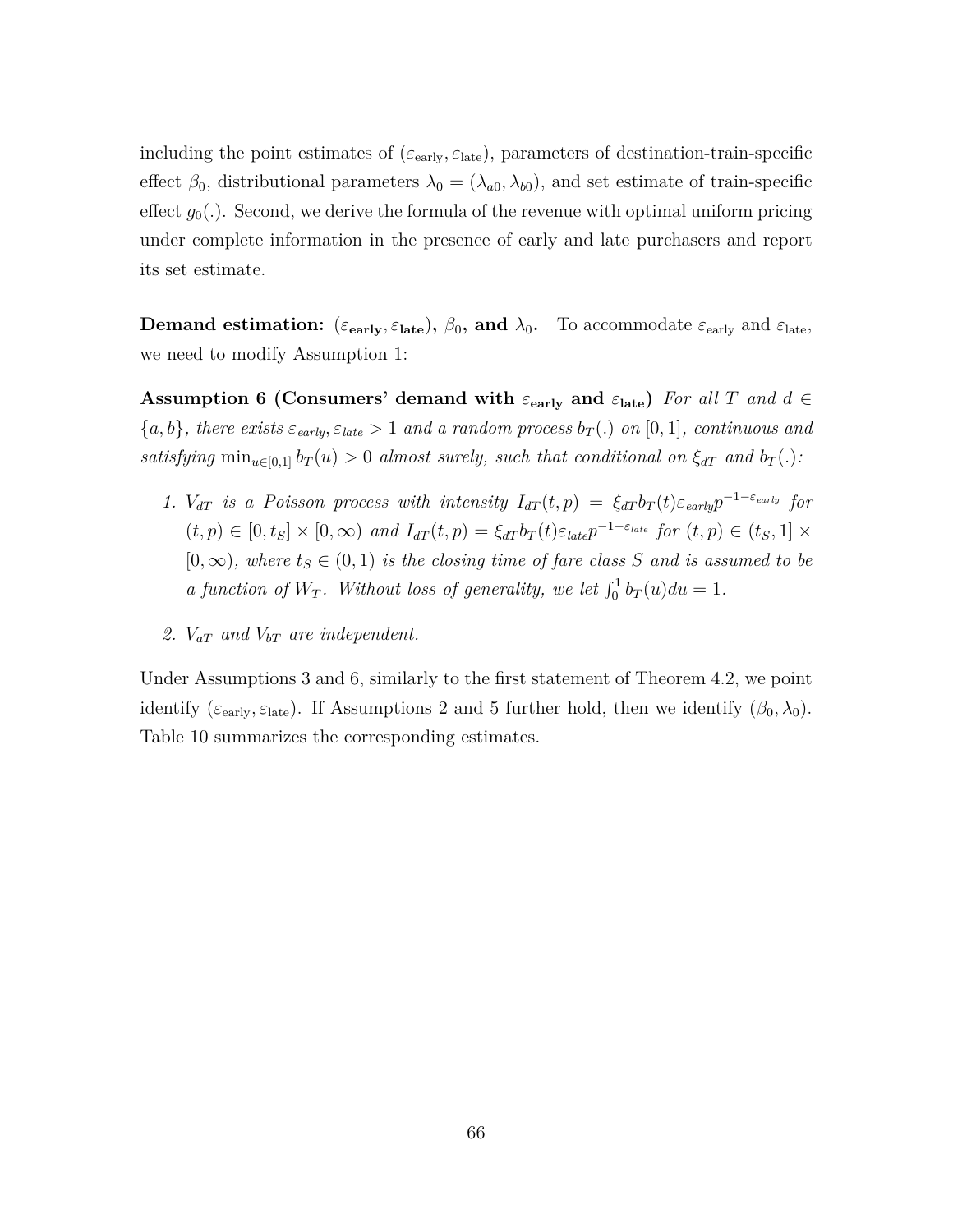including the point estimates of $(\varepsilon_{\text{early}}, \varepsilon_{\text{late}})$, parameters of destination-train-specific effect $\beta_0$, distributional parameters $\lambda_0 = (\lambda_{a0}, \lambda_{b0})$, and set estimate of train-specific effect $g_0(.)$. Second, we derive the formula of the revenue with optimal uniform pricing under complete information in the presence of early and late purchasers and report its set estimate.

**Demand estimation:** $(\boldsymbol{\varepsilon_{\text{early}}}, \boldsymbol{\varepsilon_{\text{late}}})$**,** $\boldsymbol{\beta_0}$**, and** $\boldsymbol{\lambda_0}$**.** To accommodate $\varepsilon_{\text{early}}$ and $\varepsilon_{\text{late}}$, we need to modify Assumption 1:

**Assumption 6 (Consumers' demand with** $\boldsymbol{\varepsilon_{\text{early}}}$ **and** $\boldsymbol{\varepsilon_{\text{late}}}$**)** *For all $T$ and $d \in \{a, b\}$, there exists $\varepsilon_{early}, \varepsilon_{late} > 1$ and a random process $b_T(.)$ on $[0,1]$, continuous and satisfying $\min_{u \in [0,1]} b_T(u) > 0$ almost surely, such that conditional on $\xi_{dT}$ and $b_T(.)$:*

1. *$V_{dT}$ is a Poisson process with intensity $I_{dT}(t,p) = \xi_{dT} b_T(t) \varepsilon_{early} p^{-1-\varepsilon_{early}}$ for $(t,p) \in [0, t_S] \times [0, \infty)$ and $I_{dT}(t,p) = \xi_{dT} b_T(t) \varepsilon_{late} p^{-1-\varepsilon_{late}}$ for $(t,p) \in (t_S, 1] \times [0, \infty)$, where $t_S \in (0,1)$ is the closing time of fare class $S$ and is assumed to be a function of $W_T$. Without loss of generality, we let $\int_0^1 b_T(u)du = 1$.*

2. *$V_{aT}$ and $V_{bT}$ are independent.*

Under Assumptions 3 and 6, similarly to the first statement of Theorem 4.2, we point identify $(\varepsilon_{\text{early}}, \varepsilon_{\text{late}})$. If Assumptions 2 and 5 further hold, then we identify $(\beta_0, \lambda_0)$. Table 10 summarizes the corresponding estimates.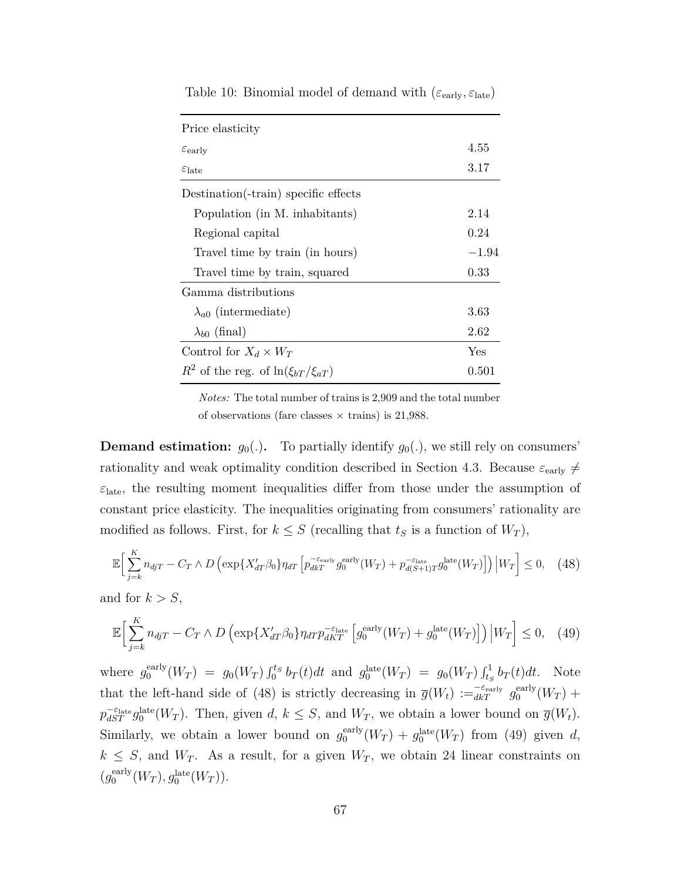Table 10: Binomial model of demand with $(\varepsilon_{\text{early}}, \varepsilon_{\text{late}})$

| | |
|---|---|
| Price elasticity | |
| $\varepsilon_{\text{early}}$ | 4.55 |
| $\varepsilon_{\text{late}}$ | 3.17 |
| Destination(-train) specific effects | |
| Population (in M. inhabitants) | 2.14 |
| Regional capital | 0.24 |
| Travel time by train (in hours) | −1.94 |
| Travel time by train, squared | 0.33 |
| Gamma distributions | |
| $\lambda_{a0}$ (intermediate) | 3.63 |
| $\lambda_{b0}$ (final) | 2.62 |
| Control for $X_d \times W_T$ | Yes |
| $R^2$ of the reg. of $\ln(\xi_{bT}/\xi_{aT})$ | 0.501 |

*Notes:* The total number of trains is 2,909 and the total number of observations (fare classes × trains) is 21,988.

**Demand estimation:** $g_0(.)$**.** To partially identify $g_0(.)$, we still rely on consumers' rationality and weak optimality condition described in Section 4.3. Because $\varepsilon_{\text{early}} \neq \varepsilon_{\text{late}}$, the resulting moment inequalities differ from those under the assumption of constant price elasticity. The inequalities originating from consumers' rationality are modified as follows. First, for $k \leq S$ (recalling that $t_S$ is a function of $W_T$),

$$\mathbb{E}\Big[\sum_{j=k}^{K} n_{djT} - C_T \wedge D\left(\exp\{X'_{dT}\beta_0\}\eta_{dT}\left[p_{dkT}^{-\varepsilon_{\text{early}}} g_0^{\text{early}}(W_T) + p_{d(S+1)T}^{-\varepsilon_{\text{late}}} g_0^{\text{late}}(W_T)\right]\right)\Big|W_T\Big] \leq 0, \quad (48)$$

and for $k > S$,

$$\mathbb{E}\Big[\sum_{j=k}^{K} n_{djT} - C_T \wedge D\left(\exp\{X'_{dT}\beta_0\}\eta_{dT} p_{dKT}^{-\varepsilon_{\text{late}}}\left[g_0^{\text{early}}(W_T) + g_0^{\text{late}}(W_T)\right]\right)\Big|W_T\Big] \leq 0, \quad (49)$$

where $g_0^{\text{early}}(W_T) = g_0(W_T)\int_0^{t_S} b_T(t)dt$ and $g_0^{\text{late}}(W_T) = g_0(W_T)\int_{t_S}^1 b_T(t)dt$. Note that the left-hand side of (48) is strictly decreasing in $\overline{g}(W_t) :=_{dkT}^{-\varepsilon_{\text{early}}} g_0^{\text{early}}(W_T) + p_{dST}^{-\varepsilon_{\text{late}}} g_0^{\text{late}}(W_T)$. Then, given $d$, $k \leq S$, and $W_T$, we obtain a lower bound on $\overline{g}(W_t)$. Similarly, we obtain a lower bound on $g_0^{\text{early}}(W_T) + g_0^{\text{late}}(W_T)$ from (49) given $d$, $k \leq S$, and $W_T$. As a result, for a given $W_T$, we obtain 24 linear constraints on $(g_0^{\text{early}}(W_T), g_0^{\text{late}}(W_T))$.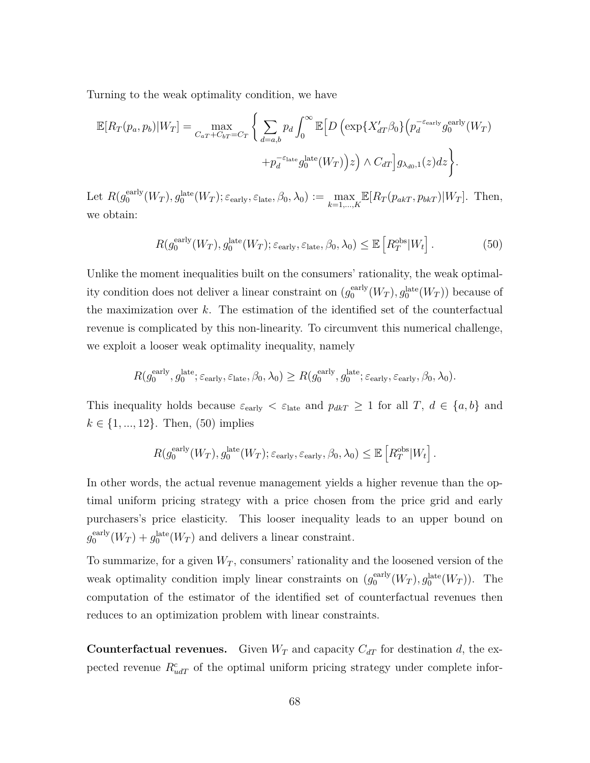Turning to the weak optimality condition, we have

$$\mathbb{E}[R_T(p_a,p_b)|W_T] = \max_{C_{aT}+C_{bT}=C_T} \Bigg\{ \sum_{d=a,b} p_d \int_0^\infty \mathbb{E}\Big[D\Big(\exp\{X_{dT}'\beta_0\}\Big(p_d^{-\varepsilon_{\text{early}}} g_0^{\text{early}}(W_T) + p_d^{-\varepsilon_{\text{late}}} g_0^{\text{late}}(W_T)\Big)z\Big) \wedge C_{dT}\Big] g_{\lambda_{d0},1}(z)dz \Bigg\}.$$

Let $R(g_0^{\text{early}}(W_T), g_0^{\text{late}}(W_T); \varepsilon_{\text{early}}, \varepsilon_{\text{late}}, \beta_0, \lambda_0) := \max_{k=1,...,K} \mathbb{E}[R_T(p_{akT}, p_{bkT})|W_T]$. Then, we obtain:

$$R(g_0^{\text{early}}(W_T), g_0^{\text{late}}(W_T); \varepsilon_{\text{early}}, \varepsilon_{\text{late}}, \beta_0, \lambda_0) \leq \mathbb{E}\left[R_T^{\text{obs}}|W_t\right]. \tag{50}$$

Unlike the moment inequalities built on the consumers' rationality, the weak optimality condition does not deliver a linear constraint on $(g_0^{\text{early}}(W_T), g_0^{\text{late}}(W_T))$ because of the maximization over $k$. The estimation of the identified set of the counterfactual revenue is complicated by this non-linearity. To circumvent this numerical challenge, we exploit a looser weak optimality inequality, namely

$$R(g_0^{\text{early}}, g_0^{\text{late}}; \varepsilon_{\text{early}}, \varepsilon_{\text{late}}, \beta_0, \lambda_0) \geq R(g_0^{\text{early}}, g_0^{\text{late}}; \varepsilon_{\text{early}}, \varepsilon_{\text{early}}, \beta_0, \lambda_0).$$

This inequality holds because $\varepsilon_{\text{early}} < \varepsilon_{\text{late}}$ and $p_{dkT} \geq 1$ for all $T$, $d \in \{a, b\}$ and $k \in \{1, ..., 12\}$. Then, (50) implies

$$R(g_0^{\text{early}}(W_T), g_0^{\text{late}}(W_T); \varepsilon_{\text{early}}, \varepsilon_{\text{early}}, \beta_0, \lambda_0) \leq \mathbb{E}\left[R_T^{\text{obs}}|W_t\right].$$

In other words, the actual revenue management yields a higher revenue than the optimal uniform pricing strategy with a price chosen from the price grid and early purchasers's price elasticity. This looser inequality leads to an upper bound on $g_0^{\text{early}}(W_T) + g_0^{\text{late}}(W_T)$ and delivers a linear constraint.

To summarize, for a given $W_T$, consumers' rationality and the loosened version of the weak optimality condition imply linear constraints on $(g_0^{\text{early}}(W_T), g_0^{\text{late}}(W_T))$. The computation of the estimator of the identified set of counterfactual revenues then reduces to an optimization problem with linear constraints.

**Counterfactual revenues.** Given $W_T$ and capacity $C_{dT}$ for destination $d$, the expected revenue $R_{udT}^c$ of the optimal uniform pricing strategy under complete infor-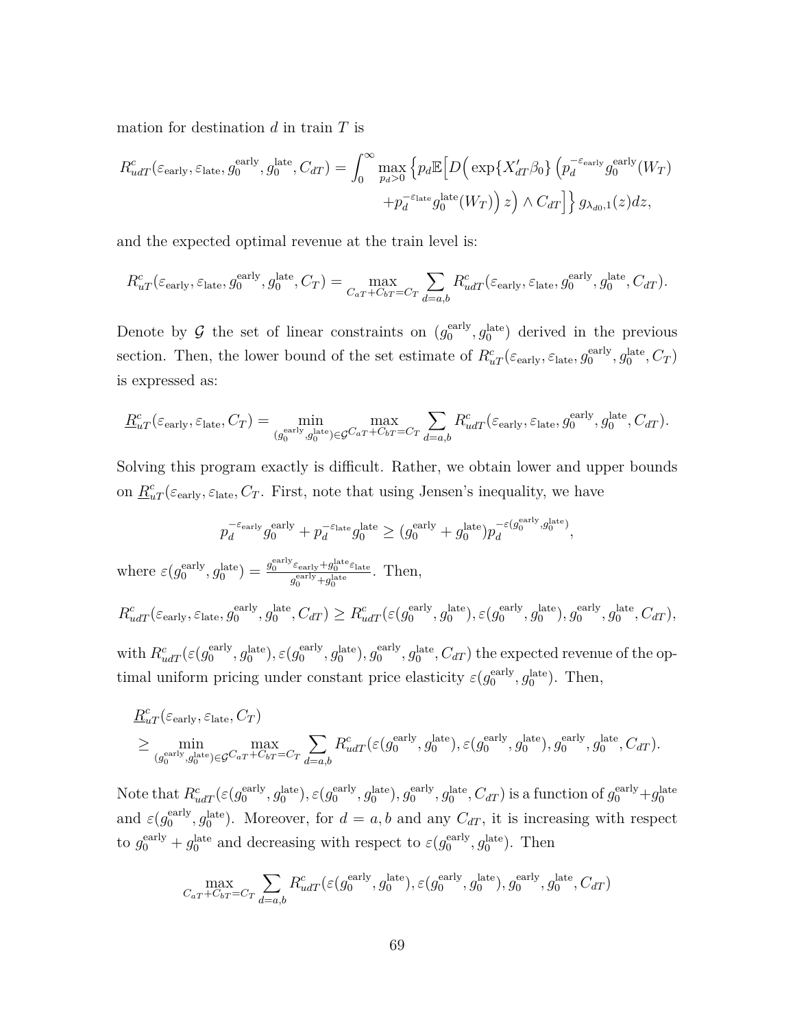mation for destination $d$ in train $T$ is

$$R^c_{udT}(\varepsilon_{\text{early}}, \varepsilon_{\text{late}}, g_0^{\text{early}}, g_0^{\text{late}}, C_{dT}) = \int_0^\infty \max_{p_d > 0} \Big\{ p_d \mathbb{E}\Big[ D\Big( \exp\{X'_{dT}\beta_0\} \Big( p_d^{-\varepsilon_{\text{early}}} g_0^{\text{early}}(W_T) + p_d^{-\varepsilon_{\text{late}}} g_0^{\text{late}}(W_T) \Big) z \Big) \wedge C_{dT} \Big] \Big\} g_{\lambda_{d0},1}(z) dz,$$

and the expected optimal revenue at the train level is:

$$R^c_{uT}(\varepsilon_{\text{early}}, \varepsilon_{\text{late}}, g_0^{\text{early}}, g_0^{\text{late}}, C_T) = \max_{C_{aT}+C_{bT}=C_T} \sum_{d=a,b} R^c_{udT}(\varepsilon_{\text{early}}, \varepsilon_{\text{late}}, g_0^{\text{early}}, g_0^{\text{late}}, C_{dT}).$$

Denote by $\mathcal{G}$ the set of linear constraints on $(g_0^{\text{early}}, g_0^{\text{late}})$ derived in the previous section. Then, the lower bound of the set estimate of $R^c_{uT}(\varepsilon_{\text{early}}, \varepsilon_{\text{late}}, g_0^{\text{early}}, g_0^{\text{late}}, C_T)$ is expressed as:

$$\underline{R}^c_{uT}(\varepsilon_{\text{early}}, \varepsilon_{\text{late}}, C_T) = \min_{(g_0^{\text{early}}, g_0^{\text{late}}) \in \mathcal{G}} \max_{C_{aT}+C_{bT}=C_T} \sum_{d=a,b} R^c_{udT}(\varepsilon_{\text{early}}, \varepsilon_{\text{late}}, g_0^{\text{early}}, g_0^{\text{late}}, C_{dT}).$$

Solving this program exactly is difficult. Rather, we obtain lower and upper bounds on $\underline{R}^c_{uT}(\varepsilon_{\text{early}}, \varepsilon_{\text{late}}, C_T$. First, note that using Jensen's inequality, we have

$$p_d^{-\varepsilon_{\text{early}}} g_0^{\text{early}} + p_d^{-\varepsilon_{\text{late}}} g_0^{\text{late}} \geq (g_0^{\text{early}} + g_0^{\text{late}}) p_d^{-\varepsilon(g_0^{\text{early}}, g_0^{\text{late}})},$$

where $\varepsilon(g_0^{\text{early}}, g_0^{\text{late}}) = \frac{g_0^{\text{early}} \varepsilon_{\text{early}} + g_0^{\text{late}} \varepsilon_{\text{late}}}{g_0^{\text{early}} + g_0^{\text{late}}}$. Then,

$$R^c_{udT}(\varepsilon_{\text{early}}, \varepsilon_{\text{late}}, g_0^{\text{early}}, g_0^{\text{late}}, C_{dT}) \geq R^c_{udT}(\varepsilon(g_0^{\text{early}}, g_0^{\text{late}}), \varepsilon(g_0^{\text{early}}, g_0^{\text{late}}), g_0^{\text{early}}, g_0^{\text{late}}, C_{dT}),$$

with $R^c_{udT}(\varepsilon(g_0^{\text{early}}, g_0^{\text{late}}), \varepsilon(g_0^{\text{early}}, g_0^{\text{late}}), g_0^{\text{early}}, g_0^{\text{late}}, C_{dT})$ the expected revenue of the optimal uniform pricing under constant price elasticity $\varepsilon(g_0^{\text{early}}, g_0^{\text{late}})$. Then,

$$\begin{aligned} &\underline{R}^c_{uT}(\varepsilon_{\text{early}}, \varepsilon_{\text{late}}, C_T) \\ &\geq \min_{(g_0^{\text{early}}, g_0^{\text{late}}) \in \mathcal{G}} \max_{C_{aT}+C_{bT}=C_T} \sum_{d=a,b} R^c_{udT}(\varepsilon(g_0^{\text{early}}, g_0^{\text{late}}), \varepsilon(g_0^{\text{early}}, g_0^{\text{late}}), g_0^{\text{early}}, g_0^{\text{late}}, C_{dT}). \end{aligned}$$

Note that $R^c_{udT}(\varepsilon(g_0^{\text{early}}, g_0^{\text{late}}), \varepsilon(g_0^{\text{early}}, g_0^{\text{late}}), g_0^{\text{early}}, g_0^{\text{late}}, C_{dT})$ is a function of $g_0^{\text{early}} + g_0^{\text{late}}$ and $\varepsilon(g_0^{\text{early}}, g_0^{\text{late}})$. Moreover, for $d = a, b$ and any $C_{dT}$, it is increasing with respect to $g_0^{\text{early}} + g_0^{\text{late}}$ and decreasing with respect to $\varepsilon(g_0^{\text{early}}, g_0^{\text{late}})$. Then

$$\max_{C_{aT}+C_{bT}=C_T} \sum_{d=a,b} R^c_{udT}(\varepsilon(g_0^{\text{early}}, g_0^{\text{late}}), \varepsilon(g_0^{\text{early}}, g_0^{\text{late}}), g_0^{\text{early}}, g_0^{\text{late}}, C_{dT})$$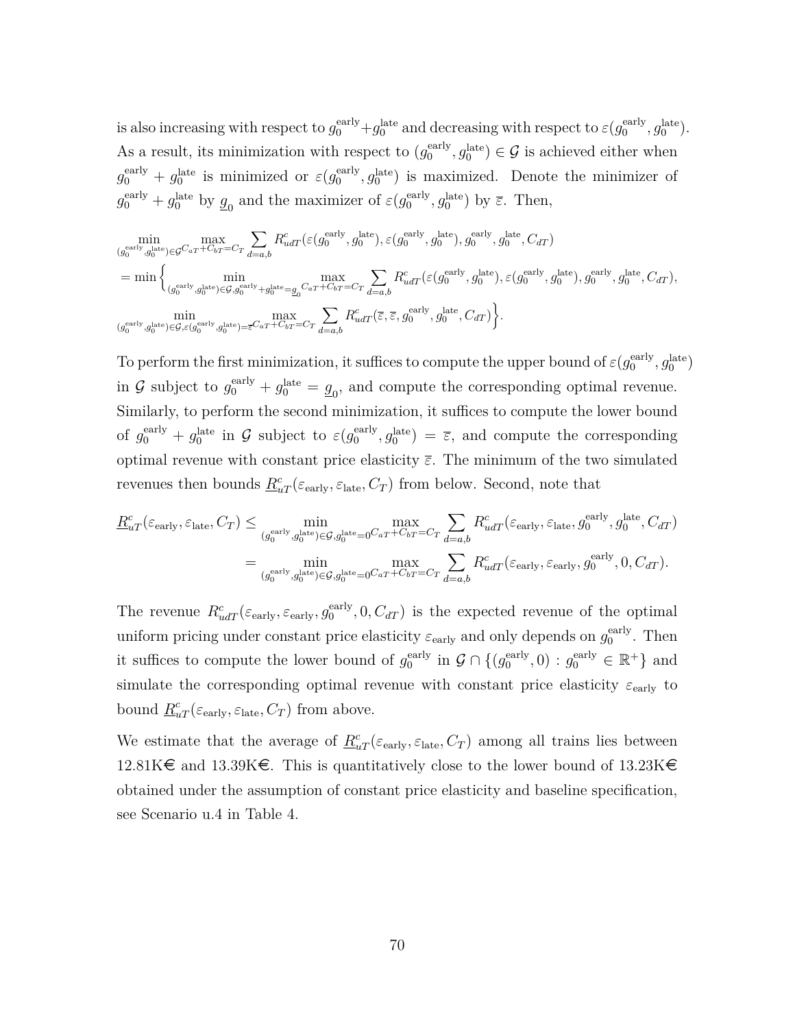is also increasing with respect to $g_0^{\text{early}}+g_0^{\text{late}}$ and decreasing with respect to $\varepsilon(g_0^{\text{early}}, g_0^{\text{late}})$. As a result, its minimization with respect to $(g_0^{\text{early}}, g_0^{\text{late}}) \in \mathcal{G}$ is achieved either when $g_0^{\text{early}} + g_0^{\text{late}}$ is minimized or $\varepsilon(g_0^{\text{early}}, g_0^{\text{late}})$ is maximized. Denote the minimizer of $g_0^{\text{early}} + g_0^{\text{late}}$ by $\underline{g}_0$ and the maximizer of $\varepsilon(g_0^{\text{early}}, g_0^{\text{late}})$ by $\overline{\varepsilon}$. Then,

$$
\begin{aligned}
&\min_{(g_0^{\text{early}}, g_0^{\text{late}})\in\mathcal{G}} \max_{C_{aT}+C_{bT}=C_T} \sum_{d=a,b} R^c_{udT}(\varepsilon(g_0^{\text{early}}, g_0^{\text{late}}), \varepsilon(g_0^{\text{early}}, g_0^{\text{late}}), g_0^{\text{early}}, g_0^{\text{late}}, C_{dT}) \\
&= \min\Big\{ \min_{(g_0^{\text{early}}, g_0^{\text{late}})\in\mathcal{G}, g_0^{\text{early}}+g_0^{\text{late}}=\underline{g}_0} \max_{C_{aT}+C_{bT}=C_T} \sum_{d=a,b} R^c_{udT}(\varepsilon(g_0^{\text{early}}, g_0^{\text{late}}), \varepsilon(g_0^{\text{early}}, g_0^{\text{late}}), g_0^{\text{early}}, g_0^{\text{late}}, C_{dT}), \\
&\min_{(g_0^{\text{early}}, g_0^{\text{late}})\in\mathcal{G}, \varepsilon(g_0^{\text{early}}, g_0^{\text{late}})=\overline{\varepsilon}} \max_{C_{aT}+C_{bT}=C_T} \sum_{d=a,b} R^c_{udT}(\overline{\varepsilon}, \overline{\varepsilon}, g_0^{\text{early}}, g_0^{\text{late}}, C_{dT}) \Big\}.
\end{aligned}
$$

To perform the first minimization, it suffices to compute the upper bound of $\varepsilon(g_0^{\text{early}}, g_0^{\text{late}})$ in $\mathcal{G}$ subject to $g_0^{\text{early}} + g_0^{\text{late}} = \underline{g}_0$, and compute the corresponding optimal revenue. Similarly, to perform the second minimization, it suffices to compute the lower bound of $g_0^{\text{early}} + g_0^{\text{late}}$ in $\mathcal{G}$ subject to $\varepsilon(g_0^{\text{early}}, g_0^{\text{late}}) = \overline{\varepsilon}$, and compute the corresponding optimal revenue with constant price elasticity $\overline{\varepsilon}$. The minimum of the two simulated revenues then bounds $\underline{R}^c_{uT}(\varepsilon_{\text{early}}, \varepsilon_{\text{late}}, C_T)$ from below. Second, note that

$$
\begin{aligned}
\underline{R}^c_{uT}(\varepsilon_{\text{early}}, \varepsilon_{\text{late}}, C_T) &\leq \min_{(g_0^{\text{early}}, g_0^{\text{late}})\in\mathcal{G}, g_0^{\text{late}}=0} \max_{C_{aT}+C_{bT}=C_T} \sum_{d=a,b} R^c_{udT}(\varepsilon_{\text{early}}, \varepsilon_{\text{late}}, g_0^{\text{early}}, g_0^{\text{late}}, C_{dT}) \\
&= \min_{(g_0^{\text{early}}, g_0^{\text{late}})\in\mathcal{G}, g_0^{\text{late}}=0} \max_{C_{aT}+C_{bT}=C_T} \sum_{d=a,b} R^c_{udT}(\varepsilon_{\text{early}}, \varepsilon_{\text{early}}, g_0^{\text{early}}, 0, C_{dT}).
\end{aligned}
$$

The revenue $R^c_{udT}(\varepsilon_{\text{early}}, \varepsilon_{\text{early}}, g_0^{\text{early}}, 0, C_{dT})$ is the expected revenue of the optimal uniform pricing under constant price elasticity $\varepsilon_{\text{early}}$ and only depends on $g_0^{\text{early}}$. Then it suffices to compute the lower bound of $g_0^{\text{early}}$ in $\mathcal{G} \cap \{(g_0^{\text{early}}, 0) : g_0^{\text{early}} \in \mathbb{R}^+\}$ and simulate the corresponding optimal revenue with constant price elasticity $\varepsilon_{\text{early}}$ to bound $\underline{R}^c_{uT}(\varepsilon_{\text{early}}, \varepsilon_{\text{late}}, C_T)$ from above.

We estimate that the average of $\underline{R}^c_{uT}(\varepsilon_{\text{early}}, \varepsilon_{\text{late}}, C_T)$ among all trains lies between 12.81K€ and 13.39K€. This is quantitatively close to the lower bound of 13.23K€ obtained under the assumption of constant price elasticity and baseline specification, see Scenario u.4 in Table 4.